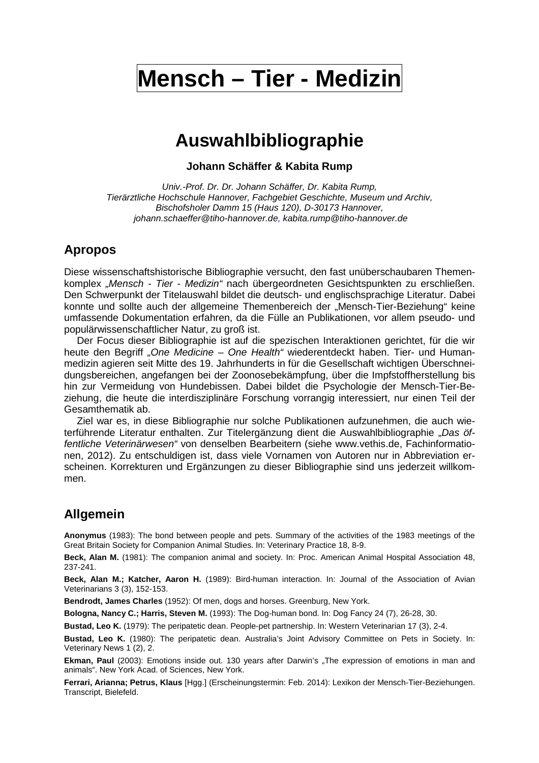# Mensch – Tier - Medizin

## Auswahlbibliographie

**Johann Schäffer & Kabita Rump**

*Univ.-Prof. Dr. Dr. Johann Schäffer, Dr. Kabita Rump,*
*Tierärztliche Hochschule Hannover, Fachgebiet Geschichte, Museum und Archiv,*
*Bischofsholer Damm 15 (Haus 120), D-30173 Hannover,*
*johann.schaeffer@tiho-hannover.de, kabita.rump@tiho-hannover.de*

### Apropos

Diese wissenschaftshistorische Bibliographie versucht, den fast unüberschaubaren Themenkomplex *„Mensch - Tier - Medizin"* nach übergeordneten Gesichtspunkten zu erschließen. Den Schwerpunkt der Titelauswahl bildet die deutsch- und englischsprachige Literatur. Dabei konnte und sollte auch der allgemeine Themenbereich der „Mensch-Tier-Beziehung" keine umfassende Dokumentation erfahren, da die Fülle an Publikationen, vor allem pseudo- und populärwissenschaftlicher Natur, zu groß ist.

Der Focus dieser Bibliographie ist auf die spezischen Interaktionen gerichtet, für die wir heute den Begriff *„One Medicine – One Health"* wiederentdeckt haben. Tier- und Humanmedizin agieren seit Mitte des 19. Jahrhunderts in für die Gesellschaft wichtigen Überschneidungsbereichen, angefangen bei der Zoonosebekämpfung, über die Impfstoffherstellung bis hin zur Vermeidung von Hundebissen. Dabei bildet die Psychologie der Mensch-Tier-Beziehung, die heute die interdisziplinäre Forschung vorrangig interessiert, nur einen Teil der Gesamthematik ab.

Ziel war es, in diese Bibliographie nur solche Publikationen aufzunehmen, die auch wieterführende Literatur enthalten. Zur Titelergänzung dient die Auswahlbibliographie *„Das öffentliche Veterinärwesen"* von denselben Bearbeitern (siehe www.vethis.de, Fachinformationen, 2012). Zu entschuldigen ist, dass viele Vornamen von Autoren nur in Abbreviation erscheinen. Korrekturen und Ergänzungen zu dieser Bibliographie sind uns jederzeit willkommen.

### Allgemein

**Anonymus** (1983): The bond between people and pets. Summary of the activities of the 1983 meetings of the Great Britain Society for Companion Animal Studies. In: Veterinary Practice 18, 8-9.

**Beck, Alan M.** (1981): The companion animal and society. In: Proc. American Animal Hospital Association 48, 237-241.

**Beck, Alan M.; Katcher, Aaron H.** (1989): Bird-human interaction. In: Journal of the Association of Avian Veterinarians 3 (3), 152-153.

**Bendrodt, James Charles** (1952): Of men, dogs and horses. Greenburg, New York.

**Bologna, Nancy C.; Harris, Steven M.** (1993): The Dog-human bond. In: Dog Fancy 24 (7), 26-28, 30.

**Bustad, Leo K.** (1979): The peripatetic dean. People-pet partnership. In: Western Veterinarian 17 (3), 2-4.

**Bustad, Leo K.** (1980): The peripatetic dean. Australia's Joint Advisory Committee on Pets in Society. In: Veterinary News 1 (2), 2.

**Ekman, Paul** (2003): Emotions inside out. 130 years after Darwin's „The expression of emotions in man and animals". New York Acad. of Sciences, New York.

**Ferrari, Arianna; Petrus, Klaus** [Hgg.] (Erscheinungstermin: Feb. 2014): Lexikon der Mensch-Tier-Beziehungen. Transcript, Bielefeld.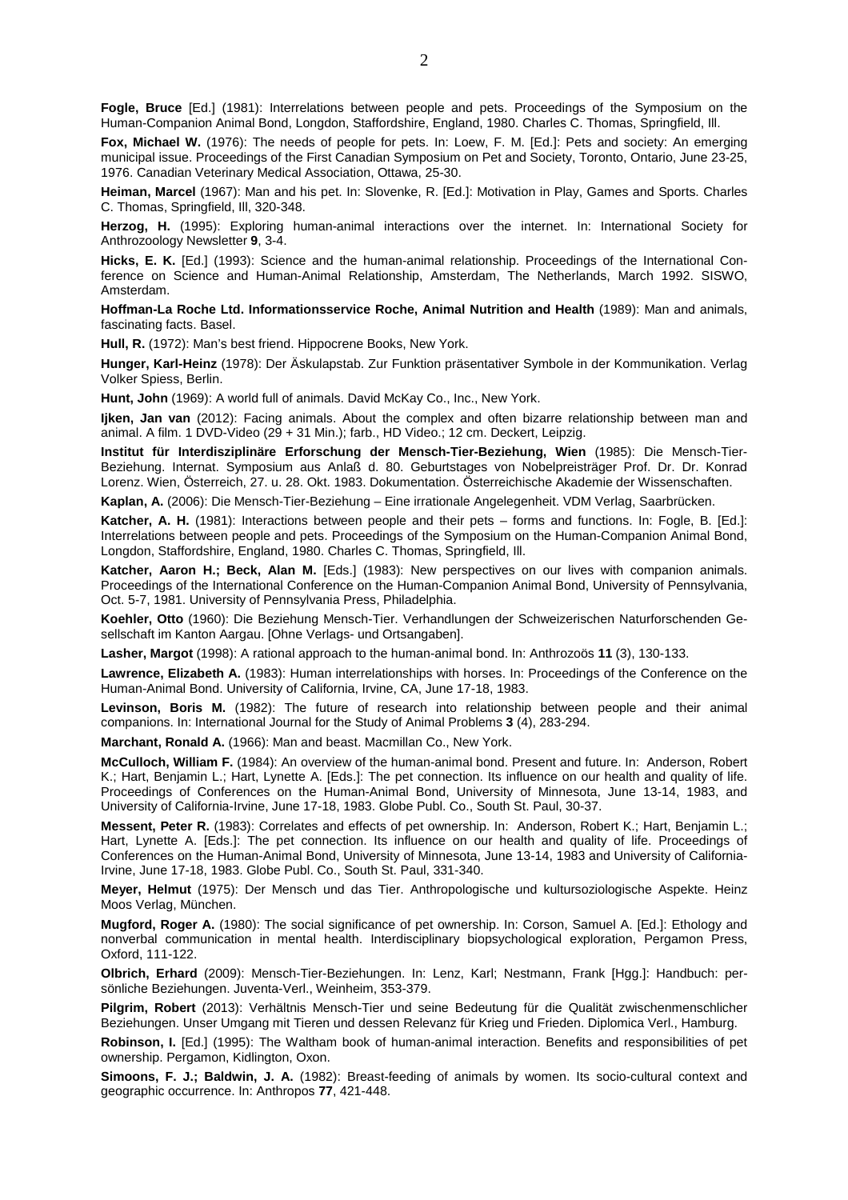**Fogle, Bruce** [Ed.] (1981): Interrelations between people and pets. Proceedings of the Symposium on the Human-Companion Animal Bond, Longdon, Staffordshire, England, 1980. Charles C. Thomas, Springfield, Ill.

**Fox, Michael W.** (1976): The needs of people for pets. In: Loew, F. M. [Ed.]: Pets and society: An emerging municipal issue. Proceedings of the First Canadian Symposium on Pet and Society, Toronto, Ontario, June 23-25, 1976. Canadian Veterinary Medical Association, Ottawa, 25-30.

**Heiman, Marcel** (1967): Man and his pet. In: Slovenke, R. [Ed.]: Motivation in Play, Games and Sports. Charles C. Thomas, Springfield, Ill, 320-348.

**Herzog, H.** (1995): Exploring human-animal interactions over the internet. In: International Society for Anthrozoology Newsletter **9**, 3-4.

**Hicks, E. K.** [Ed.] (1993): Science and the human-animal relationship. Proceedings of the International Conference on Science and Human-Animal Relationship, Amsterdam, The Netherlands, March 1992. SISWO, Amsterdam.

**Hoffman-La Roche Ltd. Informationsservice Roche, Animal Nutrition and Health** (1989): Man and animals, fascinating facts. Basel.

**Hull, R.** (1972): Man's best friend. Hippocrene Books, New York.

**Hunger, Karl-Heinz** (1978): Der Äskulapstab. Zur Funktion präsentativer Symbole in der Kommunikation. Verlag Volker Spiess, Berlin.

**Hunt, John** (1969): A world full of animals. David McKay Co., Inc., New York.

**Ijken, Jan van** (2012): Facing animals. About the complex and often bizarre relationship between man and animal. A film. 1 DVD-Video (29 + 31 Min.); farb., HD Video.; 12 cm. Deckert, Leipzig.

**Institut für Interdisziplinäre Erforschung der Mensch-Tier-Beziehung, Wien** (1985): Die Mensch-Tier-Beziehung. Internat. Symposium aus Anlaß d. 80. Geburtstages von Nobelpreisträger Prof. Dr. Dr. Konrad Lorenz. Wien, Österreich, 27. u. 28. Okt. 1983. Dokumentation. Österreichische Akademie der Wissenschaften.

**Kaplan, A.** (2006): Die Mensch-Tier-Beziehung – Eine irrationale Angelegenheit. VDM Verlag, Saarbrücken.

**Katcher, A. H.** (1981): Interactions between people and their pets – forms and functions. In: Fogle, B. [Ed.]: Interrelations between people and pets. Proceedings of the Symposium on the Human-Companion Animal Bond, Longdon, Staffordshire, England, 1980. Charles C. Thomas, Springfield, Ill.

**Katcher, Aaron H.; Beck, Alan M.** [Eds.] (1983): New perspectives on our lives with companion animals. Proceedings of the International Conference on the Human-Companion Animal Bond, University of Pennsylvania, Oct. 5-7, 1981. University of Pennsylvania Press, Philadelphia.

**Koehler, Otto** (1960): Die Beziehung Mensch-Tier. Verhandlungen der Schweizerischen Naturforschenden Gesellschaft im Kanton Aargau. [Ohne Verlags- und Ortsangaben].

**Lasher, Margot** (1998): A rational approach to the human-animal bond. In: Anthrozoös **11** (3), 130-133.

**Lawrence, Elizabeth A.** (1983): Human interrelationships with horses. In: Proceedings of the Conference on the Human-Animal Bond. University of California, Irvine, CA, June 17-18, 1983.

**Levinson, Boris M.** (1982): The future of research into relationship between people and their animal companions. In: International Journal for the Study of Animal Problems **3** (4), 283-294.

**Marchant, Ronald A.** (1966): Man and beast. Macmillan Co., New York.

**McCulloch, William F.** (1984): An overview of the human-animal bond. Present and future. In: Anderson, Robert K.; Hart, Benjamin L.; Hart, Lynette A. [Eds.]: The pet connection. Its influence on our health and quality of life. Proceedings of Conferences on the Human-Animal Bond, University of Minnesota, June 13-14, 1983, and University of California-Irvine, June 17-18, 1983. Globe Publ. Co., South St. Paul, 30-37.

**Messent, Peter R.** (1983): Correlates and effects of pet ownership. In: Anderson, Robert K.; Hart, Benjamin L.; Hart, Lynette A. [Eds.]: The pet connection. Its influence on our health and quality of life. Proceedings of Conferences on the Human-Animal Bond, University of Minnesota, June 13-14, 1983 and University of California-Irvine, June 17-18, 1983. Globe Publ. Co., South St. Paul, 331-340.

**Meyer, Helmut** (1975): Der Mensch und das Tier. Anthropologische und kultursoziologische Aspekte. Heinz Moos Verlag, München.

**Mugford, Roger A.** (1980): The social significance of pet ownership. In: Corson, Samuel A. [Ed.]: Ethology and nonverbal communication in mental health. Interdisciplinary biopsychological exploration, Pergamon Press, Oxford, 111-122.

**Olbrich, Erhard** (2009): Mensch-Tier-Beziehungen. In: Lenz, Karl; Nestmann, Frank [Hgg.]: Handbuch: persönliche Beziehungen. Juventa-Verl., Weinheim, 353-379.

**Pilgrim, Robert** (2013): Verhältnis Mensch-Tier und seine Bedeutung für die Qualität zwischenmenschlicher Beziehungen. Unser Umgang mit Tieren und dessen Relevanz für Krieg und Frieden. Diplomica Verl., Hamburg.

**Robinson, I.** [Ed.] (1995): The Waltham book of human-animal interaction. Benefits and responsibilities of pet ownership. Pergamon, Kidlington, Oxon.

**Simoons, F. J.; Baldwin, J. A.** (1982): Breast-feeding of animals by women. Its socio-cultural context and geographic occurrence. In: Anthropos **77**, 421-448.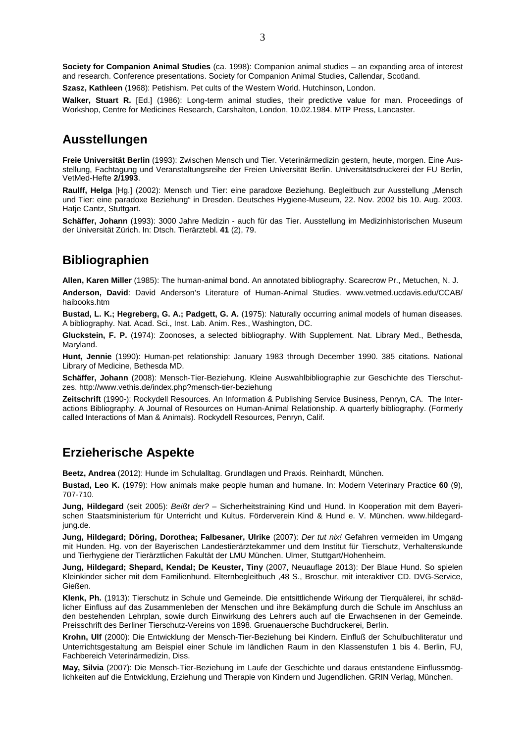**Society for Companion Animal Studies** (ca. 1998): Companion animal studies – an expanding area of interest and research. Conference presentations. Society for Companion Animal Studies, Callendar, Scotland.

**Szasz, Kathleen** (1968): Petishism. Pet cults of the Western World. Hutchinson, London.

**Walker, Stuart R.** [Ed.] (1986): Long-term animal studies, their predictive value for man. Proceedings of Workshop, Centre for Medicines Research, Carshalton, London, 10.02.1984. MTP Press, Lancaster.

## Ausstellungen

**Freie Universität Berlin** (1993): Zwischen Mensch und Tier. Veterinärmedizin gestern, heute, morgen. Eine Ausstellung, Fachtagung und Veranstaltungsreihe der Freien Universität Berlin. Universitätsdruckerei der FU Berlin, VetMed-Hefte **2/1993**.

**Raulff, Helga** [Hg.] (2002): Mensch und Tier: eine paradoxe Beziehung. Begleitbuch zur Ausstellung „Mensch und Tier: eine paradoxe Beziehung“ in Dresden. Deutsches Hygiene-Museum, 22. Nov. 2002 bis 10. Aug. 2003. Hatje Cantz, Stuttgart.

**Schäffer, Johann** (1993): 3000 Jahre Medizin - auch für das Tier. Ausstellung im Medizinhistorischen Museum der Universität Zürich. In: Dtsch. Tierärztebl. **41** (2), 79.

## Bibliographien

**Allen, Karen Miller** (1985): The human-animal bond. An annotated bibliography. Scarecrow Pr., Metuchen, N. J.

**Anderson, David**: David Anderson's Literature of Human-Animal Studies. www.vetmed.ucdavis.edu/CCAB/haibooks.htm

**Bustad, L. K.; Hegreberg, G. A.; Padgett, G. A.** (1975): Naturally occurring animal models of human diseases. A bibliography. Nat. Acad. Sci., Inst. Lab. Anim. Res., Washington, DC.

**Gluckstein, F. P.** (1974): Zoonoses, a selected bibliography. With Supplement. Nat. Library Med., Bethesda, Maryland.

**Hunt, Jennie** (1990): Human-pet relationship: January 1983 through December 1990. 385 citations. National Library of Medicine, Bethesda MD.

**Schäffer, Johann** (2008): Mensch-Tier-Beziehung. Kleine Auswahlbibliographie zur Geschichte des Tierschutzes. http://www.vethis.de/index.php?mensch-tier-beziehung

**Zeitschrift** (1990-): Rockydell Resources. An Information & Publishing Service Business, Penryn, CA. The Interactions Bibliography. A Journal of Resources on Human-Animal Relationship. A quarterly bibliography. (Formerly called Interactions of Man & Animals). Rockydell Resources, Penryn, Calif.

## Erzieherische Aspekte

**Beetz, Andrea** (2012): Hunde im Schulalltag. Grundlagen und Praxis. Reinhardt, München.

**Bustad, Leo K.** (1979): How animals make people human and humane. In: Modern Veterinary Practice **60** (9), 707-710.

**Jung, Hildegard** (seit 2005): *Beißt der?* – Sicherheitstraining Kind und Hund. In Kooperation mit dem Bayerischen Staatsministerium für Unterricht und Kultus. Förderverein Kind & Hund e. V. München. www.hildegard-jung.de.

**Jung, Hildegard; Döring, Dorothea; Falbesaner, Ulrike** (2007): *Der tut nix!* Gefahren vermeiden im Umgang mit Hunden. Hg. von der Bayerischen Landestierärztekammer und dem Institut für Tierschutz, Verhaltenskunde und Tierhygiene der Tierärztlichen Fakultät der LMU München. Ulmer, Stuttgart/Hohenheim.

**Jung, Hildegard; Shepard, Kendal; De Keuster, Tiny** (2007, Neuauflage 2013): Der Blaue Hund. So spielen Kleinkinder sicher mit dem Familienhund. Elternbegleitbuch ,48 S., Broschur, mit interaktiver CD. DVG-Service, Gießen.

**Klenk, Ph.** (1913): Tierschutz in Schule und Gemeinde. Die entsittlichende Wirkung der Tierquälerei, ihr schädlicher Einfluss auf das Zusammenleben der Menschen und ihre Bekämpfung durch die Schule im Anschluss an den bestehenden Lehrplan, sowie durch Einwirkung des Lehrers auch auf die Erwachsenen in der Gemeinde. Preisschrift des Berliner Tierschutz-Vereins von 1898. Gruenauersche Buchdruckerei, Berlin.

**Krohn, Ulf** (2000): Die Entwicklung der Mensch-Tier-Beziehung bei Kindern. Einfluß der Schulbuchliteratur und Unterrichtsgestaltung am Beispiel einer Schule im ländlichen Raum in den Klassenstufen 1 bis 4. Berlin, FU, Fachbereich Veterinärmedizin, Diss.

**May, Silvia** (2007): Die Mensch-Tier-Beziehung im Laufe der Geschichte und daraus entstandene Einflussmöglichkeiten auf die Entwicklung, Erziehung und Therapie von Kindern und Jugendlichen. GRIN Verlag, München.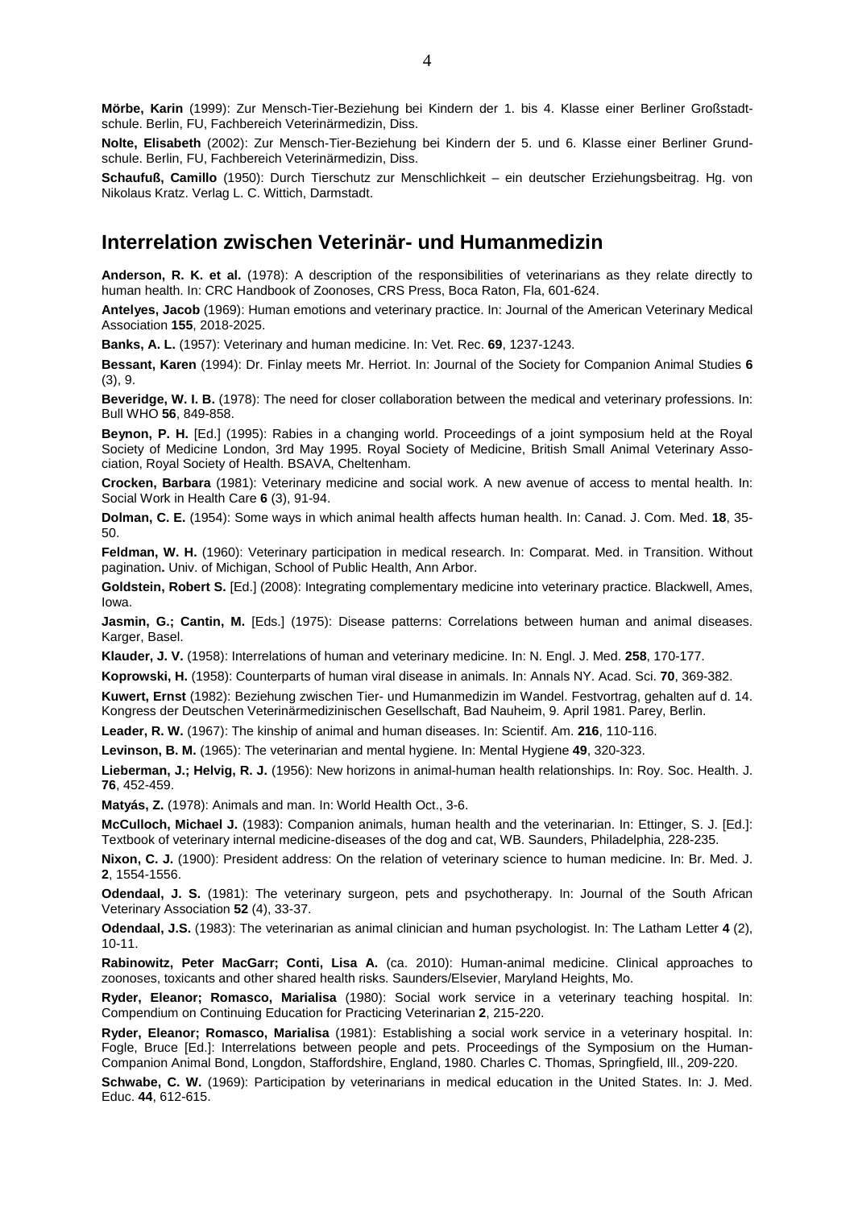**Mörbe, Karin** (1999): Zur Mensch-Tier-Beziehung bei Kindern der 1. bis 4. Klasse einer Berliner Großstadtschule. Berlin, FU, Fachbereich Veterinärmedizin, Diss.

**Nolte, Elisabeth** (2002): Zur Mensch-Tier-Beziehung bei Kindern der 5. und 6. Klasse einer Berliner Grundschule. Berlin, FU, Fachbereich Veterinärmedizin, Diss.

**Schaufuß, Camillo** (1950): Durch Tierschutz zur Menschlichkeit – ein deutscher Erziehungsbeitrag. Hg. von Nikolaus Kratz. Verlag L. C. Wittich, Darmstadt.

## Interrelation zwischen Veterinär- und Humanmedizin

**Anderson, R. K. et al.** (1978): A description of the responsibilities of veterinarians as they relate directly to human health. In: CRC Handbook of Zoonoses, CRS Press, Boca Raton, Fla, 601-624.

**Antelyes, Jacob** (1969): Human emotions and veterinary practice. In: Journal of the American Veterinary Medical Association **155**, 2018-2025.

**Banks, A. L.** (1957): Veterinary and human medicine. In: Vet. Rec. **69**, 1237-1243.

**Bessant, Karen** (1994): Dr. Finlay meets Mr. Herriot. In: Journal of the Society for Companion Animal Studies **6** (3), 9.

**Beveridge, W. I. B.** (1978): The need for closer collaboration between the medical and veterinary professions. In: Bull WHO **56**, 849-858.

**Beynon, P. H.** [Ed.] (1995): Rabies in a changing world. Proceedings of a joint symposium held at the Royal Society of Medicine London, 3rd May 1995. Royal Society of Medicine, British Small Animal Veterinary Association, Royal Society of Health. BSAVA, Cheltenham.

**Crocken, Barbara** (1981): Veterinary medicine and social work. A new avenue of access to mental health. In: Social Work in Health Care **6** (3), 91-94.

**Dolman, C. E.** (1954): Some ways in which animal health affects human health. In: Canad. J. Com. Med. **18**, 35-50.

**Feldman, W. H.** (1960): Veterinary participation in medical research. In: Comparat. Med. in Transition. Without pagination**.** Univ. of Michigan, School of Public Health, Ann Arbor.

**Goldstein, Robert S.** [Ed.] (2008): Integrating complementary medicine into veterinary practice. Blackwell, Ames, Iowa.

**Jasmin, G.; Cantin, M.** [Eds.] (1975): Disease patterns: Correlations between human and animal diseases. Karger, Basel.

**Klauder, J. V.** (1958): Interrelations of human and veterinary medicine. In: N. Engl. J. Med. **258**, 170-177.

**Koprowski, H.** (1958): Counterparts of human viral disease in animals. In: Annals NY. Acad. Sci. **70**, 369-382.

**Kuwert, Ernst** (1982): Beziehung zwischen Tier- und Humanmedizin im Wandel. Festvortrag, gehalten auf d. 14. Kongress der Deutschen Veterinärmedizinischen Gesellschaft, Bad Nauheim, 9. April 1981. Parey, Berlin.

**Leader, R. W.** (1967): The kinship of animal and human diseases. In: Scientif. Am. **216**, 110-116.

**Levinson, B. M.** (1965): The veterinarian and mental hygiene. In: Mental Hygiene **49**, 320-323.

**Lieberman, J.; Helvig, R. J.** (1956): New horizons in animal-human health relationships. In: Roy. Soc. Health. J. **76**, 452-459.

**Matyás, Z.** (1978): Animals and man. In: World Health Oct., 3-6.

**McCulloch, Michael J.** (1983): Companion animals, human health and the veterinarian. In: Ettinger, S. J. [Ed.]: Textbook of veterinary internal medicine-diseases of the dog and cat, WB. Saunders, Philadelphia, 228-235.

**Nixon, C. J.** (1900): President address: On the relation of veterinary science to human medicine. In: Br. Med. J. **2**, 1554-1556.

**Odendaal, J. S.** (1981): The veterinary surgeon, pets and psychotherapy. In: Journal of the South African Veterinary Association **52** (4), 33-37.

**Odendaal, J.S.** (1983): The veterinarian as animal clinician and human psychologist. In: The Latham Letter **4** (2), 10-11.

**Rabinowitz, Peter MacGarr; Conti, Lisa A.** (ca. 2010): Human-animal medicine. Clinical approaches to zoonoses, toxicants and other shared health risks. Saunders/Elsevier, Maryland Heights, Mo.

**Ryder, Eleanor; Romasco, Marialisa** (1980): Social work service in a veterinary teaching hospital. In: Compendium on Continuing Education for Practicing Veterinarian **2**, 215-220.

**Ryder, Eleanor; Romasco, Marialisa** (1981): Establishing a social work service in a veterinary hospital. In: Fogle, Bruce [Ed.]: Interrelations between people and pets. Proceedings of the Symposium on the Human-Companion Animal Bond, Longdon, Staffordshire, England, 1980. Charles C. Thomas, Springfield, Ill., 209-220.

**Schwabe, C. W.** (1969): Participation by veterinarians in medical education in the United States. In: J. Med. Educ. **44**, 612-615.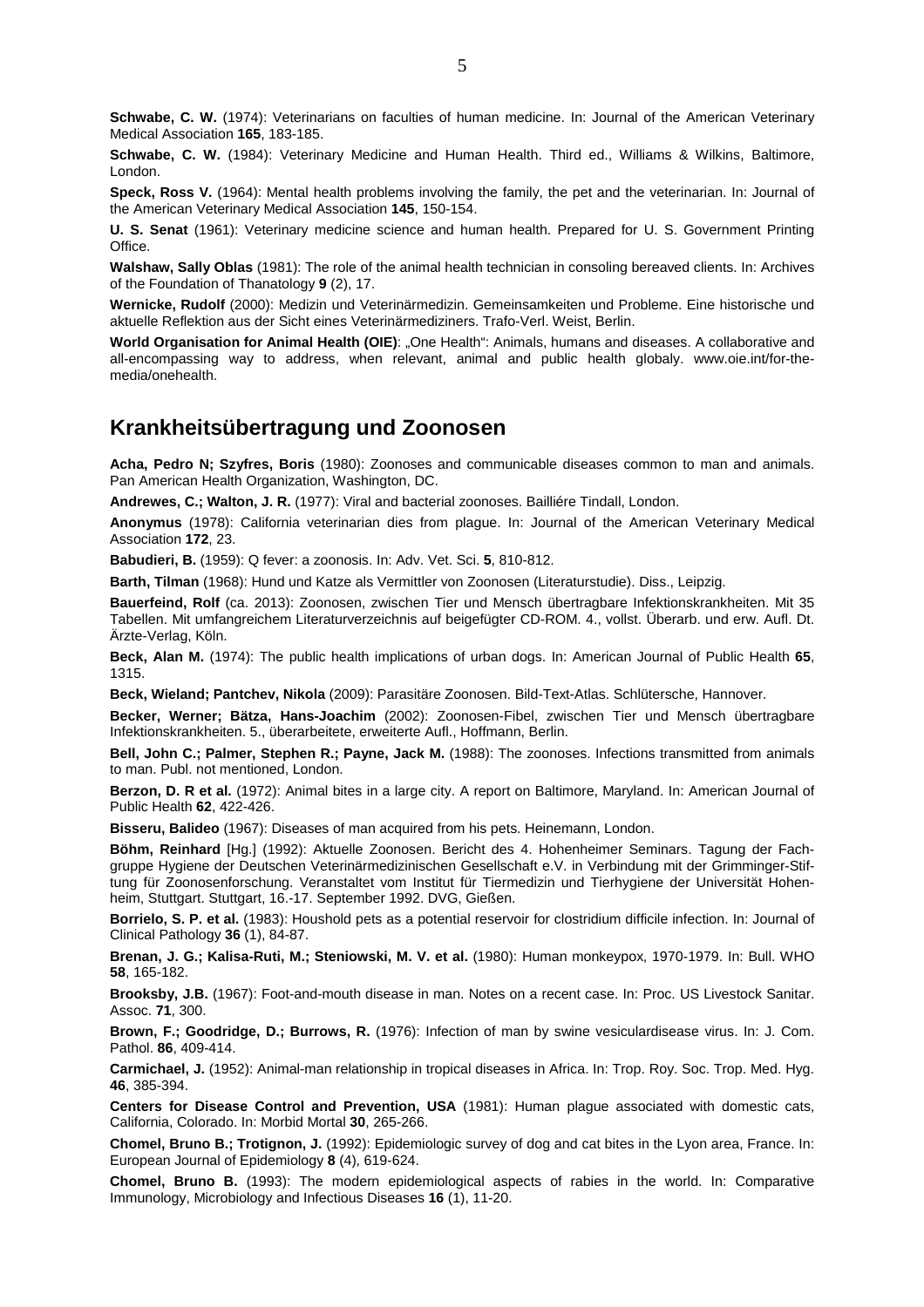**Schwabe, C. W.** (1974): Veterinarians on faculties of human medicine. In: Journal of the American Veterinary Medical Association **165**, 183-185.

**Schwabe, C. W.** (1984): Veterinary Medicine and Human Health. Third ed., Williams & Wilkins, Baltimore, London.

**Speck, Ross V.** (1964): Mental health problems involving the family, the pet and the veterinarian. In: Journal of the American Veterinary Medical Association **145**, 150-154.

**U. S. Senat** (1961): Veterinary medicine science and human health. Prepared for U. S. Government Printing Office.

**Walshaw, Sally Oblas** (1981): The role of the animal health technician in consoling bereaved clients. In: Archives of the Foundation of Thanatology **9** (2), 17.

**Wernicke, Rudolf** (2000): Medizin und Veterinärmedizin. Gemeinsamkeiten und Probleme. Eine historische und aktuelle Reflektion aus der Sicht eines Veterinärmediziners. Trafo-Verl. Weist, Berlin.

**World Organisation for Animal Health (OIE)**: „One Health“: Animals, humans and diseases. A collaborative and all-encompassing way to address, when relevant, animal and public health globaly. www.oie.int/for-the-media/onehealth.

## Krankheitsübertragung und Zoonosen

**Acha, Pedro N; Szyfres, Boris** (1980): Zoonoses and communicable diseases common to man and animals. Pan American Health Organization, Washington, DC.

**Andrewes, C.; Walton, J. R.** (1977): Viral and bacterial zoonoses. Bailliére Tindall, London.

**Anonymus** (1978): California veterinarian dies from plague. In: Journal of the American Veterinary Medical Association **172**, 23.

**Babudieri, B.** (1959): Q fever: a zoonosis. In: Adv. Vet. Sci. **5**, 810-812.

**Barth, Tilman** (1968): Hund und Katze als Vermittler von Zoonosen (Literaturstudie). Diss., Leipzig.

**Bauerfeind, Rolf** (ca. 2013): Zoonosen, zwischen Tier und Mensch übertragbare Infektionskrankheiten. Mit 35 Tabellen. Mit umfangreichem Literaturverzeichnis auf beigefügter CD-ROM. 4., vollst. Überarb. und erw. Aufl. Dt. Ärzte-Verlag, Köln.

**Beck, Alan M.** (1974): The public health implications of urban dogs. In: American Journal of Public Health **65**, 1315.

**Beck, Wieland; Pantchev, Nikola** (2009): Parasitäre Zoonosen. Bild-Text-Atlas. Schlütersche, Hannover.

**Becker, Werner; Bätza, Hans-Joachim** (2002): Zoonosen-Fibel, zwischen Tier und Mensch übertragbare Infektionskrankheiten. 5., überarbeitete, erweiterte Aufl., Hoffmann, Berlin.

**Bell, John C.; Palmer, Stephen R.; Payne, Jack M.** (1988): The zoonoses. Infections transmitted from animals to man. Publ. not mentioned, London.

**Berzon, D. R et al.** (1972): Animal bites in a large city. A report on Baltimore, Maryland. In: American Journal of Public Health **62**, 422-426.

**Bisseru, Balideo** (1967): Diseases of man acquired from his pets. Heinemann, London.

**Böhm, Reinhard** [Hg.] (1992): Aktuelle Zoonosen. Bericht des 4. Hohenheimer Seminars. Tagung der Fachgruppe Hygiene der Deutschen Veterinärmedizinischen Gesellschaft e.V. in Verbindung mit der Grimminger-Stiftung für Zoonosenforschung. Veranstaltet vom Institut für Tiermedizin und Tierhygiene der Universität Hohenheim, Stuttgart. Stuttgart, 16.-17. September 1992. DVG, Gießen.

**Borrielo, S. P. et al.** (1983): Houshold pets as a potential reservoir for clostridium difficile infection. In: Journal of Clinical Pathology **36** (1), 84-87.

**Brenan, J. G.; Kalisa-Ruti, M.; Steniowski, M. V. et al.** (1980): Human monkeypox, 1970-1979. In: Bull. WHO **58**, 165-182.

**Brooksby, J.B.** (1967): Foot-and-mouth disease in man. Notes on a recent case. In: Proc. US Livestock Sanitar. Assoc. **71**, 300.

**Brown, F.; Goodridge, D.; Burrows, R.** (1976): Infection of man by swine vesiculardisease virus. In: J. Com. Pathol. **86**, 409-414.

**Carmichael, J.** (1952): Animal-man relationship in tropical diseases in Africa. In: Trop. Roy. Soc. Trop. Med. Hyg. **46**, 385-394.

**Centers for Disease Control and Prevention, USA** (1981): Human plague associated with domestic cats, California, Colorado. In: Morbid Mortal **30**, 265-266.

**Chomel, Bruno B.; Trotignon, J.** (1992): Epidemiologic survey of dog and cat bites in the Lyon area, France. In: European Journal of Epidemiology **8** (4), 619-624.

**Chomel, Bruno B.** (1993): The modern epidemiological aspects of rabies in the world. In: Comparative Immunology, Microbiology and Infectious Diseases **16** (1), 11-20.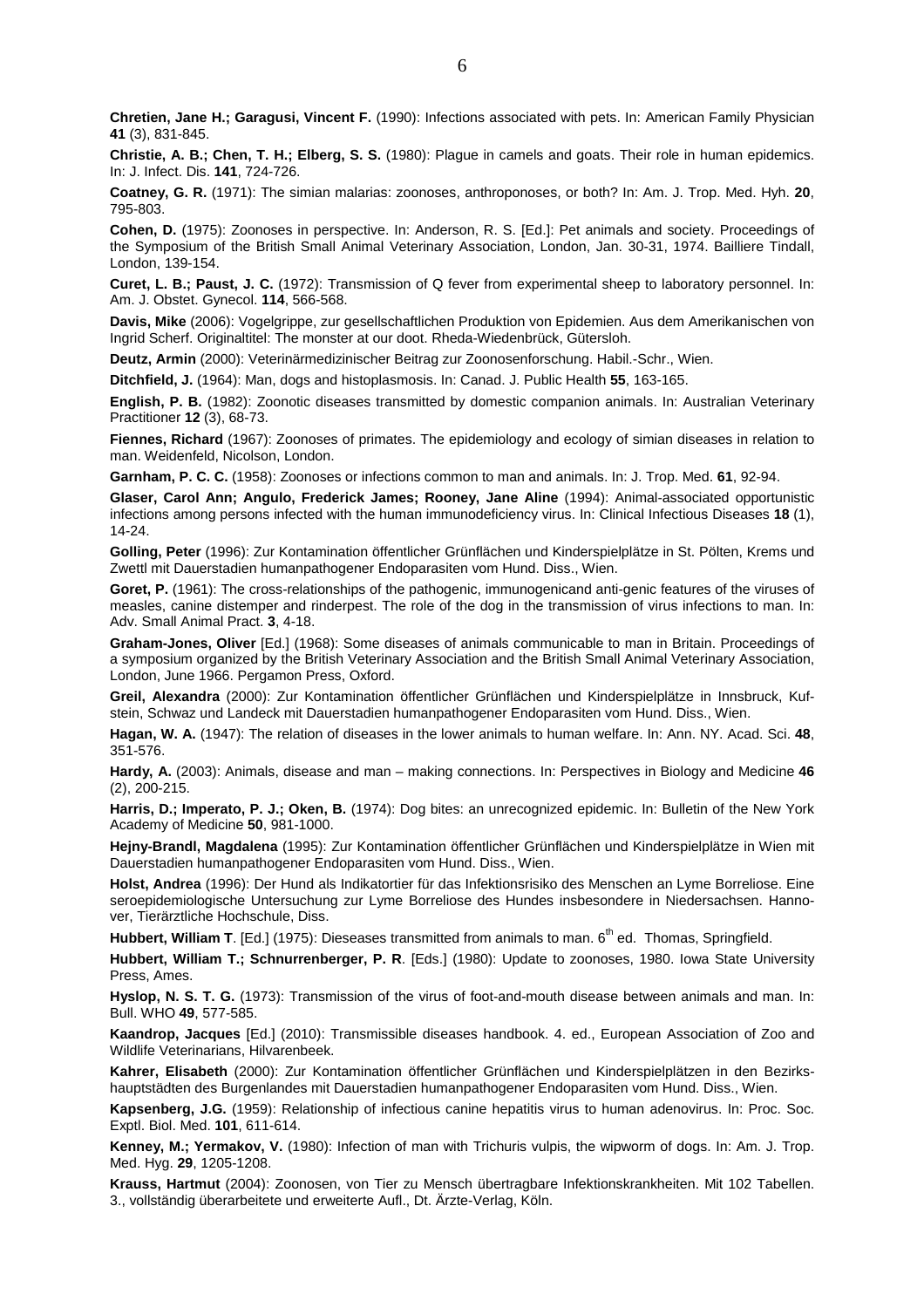**Chretien, Jane H.; Garagusi, Vincent F.** (1990): Infections associated with pets. In: American Family Physician **41** (3), 831-845.

**Christie, A. B.; Chen, T. H.; Elberg, S. S.** (1980): Plague in camels and goats. Their role in human epidemics. In: J. Infect. Dis. **141**, 724-726.

**Coatney, G. R.** (1971): The simian malarias: zoonoses, anthroponoses, or both? In: Am. J. Trop. Med. Hyh. **20**, 795-803.

**Cohen, D.** (1975): Zoonoses in perspective. In: Anderson, R. S. [Ed.]: Pet animals and society. Proceedings of the Symposium of the British Small Animal Veterinary Association, London, Jan. 30-31, 1974. Bailliere Tindall, London, 139-154.

**Curet, L. B.; Paust, J. C.** (1972): Transmission of Q fever from experimental sheep to laboratory personnel. In: Am. J. Obstet. Gynecol. **114**, 566-568.

**Davis, Mike** (2006): Vogelgrippe, zur gesellschaftlichen Produktion von Epidemien. Aus dem Amerikanischen von Ingrid Scherf. Originaltitel: The monster at our doot. Rheda-Wiedenbrück, Gütersloh.

**Deutz, Armin** (2000): Veterinärmedizinischer Beitrag zur Zoonosenforschung. Habil.-Schr., Wien.

**Ditchfield, J.** (1964): Man, dogs and histoplasmosis. In: Canad. J. Public Health **55**, 163-165.

**English, P. B.** (1982): Zoonotic diseases transmitted by domestic companion animals. In: Australian Veterinary Practitioner **12** (3), 68-73.

**Fiennes, Richard** (1967): Zoonoses of primates. The epidemiology and ecology of simian diseases in relation to man. Weidenfeld, Nicolson, London.

**Garnham, P. C. C.** (1958): Zoonoses or infections common to man and animals. In: J. Trop. Med. **61**, 92-94.

**Glaser, Carol Ann; Angulo, Frederick James; Rooney, Jane Aline** (1994): Animal-associated opportunistic infections among persons infected with the human immunodeficiency virus. In: Clinical Infectious Diseases **18** (1), 14-24.

**Golling, Peter** (1996): Zur Kontamination öffentlicher Grünflächen und Kinderspielplätze in St. Pölten, Krems und Zwettl mit Dauerstadien humanpathogener Endoparasiten vom Hund. Diss., Wien.

**Goret, P.** (1961): The cross-relationships of the pathogenic, immunogenicand anti-genic features of the viruses of measles, canine distemper and rinderpest. The role of the dog in the transmission of virus infections to man. In: Adv. Small Animal Pract. **3**, 4-18.

**Graham-Jones, Oliver** [Ed.] (1968): Some diseases of animals communicable to man in Britain. Proceedings of a symposium organized by the British Veterinary Association and the British Small Animal Veterinary Association, London, June 1966. Pergamon Press, Oxford.

**Greil, Alexandra** (2000): Zur Kontamination öffentlicher Grünflächen und Kinderspielplätze in Innsbruck, Kufstein, Schwaz und Landeck mit Dauerstadien humanpathogener Endoparasiten vom Hund. Diss., Wien.

**Hagan, W. A.** (1947): The relation of diseases in the lower animals to human welfare. In: Ann. NY. Acad. Sci. **48**, 351-576.

**Hardy, A.** (2003): Animals, disease and man – making connections. In: Perspectives in Biology and Medicine **46** (2), 200-215.

**Harris, D.; Imperato, P. J.; Oken, B.** (1974): Dog bites: an unrecognized epidemic. In: Bulletin of the New York Academy of Medicine **50**, 981-1000.

**Hejny-Brandl, Magdalena** (1995): Zur Kontamination öffentlicher Grünflächen und Kinderspielplätze in Wien mit Dauerstadien humanpathogener Endoparasiten vom Hund. Diss., Wien.

**Holst, Andrea** (1996): Der Hund als Indikatortier für das Infektionsrisiko des Menschen an Lyme Borreliose. Eine seroepidemiologische Untersuchung zur Lyme Borreliose des Hundes insbesondere in Niedersachsen. Hannover, Tierärztliche Hochschule, Diss.

**Hubbert, William T**. [Ed.] (1975): Dieseases transmitted from animals to man. 6th ed. Thomas, Springfield.

**Hubbert, William T.; Schnurrenberger, P. R**. [Eds.] (1980): Update to zoonoses, 1980. Iowa State University Press, Ames.

**Hyslop, N. S. T. G.** (1973): Transmission of the virus of foot-and-mouth disease between animals and man. In: Bull. WHO **49**, 577-585.

**Kaandrop, Jacques** [Ed.] (2010): Transmissible diseases handbook. 4. ed., European Association of Zoo and Wildlife Veterinarians, Hilvarenbeek.

**Kahrer, Elisabeth** (2000): Zur Kontamination öffentlicher Grünflächen und Kinderspielplätzen in den Bezirkshauptstädten des Burgenlandes mit Dauerstadien humanpathogener Endoparasiten vom Hund. Diss., Wien.

**Kapsenberg, J.G.** (1959): Relationship of infectious canine hepatitis virus to human adenovirus. In: Proc. Soc. Exptl. Biol. Med. **101**, 611-614.

**Kenney, M.; Yermakov, V.** (1980): Infection of man with Trichuris vulpis, the wipworm of dogs. In: Am. J. Trop. Med. Hyg. **29**, 1205-1208.

**Krauss, Hartmut** (2004): Zoonosen, von Tier zu Mensch übertragbare Infektionskrankheiten. Mit 102 Tabellen. 3., vollständig überarbeitete und erweiterte Aufl., Dt. Ärzte-Verlag, Köln.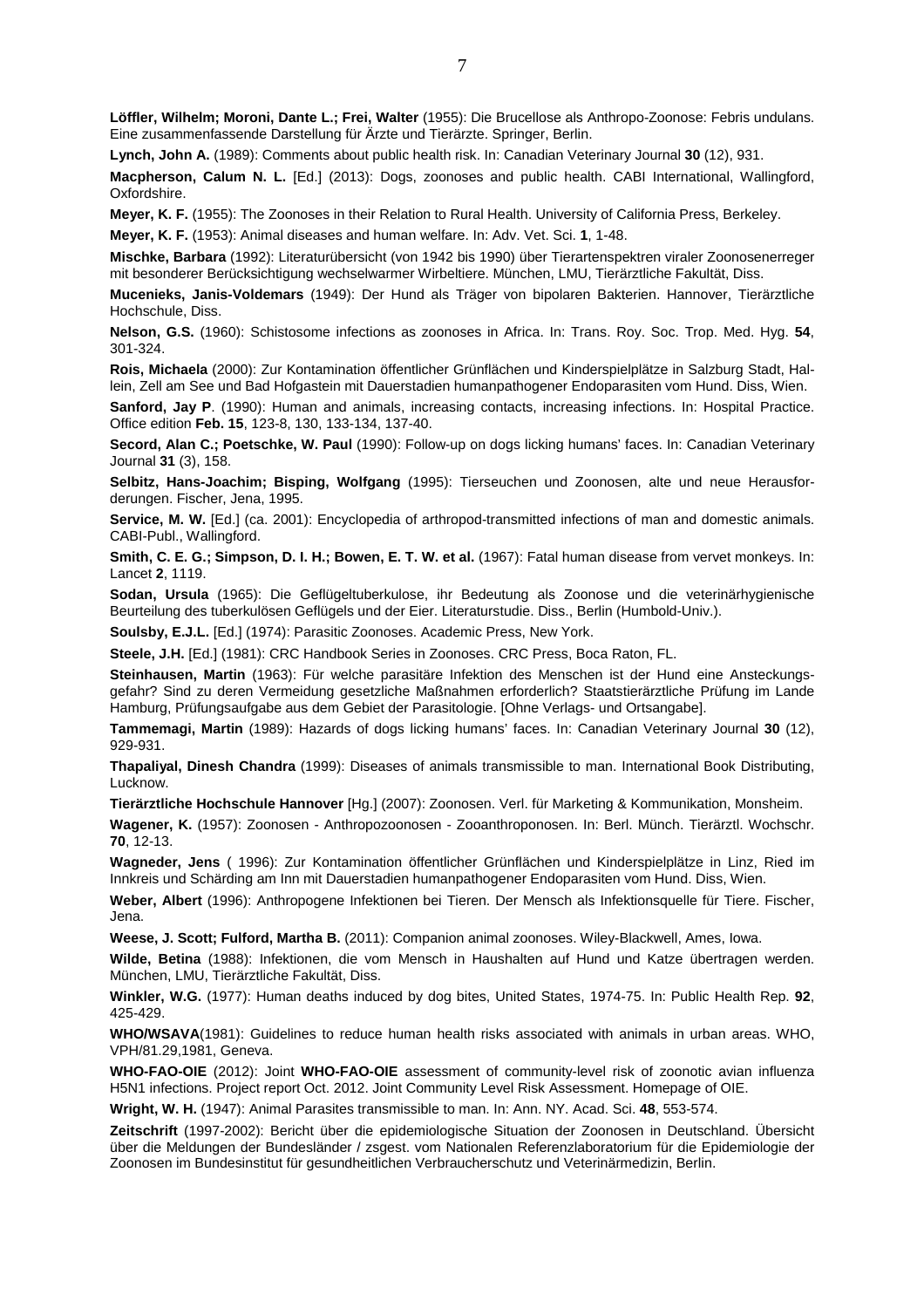**Löffler, Wilhelm; Moroni, Dante L.; Frei, Walter** (1955): Die Brucellose als Anthropo-Zoonose: Febris undulans. Eine zusammenfassende Darstellung für Ärzte und Tierärzte. Springer, Berlin.

**Lynch, John A.** (1989): Comments about public health risk. In: Canadian Veterinary Journal **30** (12), 931.

**Macpherson, Calum N. L.** [Ed.] (2013): Dogs, zoonoses and public health. CABI International, Wallingford, Oxfordshire.

**Meyer, K. F.** (1955): The Zoonoses in their Relation to Rural Health. University of California Press, Berkeley.

**Meyer, K. F.** (1953): Animal diseases and human welfare. In: Adv. Vet. Sci. **1**, 1-48.

**Mischke, Barbara** (1992): Literaturübersicht (von 1942 bis 1990) über Tierartenspektren viraler Zoonosenerreger mit besonderer Berücksichtigung wechselwarmer Wirbeltiere. München, LMU, Tierärztliche Fakultät, Diss.

**Mucenieks, Janis-Voldemars** (1949): Der Hund als Träger von bipolaren Bakterien. Hannover, Tierärztliche Hochschule, Diss.

**Nelson, G.S.** (1960): Schistosome infections as zoonoses in Africa. In: Trans. Roy. Soc. Trop. Med. Hyg. **54**, 301-324.

**Rois, Michaela** (2000): Zur Kontamination öffentlicher Grünflächen und Kinderspielplätze in Salzburg Stadt, Hallein, Zell am See und Bad Hofgastein mit Dauerstadien humanpathogener Endoparasiten vom Hund. Diss, Wien.

**Sanford, Jay P**. (1990): Human and animals, increasing contacts, increasing infections. In: Hospital Practice. Office edition **Feb. 15**, 123-8, 130, 133-134, 137-40.

**Secord, Alan C.; Poetschke, W. Paul** (1990): Follow-up on dogs licking humans' faces. In: Canadian Veterinary Journal **31** (3), 158.

**Selbitz, Hans-Joachim; Bisping, Wolfgang** (1995): Tierseuchen und Zoonosen, alte und neue Herausforderungen. Fischer, Jena, 1995.

**Service, M. W.** [Ed.] (ca. 2001): Encyclopedia of arthropod-transmitted infections of man and domestic animals. CABI-Publ., Wallingford.

**Smith, C. E. G.; Simpson, D. I. H.; Bowen, E. T. W. et al.** (1967): Fatal human disease from vervet monkeys. In: Lancet **2**, 1119.

**Sodan, Ursula** (1965): Die Geflügeltuberkulose, ihr Bedeutung als Zoonose und die veterinärhygienische Beurteilung des tuberkulösen Geflügels und der Eier. Literaturstudie. Diss., Berlin (Humbold-Univ.).

**Soulsby, E.J.L.** [Ed.] (1974): Parasitic Zoonoses. Academic Press, New York.

**Steele, J.H.** [Ed.] (1981): CRC Handbook Series in Zoonoses. CRC Press, Boca Raton, FL.

**Steinhausen, Martin** (1963): Für welche parasitäre Infektion des Menschen ist der Hund eine Ansteckungsgefahr? Sind zu deren Vermeidung gesetzliche Maßnahmen erforderlich? Staatstierärztliche Prüfung im Lande Hamburg, Prüfungsaufgabe aus dem Gebiet der Parasitologie. [Ohne Verlags- und Ortsangabe].

**Tammemagi, Martin** (1989): Hazards of dogs licking humans' faces. In: Canadian Veterinary Journal **30** (12), 929-931.

**Thapaliyal, Dinesh Chandra** (1999): Diseases of animals transmissible to man. International Book Distributing, Lucknow.

**Tierärztliche Hochschule Hannover** [Hg.] (2007): Zoonosen. Verl. für Marketing & Kommunikation, Monsheim.

**Wagener, K.** (1957): Zoonosen - Anthropozoonosen - Zooanthroponosen. In: Berl. Münch. Tierärztl. Wochschr. **70**, 12-13.

**Wagneder, Jens** ( 1996): Zur Kontamination öffentlicher Grünflächen und Kinderspielplätze in Linz, Ried im Innkreis und Schärding am Inn mit Dauerstadien humanpathogener Endoparasiten vom Hund. Diss, Wien.

**Weber, Albert** (1996): Anthropogene Infektionen bei Tieren. Der Mensch als Infektionsquelle für Tiere. Fischer, Jena.

**Weese, J. Scott; Fulford, Martha B.** (2011): Companion animal zoonoses. Wiley-Blackwell, Ames, Iowa.

**Wilde, Betina** (1988): Infektionen, die vom Mensch in Haushalten auf Hund und Katze übertragen werden. München, LMU, Tierärztliche Fakultät, Diss.

**Winkler, W.G.** (1977): Human deaths induced by dog bites, United States, 1974-75. In: Public Health Rep. **92**, 425-429.

**WHO/WSAVA**(1981): Guidelines to reduce human health risks associated with animals in urban areas. WHO, VPH/81.29,1981, Geneva.

**WHO-FAO-OIE** (2012): Joint **WHO-FAO-OIE** assessment of community-level risk of zoonotic avian influenza H5N1 infections. Project report Oct. 2012. Joint Community Level Risk Assessment. Homepage of OIE.

**Wright, W. H.** (1947): Animal Parasites transmissible to man. In: Ann. NY. Acad. Sci. **48**, 553-574.

**Zeitschrift** (1997-2002): Bericht über die epidemiologische Situation der Zoonosen in Deutschland. Übersicht über die Meldungen der Bundesländer / zsgest. vom Nationalen Referenzlaboratorium für die Epidemiologie der Zoonosen im Bundesinstitut für gesundheitlichen Verbraucherschutz und Veterinärmedizin, Berlin.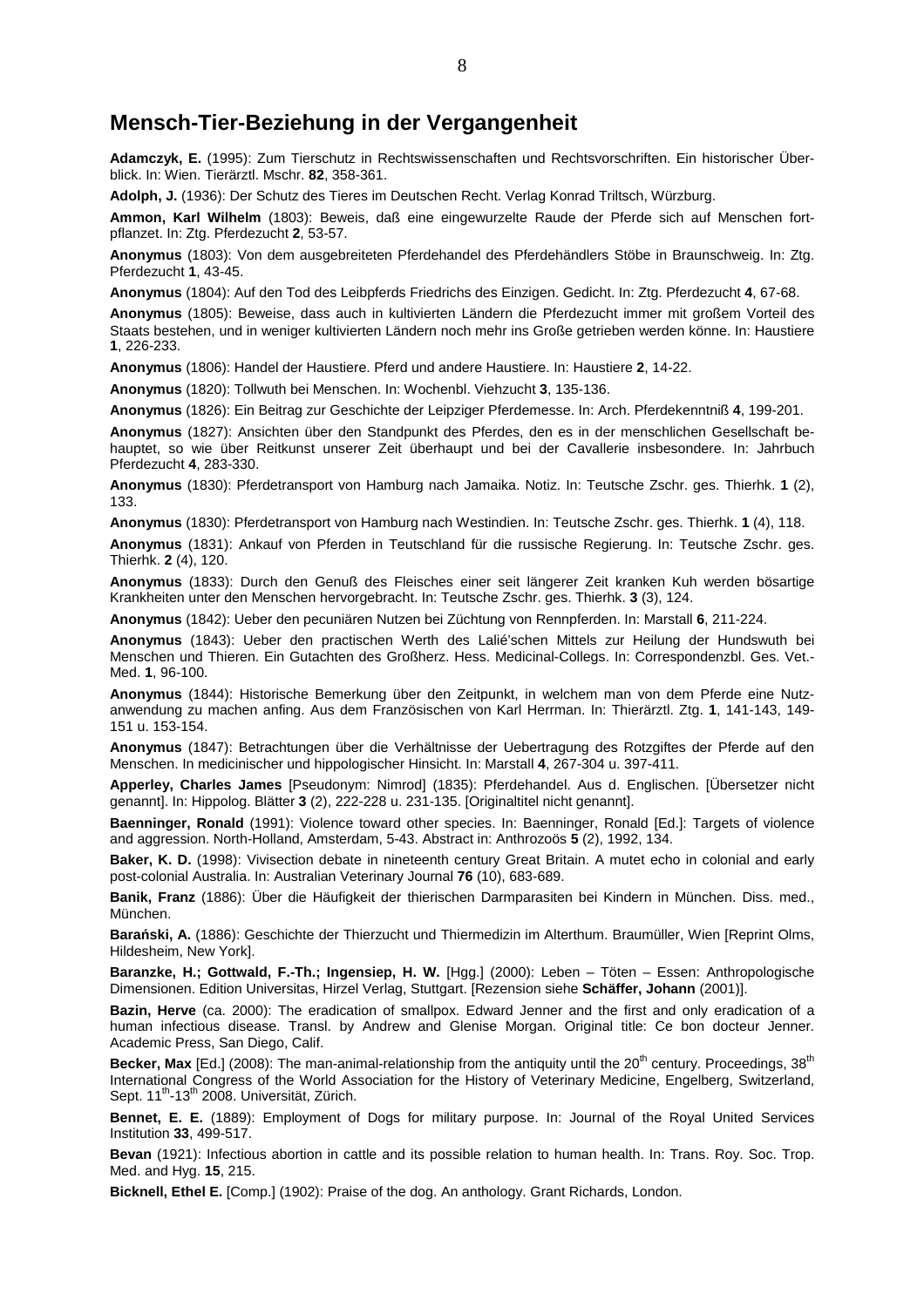## Mensch-Tier-Beziehung in der Vergangenheit

**Adamczyk, E.** (1995): Zum Tierschutz in Rechtswissenschaften und Rechtsvorschriften. Ein historischer Überblick. In: Wien. Tierärztl. Mschr. **82**, 358-361.

**Adolph, J.** (1936): Der Schutz des Tieres im Deutschen Recht. Verlag Konrad Triltsch, Würzburg.

**Ammon, Karl Wilhelm** (1803): Beweis, daß eine eingewurzelte Raude der Pferde sich auf Menschen fortpflanzet. In: Ztg. Pferdezucht **2**, 53-57.

**Anonymus** (1803): Von dem ausgebreiteten Pferdehandel des Pferdehändlers Stöbe in Braunschweig. In: Ztg. Pferdezucht **1**, 43-45.

**Anonymus** (1804): Auf den Tod des Leibpferds Friedrichs des Einzigen. Gedicht. In: Ztg. Pferdezucht **4**, 67-68.

**Anonymus** (1805): Beweise, dass auch in kultivierten Ländern die Pferdezucht immer mit großem Vorteil des Staats bestehen, und in weniger kultivierten Ländern noch mehr ins Große getrieben werden könne. In: Haustiere **1**, 226-233.

**Anonymus** (1806): Handel der Haustiere. Pferd und andere Haustiere. In: Haustiere **2**, 14-22.

**Anonymus** (1820): Tollwuth bei Menschen. In: Wochenbl. Viehzucht **3**, 135-136.

**Anonymus** (1826): Ein Beitrag zur Geschichte der Leipziger Pferdemesse. In: Arch. Pferdekenntniß **4**, 199-201.

**Anonymus** (1827): Ansichten über den Standpunkt des Pferdes, den es in der menschlichen Gesellschaft behauptet, so wie über Reitkunst unserer Zeit überhaupt und bei der Cavallerie insbesondere. In: Jahrbuch Pferdezucht **4**, 283-330.

**Anonymus** (1830): Pferdetransport von Hamburg nach Jamaika. Notiz. In: Teutsche Zschr. ges. Thierhk. **1** (2), 133.

**Anonymus** (1830): Pferdetransport von Hamburg nach Westindien. In: Teutsche Zschr. ges. Thierhk. **1** (4), 118.

**Anonymus** (1831): Ankauf von Pferden in Teutschland für die russische Regierung. In: Teutsche Zschr. ges. Thierhk. **2** (4), 120.

**Anonymus** (1833): Durch den Genuß des Fleisches einer seit längerer Zeit kranken Kuh werden bösartige Krankheiten unter den Menschen hervorgebracht. In: Teutsche Zschr. ges. Thierhk. **3** (3), 124.

**Anonymus** (1842): Ueber den pecuniären Nutzen bei Züchtung von Rennpferden. In: Marstall **6**, 211-224.

**Anonymus** (1843): Ueber den practischen Werth des Lalié'schen Mittels zur Heilung der Hundswuth bei Menschen und Thieren. Ein Gutachten des Großherz. Hess. Medicinal-Collegs. In: Correspondenzbl. Ges. Vet.-Med. **1**, 96-100.

**Anonymus** (1844): Historische Bemerkung über den Zeitpunkt, in welchem man von dem Pferde eine Nutzanwendung zu machen anfing. Aus dem Französischen von Karl Herrman. In: Thierärztl. Ztg. **1**, 141-143, 149-151 u. 153-154.

**Anonymus** (1847): Betrachtungen über die Verhältnisse der Uebertragung des Rotzgiftes der Pferde auf den Menschen. In medicinischer und hippologischer Hinsicht. In: Marstall **4**, 267-304 u. 397-411.

**Apperley, Charles James** [Pseudonym: Nimrod] (1835): Pferdehandel. Aus d. Englischen. [Übersetzer nicht genannt]. In: Hippolog. Blätter **3** (2), 222-228 u. 231-135. [Originaltitel nicht genannt].

**Baenninger, Ronald** (1991): Violence toward other species. In: Baenninger, Ronald [Ed.]: Targets of violence and aggression. North-Holland, Amsterdam, 5-43. Abstract in: Anthrozoös **5** (2), 1992, 134.

**Baker, K. D.** (1998): Vivisection debate in nineteenth century Great Britain. A mutet echo in colonial and early post-colonial Australia. In: Australian Veterinary Journal **76** (10), 683-689.

**Banik, Franz** (1886): Über die Häufigkeit der thierischen Darmparasiten bei Kindern in München. Diss. med., München.

**Barański, A.** (1886): Geschichte der Thierzucht und Thiermedizin im Alterthum. Braumüller, Wien [Reprint Olms, Hildesheim, New York].

**Baranzke, H.; Gottwald, F.-Th.; Ingensiep, H. W.** [Hgg.] (2000): Leben – Töten – Essen: Anthropologische Dimensionen. Edition Universitas, Hirzel Verlag, Stuttgart. [Rezension siehe **Schäffer, Johann** (2001)].

**Bazin, Herve** (ca. 2000): The eradication of smallpox. Edward Jenner and the first and only eradication of a human infectious disease. Transl. by Andrew and Glenise Morgan. Original title: Ce bon docteur Jenner. Academic Press, San Diego, Calif.

**Becker, Max** [Ed.] (2008): The man-animal-relationship from the antiquity until the 20th century. Proceedings, 38th International Congress of the World Association for the History of Veterinary Medicine, Engelberg, Switzerland, Sept. 11th-13th 2008. Universität, Zürich.

**Bennet, E. E.** (1889): Employment of Dogs for military purpose. In: Journal of the Royal United Services Institution **33**, 499-517.

**Bevan** (1921): Infectious abortion in cattle and its possible relation to human health. In: Trans. Roy. Soc. Trop. Med. and Hyg. **15**, 215.

**Bicknell, Ethel E.** [Comp.] (1902): Praise of the dog. An anthology. Grant Richards, London.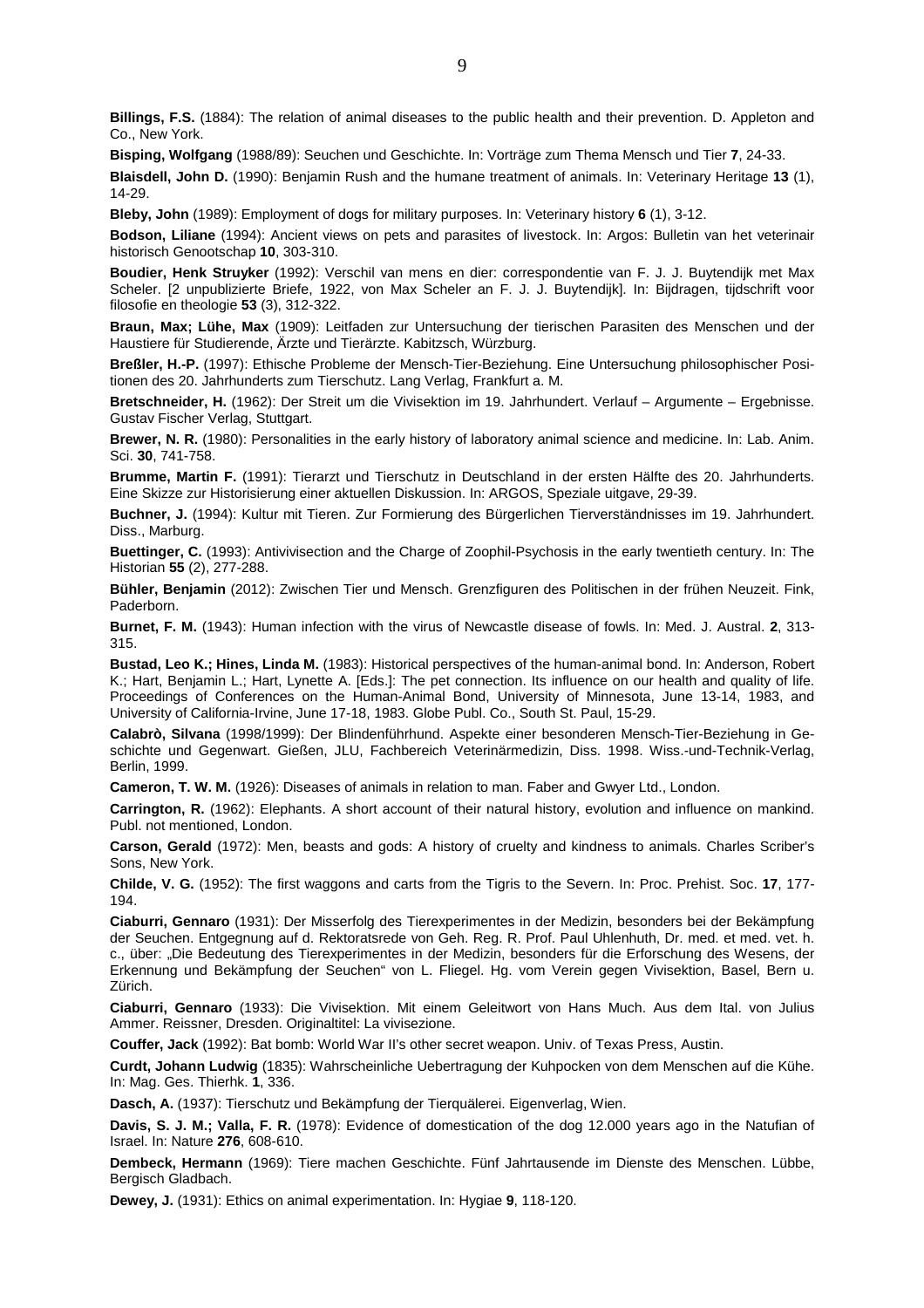**Billings, F.S.** (1884): The relation of animal diseases to the public health and their prevention. D. Appleton and Co., New York.

**Bisping, Wolfgang** (1988/89): Seuchen und Geschichte. In: Vorträge zum Thema Mensch und Tier **7**, 24-33.

**Blaisdell, John D.** (1990): Benjamin Rush and the humane treatment of animals. In: Veterinary Heritage **13** (1), 14-29.

**Bleby, John** (1989): Employment of dogs for military purposes. In: Veterinary history **6** (1), 3-12.

**Bodson, Liliane** (1994): Ancient views on pets and parasites of livestock. In: Argos: Bulletin van het veterinair historisch Genootschap **10**, 303-310.

**Boudier, Henk Struyker** (1992): Verschil van mens en dier: correspondentie van F. J. J. Buytendijk met Max Scheler. [2 unpublizierte Briefe, 1922, von Max Scheler an F. J. J. Buytendijk]. In: Bijdragen, tijdschrift voor filosofie en theologie **53** (3), 312-322.

**Braun, Max; Lühe, Max** (1909): Leitfaden zur Untersuchung der tierischen Parasiten des Menschen und der Haustiere für Studierende, Ärzte und Tierärzte. Kabitzsch, Würzburg.

**Breßler, H.-P.** (1997): Ethische Probleme der Mensch-Tier-Beziehung. Eine Untersuchung philosophischer Positionen des 20. Jahrhunderts zum Tierschutz. Lang Verlag, Frankfurt a. M.

**Bretschneider, H.** (1962): Der Streit um die Vivisektion im 19. Jahrhundert. Verlauf – Argumente – Ergebnisse. Gustav Fischer Verlag, Stuttgart.

**Brewer, N. R.** (1980): Personalities in the early history of laboratory animal science and medicine. In: Lab. Anim. Sci. **30**, 741-758.

**Brumme, Martin F.** (1991): Tierarzt und Tierschutz in Deutschland in der ersten Hälfte des 20. Jahrhunderts. Eine Skizze zur Historisierung einer aktuellen Diskussion. In: ARGOS, Speziale uitgave, 29-39.

**Buchner, J.** (1994): Kultur mit Tieren. Zur Formierung des Bürgerlichen Tierverständnisses im 19. Jahrhundert. Diss., Marburg.

**Buettinger, C.** (1993): Antivivisection and the Charge of Zoophil-Psychosis in the early twentieth century. In: The Historian **55** (2), 277-288.

**Bühler, Benjamin** (2012): Zwischen Tier und Mensch. Grenzfiguren des Politischen in der frühen Neuzeit. Fink, Paderborn.

**Burnet, F. M.** (1943): Human infection with the virus of Newcastle disease of fowls. In: Med. J. Austral. **2**, 313-315.

**Bustad, Leo K.; Hines, Linda M.** (1983): Historical perspectives of the human-animal bond. In: Anderson, Robert K.; Hart, Benjamin L.; Hart, Lynette A. [Eds.]: The pet connection. Its influence on our health and quality of life. Proceedings of Conferences on the Human-Animal Bond, University of Minnesota, June 13-14, 1983, and University of California-Irvine, June 17-18, 1983. Globe Publ. Co., South St. Paul, 15-29.

**Calabrò, Silvana** (1998/1999): Der Blindenführhund. Aspekte einer besonderen Mensch-Tier-Beziehung in Geschichte und Gegenwart. Gießen, JLU, Fachbereich Veterinärmedizin, Diss. 1998. Wiss.-und-Technik-Verlag, Berlin, 1999.

**Cameron, T. W. M.** (1926): Diseases of animals in relation to man. Faber and Gwyer Ltd., London.

**Carrington, R.** (1962): Elephants. A short account of their natural history, evolution and influence on mankind. Publ. not mentioned, London.

**Carson, Gerald** (1972): Men, beasts and gods: A history of cruelty and kindness to animals. Charles Scriber's Sons, New York.

**Childe, V. G.** (1952): The first waggons and carts from the Tigris to the Severn. In: Proc. Prehist. Soc. **17**, 177-194.

**Ciaburri, Gennaro** (1931): Der Misserfolg des Tierexperimentes in der Medizin, besonders bei der Bekämpfung der Seuchen. Entgegnung auf d. Rektoratsrede von Geh. Reg. R. Prof. Paul Uhlenhuth, Dr. med. et med. vet. h. c., über: „Die Bedeutung des Tierexperimentes in der Medizin, besonders für die Erforschung des Wesens, der Erkennung und Bekämpfung der Seuchen" von L. Fliegel. Hg. vom Verein gegen Vivisektion, Basel, Bern u. Zürich.

**Ciaburri, Gennaro** (1933): Die Vivisektion. Mit einem Geleitwort von Hans Much. Aus dem Ital. von Julius Ammer. Reissner, Dresden. Originaltitel: La vivisezione.

**Couffer, Jack** (1992): Bat bomb: World War II's other secret weapon. Univ. of Texas Press, Austin.

**Curdt, Johann Ludwig** (1835): Wahrscheinliche Uebertragung der Kuhpocken von dem Menschen auf die Kühe. In: Mag. Ges. Thierhk. **1**, 336.

**Dasch, A.** (1937): Tierschutz und Bekämpfung der Tierquälerei. Eigenverlag, Wien.

**Davis, S. J. M.; Valla, F. R.** (1978): Evidence of domestication of the dog 12.000 years ago in the Natufian of Israel. In: Nature **276**, 608-610.

**Dembeck, Hermann** (1969): Tiere machen Geschichte. Fünf Jahrtausende im Dienste des Menschen. Lübbe, Bergisch Gladbach.

**Dewey, J.** (1931): Ethics on animal experimentation. In: Hygiae **9**, 118-120.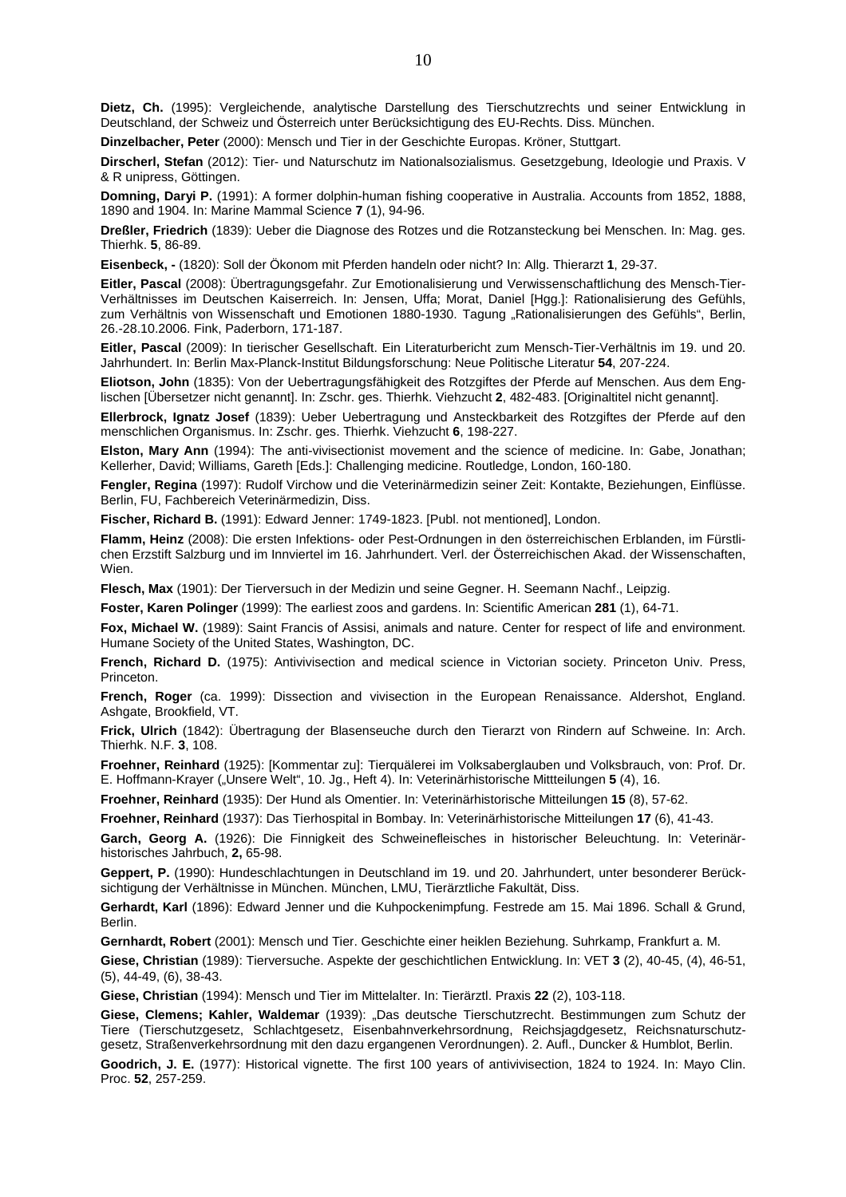**Dietz, Ch.** (1995): Vergleichende, analytische Darstellung des Tierschutzrechts und seiner Entwicklung in Deutschland, der Schweiz und Österreich unter Berücksichtigung des EU-Rechts. Diss. München.

**Dinzelbacher, Peter** (2000): Mensch und Tier in der Geschichte Europas. Kröner, Stuttgart.

**Dirscherl, Stefan** (2012): Tier- und Naturschutz im Nationalsozialismus. Gesetzgebung, Ideologie und Praxis. V & R unipress, Göttingen.

**Domning, Daryi P.** (1991): A former dolphin-human fishing cooperative in Australia. Accounts from 1852, 1888, 1890 and 1904. In: Marine Mammal Science **7** (1), 94-96.

**Dreßler, Friedrich** (1839): Ueber die Diagnose des Rotzes und die Rotzansteckung bei Menschen. In: Mag. ges. Thierhk. **5**, 86-89.

**Eisenbeck, -** (1820): Soll der Ökonom mit Pferden handeln oder nicht? In: Allg. Thierarzt **1**, 29-37.

**Eitler, Pascal** (2008): Übertragungsgefahr. Zur Emotionalisierung und Verwissenschaftlichung des Mensch-Tier-Verhältnisses im Deutschen Kaiserreich. In: Jensen, Uffa; Morat, Daniel [Hgg.]: Rationalisierung des Gefühls, zum Verhältnis von Wissenschaft und Emotionen 1880-1930. Tagung „Rationalisierungen des Gefühls", Berlin, 26.-28.10.2006. Fink, Paderborn, 171-187.

**Eitler, Pascal** (2009): In tierischer Gesellschaft. Ein Literaturbericht zum Mensch-Tier-Verhältnis im 19. und 20. Jahrhundert. In: Berlin Max-Planck-Institut Bildungsforschung: Neue Politische Literatur **54**, 207-224.

**Eliotson, John** (1835): Von der Uebertragungsfähigkeit des Rotzgiftes der Pferde auf Menschen. Aus dem Englischen [Übersetzer nicht genannt]. In: Zschr. ges. Thierhk. Viehzucht **2**, 482-483. [Originaltitel nicht genannt].

**Ellerbrock, Ignatz Josef** (1839): Ueber Uebertragung und Ansteckbarkeit des Rotzgiftes der Pferde auf den menschlichen Organismus. In: Zschr. ges. Thierhk. Viehzucht **6**, 198-227.

**Elston, Mary Ann** (1994): The anti-vivisectionist movement and the science of medicine. In: Gabe, Jonathan; Kellerher, David; Williams, Gareth [Eds.]: Challenging medicine. Routledge, London, 160-180.

**Fengler, Regina** (1997): Rudolf Virchow und die Veterinärmedizin seiner Zeit: Kontakte, Beziehungen, Einflüsse. Berlin, FU, Fachbereich Veterinärmedizin, Diss.

**Fischer, Richard B.** (1991): Edward Jenner: 1749-1823. [Publ. not mentioned], London.

**Flamm, Heinz** (2008): Die ersten Infektions- oder Pest-Ordnungen in den österreichischen Erblanden, im Fürstlichen Erzstift Salzburg und im Innviertel im 16. Jahrhundert. Verl. der Österreichischen Akad. der Wissenschaften, Wien.

**Flesch, Max** (1901): Der Tierversuch in der Medizin und seine Gegner. H. Seemann Nachf., Leipzig.

**Foster, Karen Polinger** (1999): The earliest zoos and gardens. In: Scientific American **281** (1), 64-71.

**Fox, Michael W.** (1989): Saint Francis of Assisi, animals and nature. Center for respect of life and environment. Humane Society of the United States, Washington, DC.

**French, Richard D.** (1975): Antivivisection and medical science in Victorian society. Princeton Univ. Press, Princeton.

**French, Roger** (ca. 1999): Dissection and vivisection in the European Renaissance. Aldershot, England. Ashgate, Brookfield, VT.

**Frick, Ulrich** (1842): Übertragung der Blasenseuche durch den Tierarzt von Rindern auf Schweine. In: Arch. Thierhk. N.F. **3**, 108.

**Froehner, Reinhard** (1925): [Kommentar zu]: Tierquälerei im Volksaberglauben und Volksbrauch, von: Prof. Dr. E. Hoffmann-Krayer („Unsere Welt", 10. Jg., Heft 4). In: Veterinärhistorische Mittteilungen **5** (4), 16.

**Froehner, Reinhard** (1935): Der Hund als Omentier. In: Veterinärhistorische Mitteilungen **15** (8), 57-62.

**Froehner, Reinhard** (1937): Das Tierhospital in Bombay. In: Veterinärhistorische Mitteilungen **17** (6), 41-43.

**Garch, Georg A.** (1926): Die Finnigkeit des Schweinefleisches in historischer Beleuchtung. In: Veterinärhistorisches Jahrbuch, **2,** 65-98.

**Geppert, P.** (1990): Hundeschlachtungen in Deutschland im 19. und 20. Jahrhundert, unter besonderer Berücksichtigung der Verhältnisse in München. München, LMU, Tierärztliche Fakultät, Diss.

**Gerhardt, Karl** (1896): Edward Jenner und die Kuhpockenimpfung. Festrede am 15. Mai 1896. Schall & Grund, Berlin.

**Gernhardt, Robert** (2001): Mensch und Tier. Geschichte einer heiklen Beziehung. Suhrkamp, Frankfurt a. M.

**Giese, Christian** (1989): Tierversuche. Aspekte der geschichtlichen Entwicklung. In: VET **3** (2), 40-45, (4), 46-51, (5), 44-49, (6), 38-43.

**Giese, Christian** (1994): Mensch und Tier im Mittelalter. In: Tierärztl. Praxis **22** (2), 103-118.

**Giese, Clemens; Kahler, Waldemar** (1939): „Das deutsche Tierschutzrecht. Bestimmungen zum Schutz der Tiere (Tierschutzgesetz, Schlachtgesetz, Eisenbahnverkehrsordnung, Reichsjagdgesetz, Reichsnaturschutzgesetz, Straßenverkehrsordnung mit den dazu ergangenen Verordnungen). 2. Aufl., Duncker & Humblot, Berlin.

**Goodrich, J. E.** (1977): Historical vignette. The first 100 years of antivivisection, 1824 to 1924. In: Mayo Clin. Proc. **52**, 257-259.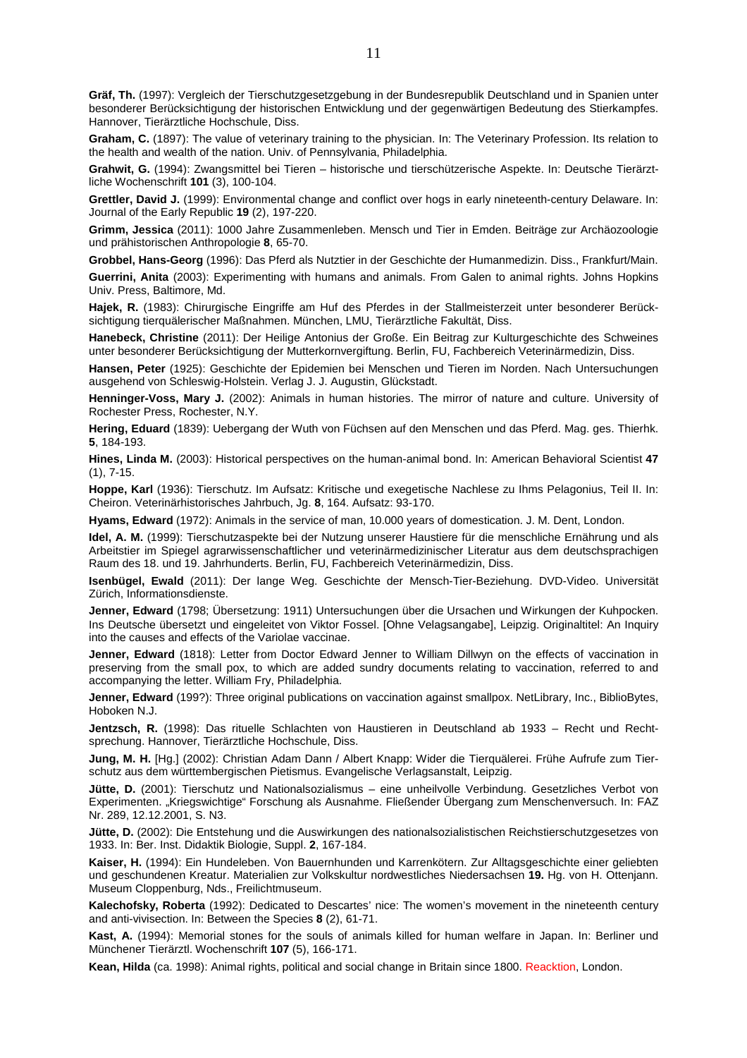**Gräf, Th.** (1997): Vergleich der Tierschutzgesetzgebung in der Bundesrepublik Deutschland und in Spanien unter besonderer Berücksichtigung der historischen Entwicklung und der gegenwärtigen Bedeutung des Stierkampfes. Hannover, Tierärztliche Hochschule, Diss.

**Graham, C.** (1897): The value of veterinary training to the physician. In: The Veterinary Profession. Its relation to the health and wealth of the nation. Univ. of Pennsylvania, Philadelphia.

**Grahwit, G.** (1994): Zwangsmittel bei Tieren – historische und tierschützerische Aspekte. In: Deutsche Tierärztliche Wochenschrift **101** (3), 100-104.

**Grettler, David J.** (1999): Environmental change and conflict over hogs in early nineteenth-century Delaware. In: Journal of the Early Republic **19** (2), 197-220.

**Grimm, Jessica** (2011): 1000 Jahre Zusammenleben. Mensch und Tier in Emden. Beiträge zur Archäozoologie und prähistorischen Anthropologie **8**, 65-70.

**Grobbel, Hans-Georg** (1996): Das Pferd als Nutztier in der Geschichte der Humanmedizin. Diss., Frankfurt/Main.

**Guerrini, Anita** (2003): Experimenting with humans and animals. From Galen to animal rights. Johns Hopkins Univ. Press, Baltimore, Md.

**Hajek, R.** (1983): Chirurgische Eingriffe am Huf des Pferdes in der Stallmeisterzeit unter besonderer Berücksichtigung tierquälerischer Maßnahmen. München, LMU, Tierärztliche Fakultät, Diss.

**Hanebeck, Christine** (2011): Der Heilige Antonius der Große. Ein Beitrag zur Kulturgeschichte des Schweines unter besonderer Berücksichtigung der Mutterkornvergiftung. Berlin, FU, Fachbereich Veterinärmedizin, Diss.

**Hansen, Peter** (1925): Geschichte der Epidemien bei Menschen und Tieren im Norden. Nach Untersuchungen ausgehend von Schleswig-Holstein. Verlag J. J. Augustin, Glückstadt.

**Henninger-Voss, Mary J.** (2002): Animals in human histories. The mirror of nature and culture. University of Rochester Press, Rochester, N.Y.

**Hering, Eduard** (1839): Uebergang der Wuth von Füchsen auf den Menschen und das Pferd. Mag. ges. Thierhk. **5**, 184-193.

**Hines, Linda M.** (2003): Historical perspectives on the human-animal bond. In: American Behavioral Scientist **47** (1), 7-15.

**Hoppe, Karl** (1936): Tierschutz. Im Aufsatz: Kritische und exegetische Nachlese zu Ihms Pelagonius, Teil II. In: Cheiron. Veterinärhistorisches Jahrbuch, Jg. **8**, 164. Aufsatz: 93-170.

**Hyams, Edward** (1972): Animals in the service of man, 10.000 years of domestication. J. M. Dent, London.

**Idel, A. M.** (1999): Tierschutzaspekte bei der Nutzung unserer Haustiere für die menschliche Ernährung und als Arbeitstier im Spiegel agrarwissenschaftlicher und veterinärmedizinischer Literatur aus dem deutschsprachigen Raum des 18. und 19. Jahrhunderts. Berlin, FU, Fachbereich Veterinärmedizin, Diss.

**Isenbügel, Ewald** (2011): Der lange Weg. Geschichte der Mensch-Tier-Beziehung. DVD-Video. Universität Zürich, Informationsdienste.

**Jenner, Edward** (1798; Übersetzung: 1911) Untersuchungen über die Ursachen und Wirkungen der Kuhpocken. Ins Deutsche übersetzt und eingeleitet von Viktor Fossel. [Ohne Velagsangabe], Leipzig. Originaltitel: An Inquiry into the causes and effects of the Variolae vaccinae.

**Jenner, Edward** (1818): Letter from Doctor Edward Jenner to William Dillwyn on the effects of vaccination in preserving from the small pox, to which are added sundry documents relating to vaccination, referred to and accompanying the letter. William Fry, Philadelphia.

**Jenner, Edward** (199?): Three original publications on vaccination against smallpox. NetLibrary, Inc., BiblioBytes, Hoboken N.J.

**Jentzsch, R.** (1998): Das rituelle Schlachten von Haustieren in Deutschland ab 1933 – Recht und Rechtsprechung. Hannover, Tierärztliche Hochschule, Diss.

**Jung, M. H.** [Hg.] (2002): Christian Adam Dann / Albert Knapp: Wider die Tierquälerei. Frühe Aufrufe zum Tierschutz aus dem württembergischen Pietismus. Evangelische Verlagsanstalt, Leipzig.

**Jütte, D.** (2001): Tierschutz und Nationalsozialismus – eine unheilvolle Verbindung. Gesetzliches Verbot von Experimenten. „Kriegswichtige" Forschung als Ausnahme. Fließender Übergang zum Menschenversuch. In: FAZ Nr. 289, 12.12.2001, S. N3.

**Jütte, D.** (2002): Die Entstehung und die Auswirkungen des nationalsozialistischen Reichstierschutzgesetzes von 1933. In: Ber. Inst. Didaktik Biologie, Suppl. **2**, 167-184.

**Kaiser, H.** (1994): Ein Hundeleben. Von Bauernhunden und Karrenkötern. Zur Alltagsgeschichte einer geliebten und geschundenen Kreatur. Materialien zur Volkskultur nordwestliches Niedersachsen **19.** Hg. von H. Ottenjann. Museum Cloppenburg, Nds., Freilichtmuseum.

**Kalechofsky, Roberta** (1992): Dedicated to Descartes' nice: The women's movement in the nineteenth century and anti-vivisection. In: Between the Species **8** (2), 61-71.

**Kast, A.** (1994): Memorial stones for the souls of animals killed for human welfare in Japan. In: Berliner und Münchener Tierärztl. Wochenschrift **107** (5), 166-171.

**Kean, Hilda** (ca. 1998): Animal rights, political and social change in Britain since 1800. Reacktion, London.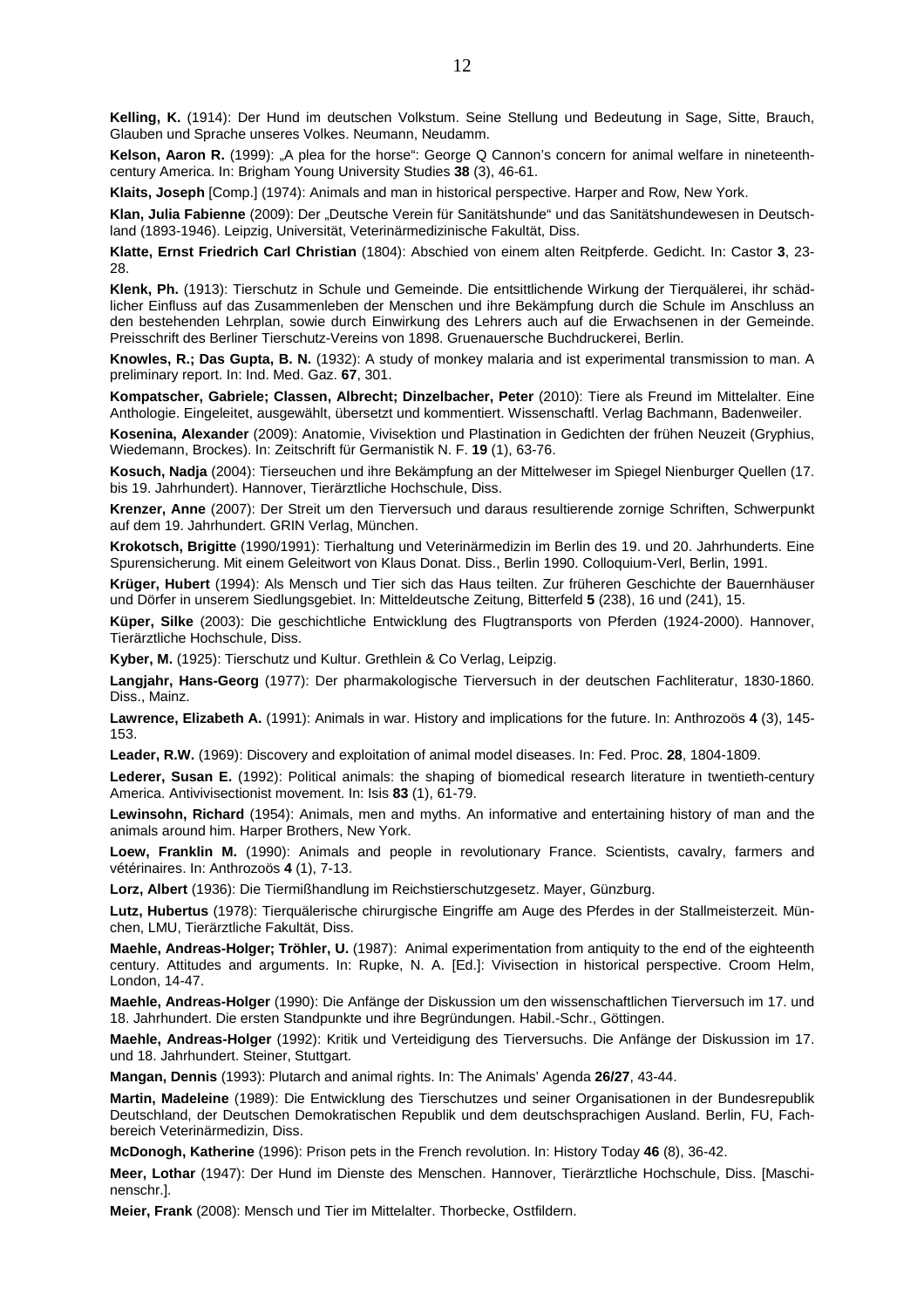**Kelling, K.** (1914): Der Hund im deutschen Volkstum. Seine Stellung und Bedeutung in Sage, Sitte, Brauch, Glauben und Sprache unseres Volkes. Neumann, Neudamm.

**Kelson, Aaron R.** (1999): „A plea for the horse": George Q Cannon's concern for animal welfare in nineteenth-century America. In: Brigham Young University Studies **38** (3), 46-61.

**Klaits, Joseph** [Comp.] (1974): Animals and man in historical perspective. Harper and Row, New York.

**Klan, Julia Fabienne** (2009): Der „Deutsche Verein für Sanitätshunde" und das Sanitätshundewesen in Deutschland (1893-1946). Leipzig, Universität, Veterinärmedizinische Fakultät, Diss.

**Klatte, Ernst Friedrich Carl Christian** (1804): Abschied von einem alten Reitpferde. Gedicht. In: Castor **3**, 23-28.

**Klenk, Ph.** (1913): Tierschutz in Schule und Gemeinde. Die entsittlichende Wirkung der Tierquälerei, ihr schädlicher Einfluss auf das Zusammenleben der Menschen und ihre Bekämpfung durch die Schule im Anschluss an den bestehenden Lehrplan, sowie durch Einwirkung des Lehrers auch auf die Erwachsenen in der Gemeinde. Preisschrift des Berliner Tierschutz-Vereins von 1898. Gruenauersche Buchdruckerei, Berlin.

**Knowles, R.; Das Gupta, B. N.** (1932): A study of monkey malaria and ist experimental transmission to man. A preliminary report. In: Ind. Med. Gaz. **67**, 301.

**Kompatscher, Gabriele; Classen, Albrecht; Dinzelbacher, Peter** (2010): Tiere als Freund im Mittelalter. Eine Anthologie. Eingeleitet, ausgewählt, übersetzt und kommentiert. Wissenschaftl. Verlag Bachmann, Badenweiler.

**Kosenina, Alexander** (2009): Anatomie, Vivisektion und Plastination in Gedichten der frühen Neuzeit (Gryphius, Wiedemann, Brockes). In: Zeitschrift für Germanistik N. F. **19** (1), 63-76.

**Kosuch, Nadja** (2004): Tierseuchen und ihre Bekämpfung an der Mittelweser im Spiegel Nienburger Quellen (17. bis 19. Jahrhundert). Hannover, Tierärztliche Hochschule, Diss.

**Krenzer, Anne** (2007): Der Streit um den Tierversuch und daraus resultierende zornige Schriften, Schwerpunkt auf dem 19. Jahrhundert. GRIN Verlag, München.

**Krokotsch, Brigitte** (1990/1991): Tierhaltung und Veterinärmedizin im Berlin des 19. und 20. Jahrhunderts. Eine Spurensicherung. Mit einem Geleitwort von Klaus Donat. Diss., Berlin 1990. Colloquium-Verl, Berlin, 1991.

**Krüger, Hubert** (1994): Als Mensch und Tier sich das Haus teilten. Zur früheren Geschichte der Bauernhäuser und Dörfer in unserem Siedlungsgebiet. In: Mitteldeutsche Zeitung, Bitterfeld **5** (238), 16 und (241), 15.

**Küper, Silke** (2003): Die geschichtliche Entwicklung des Flugtransports von Pferden (1924-2000). Hannover, Tierärztliche Hochschule, Diss.

**Kyber, M.** (1925): Tierschutz und Kultur. Grethlein & Co Verlag, Leipzig.

**Langjahr, Hans-Georg** (1977): Der pharmakologische Tierversuch in der deutschen Fachliteratur, 1830-1860. Diss., Mainz.

**Lawrence, Elizabeth A.** (1991): Animals in war. History and implications for the future. In: Anthrozoös **4** (3), 145-153.

**Leader, R.W.** (1969): Discovery and exploitation of animal model diseases. In: Fed. Proc. **28**, 1804-1809.

**Lederer, Susan E.** (1992): Political animals: the shaping of biomedical research literature in twentieth-century America. Antivivisectionist movement. In: Isis **83** (1), 61-79.

**Lewinsohn, Richard** (1954): Animals, men and myths. An informative and entertaining history of man and the animals around him. Harper Brothers, New York.

**Loew, Franklin M.** (1990): Animals and people in revolutionary France. Scientists, cavalry, farmers and vétérinaires. In: Anthrozoös **4** (1), 7-13.

**Lorz, Albert** (1936): Die Tiermißhandlung im Reichstierschutzgesetz. Mayer, Günzburg.

**Lutz, Hubertus** (1978): Tierquälerische chirurgische Eingriffe am Auge des Pferdes in der Stallmeisterzeit. München, LMU, Tierärztliche Fakultät, Diss.

**Maehle, Andreas-Holger; Tröhler, U.** (1987): Animal experimentation from antiquity to the end of the eighteenth century. Attitudes and arguments. In: Rupke, N. A. [Ed.]: Vivisection in historical perspective. Croom Helm, London, 14-47.

**Maehle, Andreas-Holger** (1990): Die Anfänge der Diskussion um den wissenschaftlichen Tierversuch im 17. und 18. Jahrhundert. Die ersten Standpunkte und ihre Begründungen. Habil.-Schr., Göttingen.

**Maehle, Andreas-Holger** (1992): Kritik und Verteidigung des Tierversuchs. Die Anfänge der Diskussion im 17. und 18. Jahrhundert. Steiner, Stuttgart.

**Mangan, Dennis** (1993): Plutarch and animal rights. In: The Animals' Agenda **26/27**, 43-44.

**Martin, Madeleine** (1989): Die Entwicklung des Tierschutzes und seiner Organisationen in der Bundesrepublik Deutschland, der Deutschen Demokratischen Republik und dem deutschsprachigen Ausland. Berlin, FU, Fachbereich Veterinärmedizin, Diss.

**McDonogh, Katherine** (1996): Prison pets in the French revolution. In: History Today **46** (8), 36-42.

**Meer, Lothar** (1947): Der Hund im Dienste des Menschen. Hannover, Tierärztliche Hochschule, Diss. [Maschinenschr.].

**Meier, Frank** (2008): Mensch und Tier im Mittelalter. Thorbecke, Ostfildern.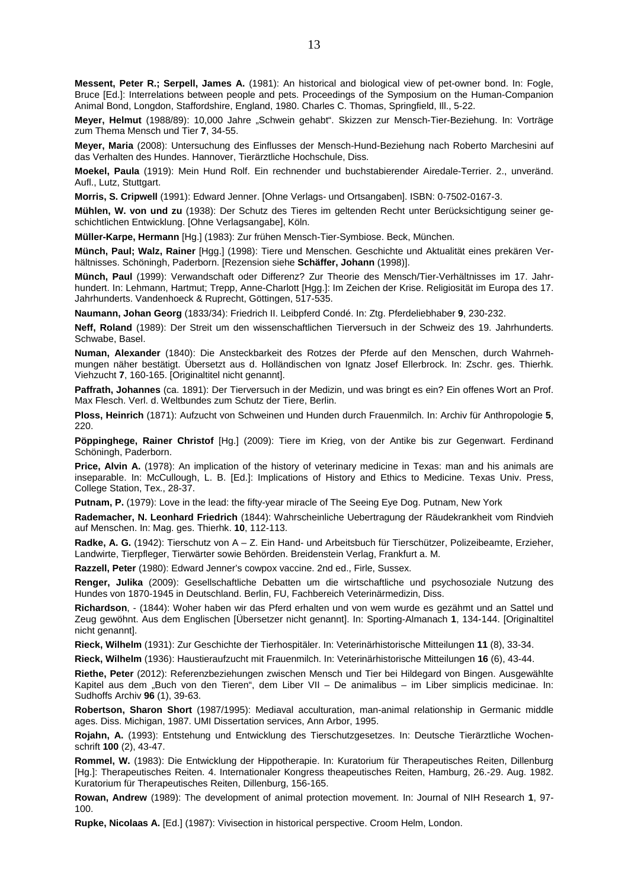**Messent, Peter R.; Serpell, James A.** (1981): An historical and biological view of pet-owner bond. In: Fogle, Bruce [Ed.]: Interrelations between people and pets. Proceedings of the Symposium on the Human-Companion Animal Bond, Longdon, Staffordshire, England, 1980. Charles C. Thomas, Springfield, Ill., 5-22.

**Meyer, Helmut** (1988/89): 10,000 Jahre „Schwein gehabt". Skizzen zur Mensch-Tier-Beziehung. In: Vorträge zum Thema Mensch und Tier **7**, 34-55.

**Meyer, Maria** (2008): Untersuchung des Einflusses der Mensch-Hund-Beziehung nach Roberto Marchesini auf das Verhalten des Hundes. Hannover, Tierärztliche Hochschule, Diss.

**Moekel, Paula** (1919): Mein Hund Rolf. Ein rechnender und buchstabierender Airedale-Terrier. 2., unveränd. Aufl., Lutz, Stuttgart.

**Morris, S. Cripwell** (1991): Edward Jenner. [Ohne Verlags- und Ortsangaben]. ISBN: 0-7502-0167-3.

**Mühlen, W. von und zu** (1938): Der Schutz des Tieres im geltenden Recht unter Berücksichtigung seiner geschichtlichen Entwicklung. [Ohne Verlagsangabe], Köln.

**Müller-Karpe, Hermann** [Hg.] (1983): Zur frühen Mensch-Tier-Symbiose. Beck, München.

**Münch, Paul; Walz, Rainer** [Hgg.] (1998): Tiere und Menschen. Geschichte und Aktualität eines prekären Verhältnisses. Schöningh, Paderborn. [Rezension siehe **Schäffer, Johann** (1998)].

**Münch, Paul** (1999): Verwandschaft oder Differenz? Zur Theorie des Mensch/Tier-Verhältnisses im 17. Jahrhundert. In: Lehmann, Hartmut; Trepp, Anne-Charlott [Hgg.]: Im Zeichen der Krise. Religiosität im Europa des 17. Jahrhunderts. Vandenhoeck & Ruprecht, Göttingen, 517-535.

**Naumann, Johan Georg** (1833/34): Friedrich II. Leibpferd Condé. In: Ztg. Pferdeliebhaber **9**, 230-232.

**Neff, Roland** (1989): Der Streit um den wissenschaftlichen Tierversuch in der Schweiz des 19. Jahrhunderts. Schwabe, Basel.

**Numan, Alexander** (1840): Die Ansteckbarkeit des Rotzes der Pferde auf den Menschen, durch Wahrnehmungen näher bestätigt. Übersetzt aus d. Holländischen von Ignatz Josef Ellerbrock. In: Zschr. ges. Thierhk. Viehzucht **7**, 160-165. [Originaltitel nicht genannt].

**Paffrath, Johannes** (ca. 1891): Der Tierversuch in der Medizin, und was bringt es ein? Ein offenes Wort an Prof. Max Flesch. Verl. d. Weltbundes zum Schutz der Tiere, Berlin.

**Ploss, Heinrich** (1871): Aufzucht von Schweinen und Hunden durch Frauenmilch. In: Archiv für Anthropologie **5**, 220.

**Pöppinghege, Rainer Christof** [Hg.] (2009): Tiere im Krieg, von der Antike bis zur Gegenwart. Ferdinand Schöningh, Paderborn.

**Price, Alvin A.** (1978): An implication of the history of veterinary medicine in Texas: man and his animals are inseparable. In: McCullough, L. B. [Ed.]: Implications of History and Ethics to Medicine. Texas Univ. Press, College Station, Tex., 28-37.

**Putnam, P.** (1979): Love in the lead: the fifty-year miracle of The Seeing Eye Dog. Putnam, New York

**Rademacher, N. Leonhard Friedrich** (1844): Wahrscheinliche Uebertragung der Räudekrankheit vom Rindvieh auf Menschen. In: Mag. ges. Thierhk. **10**, 112-113.

**Radke, A. G.** (1942): Tierschutz von A – Z. Ein Hand- und Arbeitsbuch für Tierschützer, Polizeibeamte, Erzieher, Landwirte, Tierpfleger, Tierwärter sowie Behörden. Breidenstein Verlag, Frankfurt a. M.

**Razzell, Peter** (1980): Edward Jenner's cowpox vaccine. 2nd ed., Firle, Sussex.

**Renger, Julika** (2009): Gesellschaftliche Debatten um die wirtschaftliche und psychosoziale Nutzung des Hundes von 1870-1945 in Deutschland. Berlin, FU, Fachbereich Veterinärmedizin, Diss.

**Richardson**, - (1844): Woher haben wir das Pferd erhalten und von wem wurde es gezähmt und an Sattel und Zeug gewöhnt. Aus dem Englischen [Übersetzer nicht genannt]. In: Sporting-Almanach **1**, 134-144. [Originaltitel nicht genannt].

**Rieck, Wilhelm** (1931): Zur Geschichte der Tierhospitäler. In: Veterinärhistorische Mitteilungen **11** (8), 33-34.

**Rieck, Wilhelm** (1936): Haustieraufzucht mit Frauenmilch. In: Veterinärhistorische Mitteilungen **16** (6), 43-44.

**Riethe, Peter** (2012): Referenzbeziehungen zwischen Mensch und Tier bei Hildegard von Bingen. Ausgewählte Kapitel aus dem „Buch von den Tieren", dem Liber VII – De animalibus – im Liber simplicis medicinae. In: Sudhoffs Archiv **96** (1), 39-63.

**Robertson, Sharon Short** (1987/1995): Mediaval acculturation, man-animal relationship in Germanic middle ages. Diss. Michigan, 1987. UMI Dissertation services, Ann Arbor, 1995.

**Rojahn, A.** (1993): Entstehung und Entwicklung des Tierschutzgesetzes. In: Deutsche Tierärztliche Wochenschrift **100** (2), 43-47.

**Rommel, W.** (1983): Die Entwicklung der Hippotherapie. In: Kuratorium für Therapeutisches Reiten, Dillenburg [Hg.]: Therapeutisches Reiten. 4. Internationaler Kongress theapeutisches Reiten, Hamburg, 26.-29. Aug. 1982. Kuratorium für Therapeutisches Reiten, Dillenburg, 156-165.

**Rowan, Andrew** (1989): The development of animal protection movement. In: Journal of NIH Research **1**, 97-100.

**Rupke, Nicolaas A.** [Ed.] (1987): Vivisection in historical perspective. Croom Helm, London.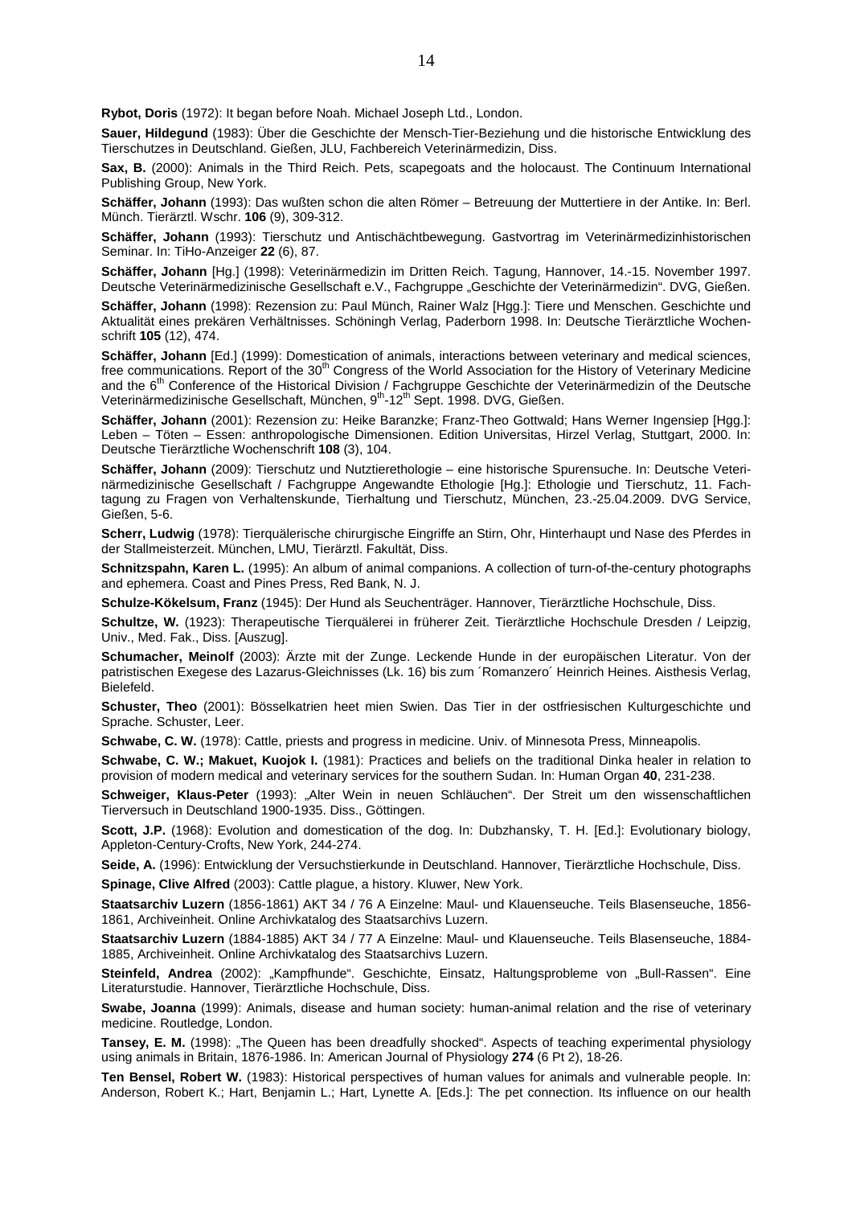**Rybot, Doris** (1972): It began before Noah. Michael Joseph Ltd., London.

**Sauer, Hildegund** (1983): Über die Geschichte der Mensch-Tier-Beziehung und die historische Entwicklung des Tierschutzes in Deutschland. Gießen, JLU, Fachbereich Veterinärmedizin, Diss.

**Sax, B.** (2000): Animals in the Third Reich. Pets, scapegoats and the holocaust. The Continuum International Publishing Group, New York.

**Schäffer, Johann** (1993): Das wußten schon die alten Römer – Betreuung der Muttertiere in der Antike. In: Berl. Münch. Tierärztl. Wschr. **106** (9), 309-312.

**Schäffer, Johann** (1993): Tierschutz und Antischächtbewegung. Gastvortrag im Veterinärmedizinhistorischen Seminar. In: TiHo-Anzeiger **22** (6), 87.

**Schäffer, Johann** [Hg.] (1998): Veterinärmedizin im Dritten Reich. Tagung, Hannover, 14.-15. November 1997. Deutsche Veterinärmedizinische Gesellschaft e.V., Fachgruppe „Geschichte der Veterinärmedizin". DVG, Gießen.

**Schäffer, Johann** (1998): Rezension zu: Paul Münch, Rainer Walz [Hgg.]: Tiere und Menschen. Geschichte und Aktualität eines prekären Verhältnisses. Schöningh Verlag, Paderborn 1998. In: Deutsche Tierärztliche Wochenschrift **105** (12), 474.

**Schäffer, Johann** [Ed.] (1999): Domestication of animals, interactions between veterinary and medical sciences, free communications. Report of the 30th Congress of the World Association for the History of Veterinary Medicine and the 6th Conference of the Historical Division / Fachgruppe Geschichte der Veterinärmedizin of the Deutsche Veterinärmedizinische Gesellschaft, München, 9th-12th Sept. 1998. DVG, Gießen.

**Schäffer, Johann** (2001): Rezension zu: Heike Baranzke; Franz-Theo Gottwald; Hans Werner Ingensiep [Hgg.]: Leben – Töten – Essen: anthropologische Dimensionen. Edition Universitas, Hirzel Verlag, Stuttgart, 2000. In: Deutsche Tierärztliche Wochenschrift **108** (3), 104.

**Schäffer, Johann** (2009): Tierschutz und Nutztierethologie – eine historische Spurensuche. In: Deutsche Veterinärmedizinische Gesellschaft / Fachgruppe Angewandte Ethologie [Hg.]: Ethologie und Tierschutz, 11. Fachtagung zu Fragen von Verhaltenskunde, Tierhaltung und Tierschutz, München, 23.-25.04.2009. DVG Service, Gießen, 5-6.

**Scherr, Ludwig** (1978): Tierquälerische chirurgische Eingriffe an Stirn, Ohr, Hinterhaupt und Nase des Pferdes in der Stallmeisterzeit. München, LMU, Tierärztl. Fakultät, Diss.

**Schnitzspahn, Karen L.** (1995): An album of animal companions. A collection of turn-of-the-century photographs and ephemera. Coast and Pines Press, Red Bank, N. J.

**Schulze-Kökelsum, Franz** (1945): Der Hund als Seuchenträger. Hannover, Tierärztliche Hochschule, Diss.

**Schultze, W.** (1923): Therapeutische Tierquälerei in früherer Zeit. Tierärztliche Hochschule Dresden / Leipzig, Univ., Med. Fak., Diss. [Auszug].

**Schumacher, Meinolf** (2003): Ärzte mit der Zunge. Leckende Hunde in der europäischen Literatur. Von der patristischen Exegese des Lazarus-Gleichnisses (Lk. 16) bis zum ´Romanzero´ Heinrich Heines. Aisthesis Verlag, Bielefeld.

**Schuster, Theo** (2001): Bösselkatrien heet mien Swien. Das Tier in der ostfriesischen Kulturgeschichte und Sprache. Schuster, Leer.

**Schwabe, C. W.** (1978): Cattle, priests and progress in medicine. Univ. of Minnesota Press, Minneapolis.

**Schwabe, C. W.; Makuet, Kuojok I.** (1981): Practices and beliefs on the traditional Dinka healer in relation to provision of modern medical and veterinary services for the southern Sudan. In: Human Organ **40**, 231-238.

**Schweiger, Klaus-Peter** (1993): „Alter Wein in neuen Schläuchen". Der Streit um den wissenschaftlichen Tierversuch in Deutschland 1900-1935. Diss., Göttingen.

**Scott, J.P.** (1968): Evolution and domestication of the dog. In: Dubzhansky, T. H. [Ed.]: Evolutionary biology, Appleton-Century-Crofts, New York, 244-274.

**Seide, A.** (1996): Entwicklung der Versuchstierkunde in Deutschland. Hannover, Tierärztliche Hochschule, Diss.

**Spinage, Clive Alfred** (2003): Cattle plague, a history. Kluwer, New York.

**Staatsarchiv Luzern** (1856-1861) AKT 34 / 76 A Einzelne: Maul- und Klauenseuche. Teils Blasenseuche, 1856-1861, Archiveinheit. Online Archivkatalog des Staatsarchivs Luzern.

**Staatsarchiv Luzern** (1884-1885) AKT 34 / 77 A Einzelne: Maul- und Klauenseuche. Teils Blasenseuche, 1884-1885, Archiveinheit. Online Archivkatalog des Staatsarchivs Luzern.

**Steinfeld, Andrea** (2002): „Kampfhunde". Geschichte, Einsatz, Haltungsprobleme von „Bull-Rassen". Eine Literaturstudie. Hannover, Tierärztliche Hochschule, Diss.

**Swabe, Joanna** (1999): Animals, disease and human society: human-animal relation and the rise of veterinary medicine. Routledge, London.

**Tansey, E. M.** (1998): „The Queen has been dreadfully shocked". Aspects of teaching experimental physiology using animals in Britain, 1876-1986. In: American Journal of Physiology **274** (6 Pt 2), 18-26.

**Ten Bensel, Robert W.** (1983): Historical perspectives of human values for animals and vulnerable people. In: Anderson, Robert K.; Hart, Benjamin L.; Hart, Lynette A. [Eds.]: The pet connection. Its influence on our health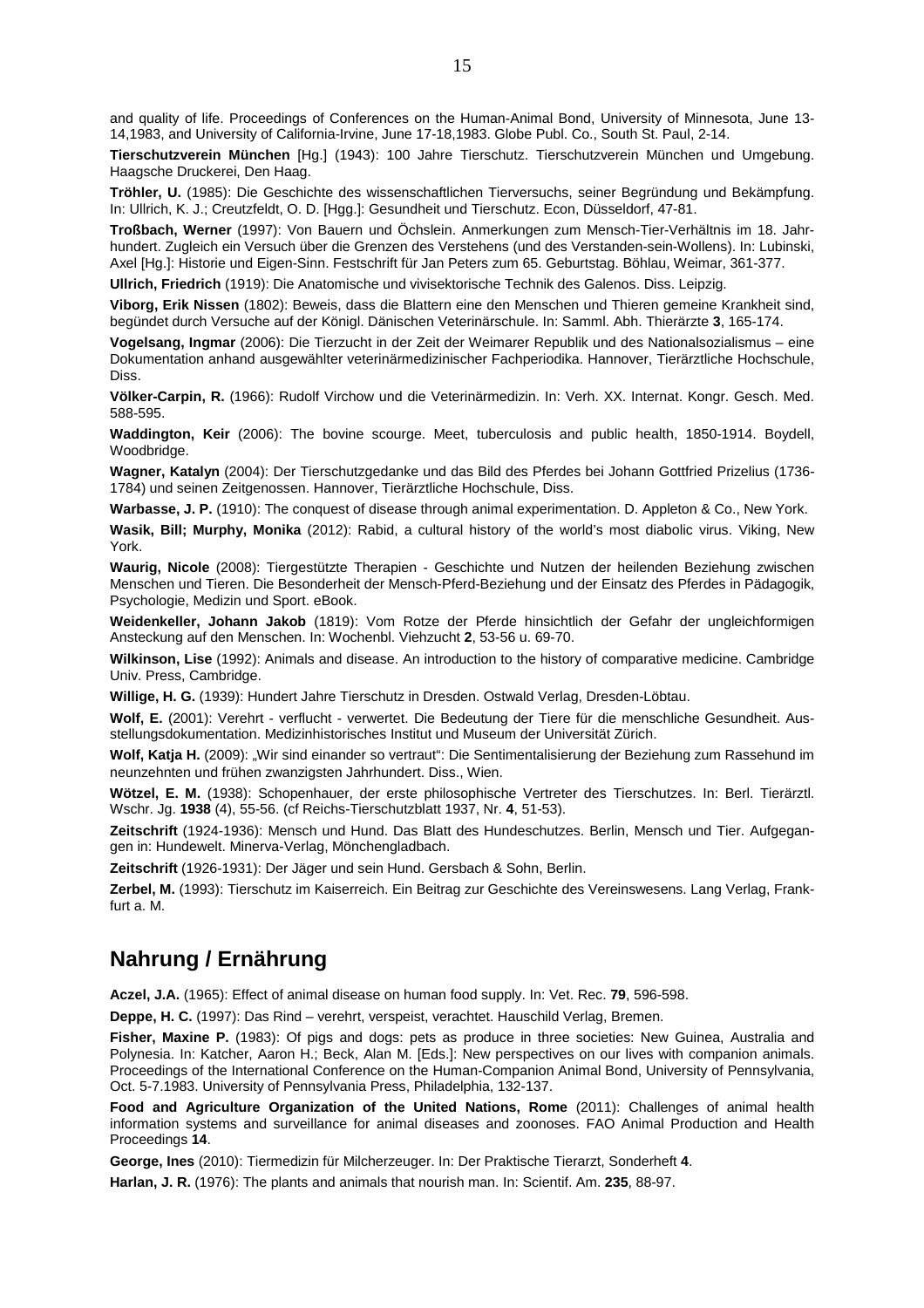and quality of life. Proceedings of Conferences on the Human-Animal Bond, University of Minnesota, June 13-14,1983, and University of California-Irvine, June 17-18,1983. Globe Publ. Co., South St. Paul, 2-14.

**Tierschutzverein München** [Hg.] (1943): 100 Jahre Tierschutz. Tierschutzverein München und Umgebung. Haagsche Druckerei, Den Haag.

**Tröhler, U.** (1985): Die Geschichte des wissenschaftlichen Tierversuchs, seiner Begründung und Bekämpfung. In: Ullrich, K. J.; Creutzfeldt, O. D. [Hgg.]: Gesundheit und Tierschutz. Econ, Düsseldorf, 47-81.

**Troßbach, Werner** (1997): Von Bauern und Öchslein. Anmerkungen zum Mensch-Tier-Verhältnis im 18. Jahrhundert. Zugleich ein Versuch über die Grenzen des Verstehens (und des Verstanden-sein-Wollens). In: Lubinski, Axel [Hg.]: Historie und Eigen-Sinn. Festschrift für Jan Peters zum 65. Geburtstag. Böhlau, Weimar, 361-377.

**Ullrich, Friedrich** (1919): Die Anatomische und vivisektorische Technik des Galenos. Diss. Leipzig.

**Viborg, Erik Nissen** (1802): Beweis, dass die Blattern eine den Menschen und Thieren gemeine Krankheit sind, begündet durch Versuche auf der Königl. Dänischen Veterinärschule. In: Samml. Abh. Thierärzte **3**, 165-174.

**Vogelsang, Ingmar** (2006): Die Tierzucht in der Zeit der Weimarer Republik und des Nationalsozialismus – eine Dokumentation anhand ausgewählter veterinärmedizinischer Fachperiodika. Hannover, Tierärztliche Hochschule, Diss.

**Völker-Carpin, R.** (1966): Rudolf Virchow und die Veterinärmedizin. In: Verh. XX. Internat. Kongr. Gesch. Med. 588-595.

**Waddington, Keir** (2006): The bovine scourge. Meet, tuberculosis and public health, 1850-1914. Boydell, Woodbridge.

**Wagner, Katalyn** (2004): Der Tierschutzgedanke und das Bild des Pferdes bei Johann Gottfried Prizelius (1736-1784) und seinen Zeitgenossen. Hannover, Tierärztliche Hochschule, Diss.

**Warbasse, J. P.** (1910): The conquest of disease through animal experimentation. D. Appleton & Co., New York.

**Wasik, Bill; Murphy, Monika** (2012): Rabid, a cultural history of the world's most diabolic virus. Viking, New York.

**Waurig, Nicole** (2008): Tiergestützte Therapien - Geschichte und Nutzen der heilenden Beziehung zwischen Menschen und Tieren. Die Besonderheit der Mensch-Pferd-Beziehung und der Einsatz des Pferdes in Pädagogik, Psychologie, Medizin und Sport. eBook.

**Weidenkeller, Johann Jakob** (1819): Vom Rotze der Pferde hinsichtlich der Gefahr der ungleichformigen Ansteckung auf den Menschen. In: Wochenbl. Viehzucht **2**, 53-56 u. 69-70.

**Wilkinson, Lise** (1992): Animals and disease. An introduction to the history of comparative medicine. Cambridge Univ. Press, Cambridge.

**Willige, H. G.** (1939): Hundert Jahre Tierschutz in Dresden. Ostwald Verlag, Dresden-Löbtau.

**Wolf, E.** (2001): Verehrt - verflucht - verwertet. Die Bedeutung der Tiere für die menschliche Gesundheit. Ausstellungsdokumentation. Medizinhistorisches Institut und Museum der Universität Zürich.

**Wolf, Katja H.** (2009): „Wir sind einander so vertraut": Die Sentimentalisierung der Beziehung zum Rassehund im neunzehnten und frühen zwanzigsten Jahrhundert. Diss., Wien.

**Wötzel, E. M.** (1938): Schopenhauer, der erste philosophische Vertreter des Tierschutzes. In: Berl. Tierärztl. Wschr. Jg. **1938** (4), 55-56. (cf Reichs-Tierschutzblatt 1937, Nr. **4**, 51-53).

**Zeitschrift** (1924-1936): Mensch und Hund. Das Blatt des Hundeschutzes. Berlin, Mensch und Tier. Aufgegangen in: Hundewelt. Minerva-Verlag, Mönchengladbach.

**Zeitschrift** (1926-1931): Der Jäger und sein Hund. Gersbach & Sohn, Berlin.

**Zerbel, M.** (1993): Tierschutz im Kaiserreich. Ein Beitrag zur Geschichte des Vereinswesens. Lang Verlag, Frankfurt a. M.

## Nahrung / Ernährung

**Aczel, J.A.** (1965): Effect of animal disease on human food supply. In: Vet. Rec. **79**, 596-598.

**Deppe, H. C.** (1997): Das Rind – verehrt, verspeist, verachtet. Hauschild Verlag, Bremen.

**Fisher, Maxine P.** (1983): Of pigs and dogs: pets as produce in three societies: New Guinea, Australia and Polynesia. In: Katcher, Aaron H.; Beck, Alan M. [Eds.]: New perspectives on our lives with companion animals. Proceedings of the International Conference on the Human-Companion Animal Bond, University of Pennsylvania, Oct. 5-7.1983. University of Pennsylvania Press, Philadelphia, 132-137.

**Food and Agriculture Organization of the United Nations, Rome** (2011): Challenges of animal health information systems and surveillance for animal diseases and zoonoses. FAO Animal Production and Health Proceedings **14**.

**George, Ines** (2010): Tiermedizin für Milcherzeuger. In: Der Praktische Tierarzt, Sonderheft **4**.

**Harlan, J. R.** (1976): The plants and animals that nourish man. In: Scientif. Am. **235**, 88-97.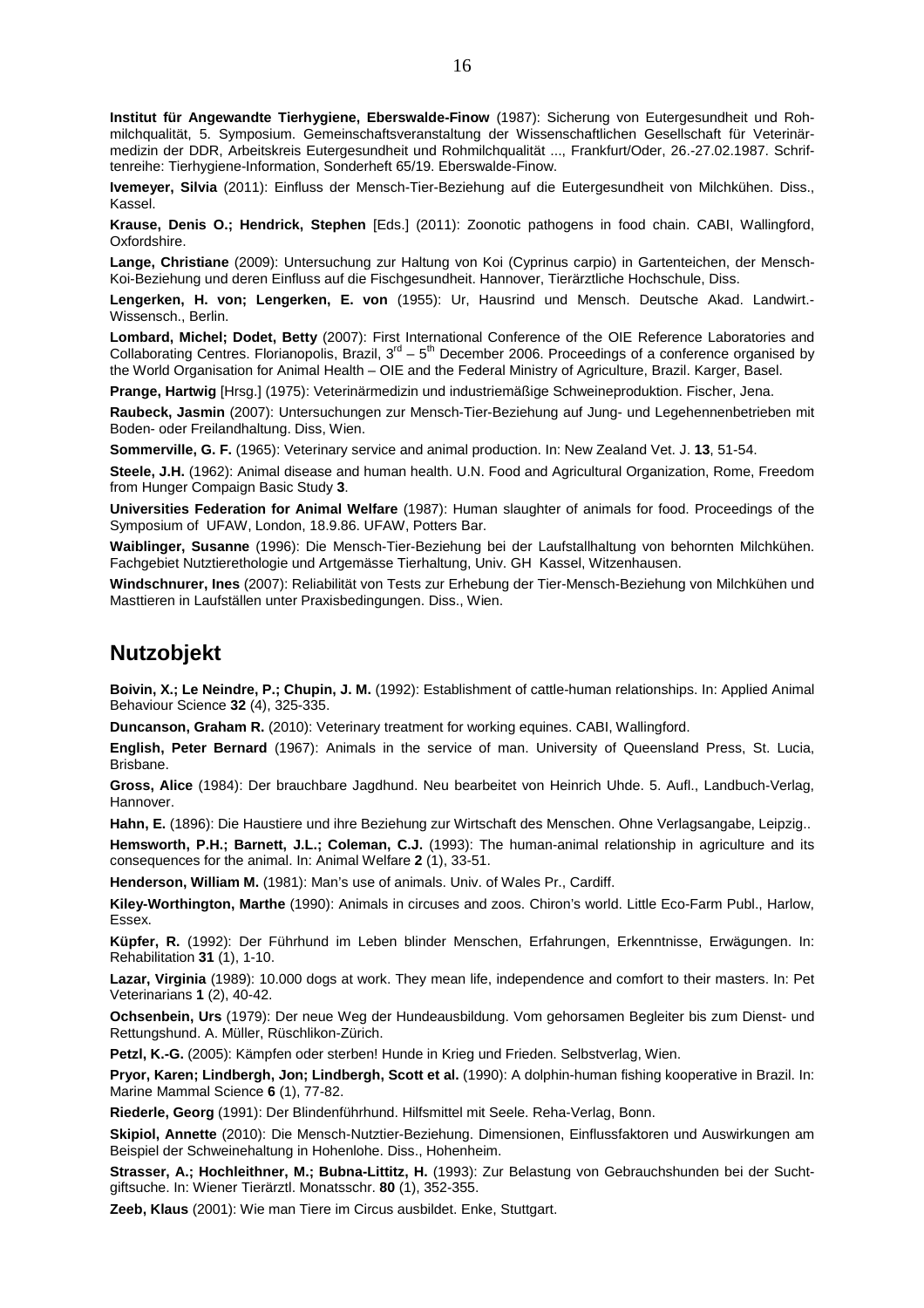**Institut für Angewandte Tierhygiene, Eberswalde-Finow** (1987): Sicherung von Eutergesundheit und Rohmilchqualität, 5. Symposium. Gemeinschaftsveranstaltung der Wissenschaftlichen Gesellschaft für Veterinärmedizin der DDR, Arbeitskreis Eutergesundheit und Rohmilchqualität ..., Frankfurt/Oder, 26.-27.02.1987. Schriftenreihe: Tierhygiene-Information, Sonderheft 65/19. Eberswalde-Finow.

**Ivemeyer, Silvia** (2011): Einfluss der Mensch-Tier-Beziehung auf die Eutergesundheit von Milchkühen. Diss., Kassel.

**Krause, Denis O.; Hendrick, Stephen** [Eds.] (2011): Zoonotic pathogens in food chain. CABI, Wallingford, Oxfordshire.

**Lange, Christiane** (2009): Untersuchung zur Haltung von Koi (Cyprinus carpio) in Gartenteichen, der Mensch-Koi-Beziehung und deren Einfluss auf die Fischgesundheit. Hannover, Tierärztliche Hochschule, Diss.

**Lengerken, H. von; Lengerken, E. von** (1955): Ur, Hausrind und Mensch. Deutsche Akad. Landwirt.-Wissensch., Berlin.

**Lombard, Michel; Dodet, Betty** (2007): First International Conference of the OIE Reference Laboratories and Collaborating Centres. Florianopolis, Brazil, 3rd – 5th December 2006. Proceedings of a conference organised by the World Organisation for Animal Health – OIE and the Federal Ministry of Agriculture, Brazil. Karger, Basel.

**Prange, Hartwig** [Hrsg.] (1975): Veterinärmedizin und industriemäßige Schweineproduktion. Fischer, Jena.

**Raubeck, Jasmin** (2007): Untersuchungen zur Mensch-Tier-Beziehung auf Jung- und Legehennenbetrieben mit Boden- oder Freilandhaltung. Diss, Wien.

**Sommerville, G. F.** (1965): Veterinary service and animal production. In: New Zealand Vet. J. **13**, 51-54.

**Steele, J.H.** (1962): Animal disease and human health. U.N. Food and Agricultural Organization, Rome, Freedom from Hunger Compaign Basic Study **3**.

**Universities Federation for Animal Welfare** (1987): Human slaughter of animals for food. Proceedings of the Symposium of UFAW, London, 18.9.86. UFAW, Potters Bar.

**Waiblinger, Susanne** (1996): Die Mensch-Tier-Beziehung bei der Laufstallhaltung von behornten Milchkühen. Fachgebiet Nutztierethologie und Artgemässe Tierhaltung, Univ. GH Kassel, Witzenhausen.

**Windschnurer, Ines** (2007): Reliabilität von Tests zur Erhebung der Tier-Mensch-Beziehung von Milchkühen und Masttieren in Laufställen unter Praxisbedingungen. Diss., Wien.

## Nutzobjekt

**Boivin, X.; Le Neindre, P.; Chupin, J. M.** (1992): Establishment of cattle-human relationships. In: Applied Animal Behaviour Science **32** (4), 325-335.

**Duncanson, Graham R.** (2010): Veterinary treatment for working equines. CABI, Wallingford.

**English, Peter Bernard** (1967): Animals in the service of man. University of Queensland Press, St. Lucia, Brisbane.

**Gross, Alice** (1984): Der brauchbare Jagdhund. Neu bearbeitet von Heinrich Uhde. 5. Aufl., Landbuch-Verlag, Hannover.

**Hahn, E.** (1896): Die Haustiere und ihre Beziehung zur Wirtschaft des Menschen. Ohne Verlagsangabe, Leipzig..

**Hemsworth, P.H.; Barnett, J.L.; Coleman, C.J.** (1993): The human-animal relationship in agriculture and its consequences for the animal. In: Animal Welfare **2** (1), 33-51.

**Henderson, William M.** (1981): Man's use of animals. Univ. of Wales Pr., Cardiff.

**Kiley-Worthington, Marthe** (1990): Animals in circuses and zoos. Chiron's world. Little Eco-Farm Publ., Harlow, Essex.

**Küpfer, R.** (1992): Der Führhund im Leben blinder Menschen, Erfahrungen, Erkenntnisse, Erwägungen. In: Rehabilitation **31** (1), 1-10.

**Lazar, Virginia** (1989): 10.000 dogs at work. They mean life, independence and comfort to their masters. In: Pet Veterinarians **1** (2), 40-42.

**Ochsenbein, Urs** (1979): Der neue Weg der Hundeausbildung. Vom gehorsamen Begleiter bis zum Dienst- und Rettungshund. A. Müller, Rüschlikon-Zürich.

**Petzl, K.-G.** (2005): Kämpfen oder sterben! Hunde in Krieg und Frieden. Selbstverlag, Wien.

**Pryor, Karen; Lindbergh, Jon; Lindbergh, Scott et al.** (1990): A dolphin-human fishing kooperative in Brazil. In: Marine Mammal Science **6** (1), 77-82.

**Riederle, Georg** (1991): Der Blindenführhund. Hilfsmittel mit Seele. Reha-Verlag, Bonn.

**Skipiol, Annette** (2010): Die Mensch-Nutztier-Beziehung. Dimensionen, Einflussfaktoren und Auswirkungen am Beispiel der Schweinehaltung in Hohenlohe. Diss., Hohenheim.

**Strasser, A.; Hochleithner, M.; Bubna-Littitz, H.** (1993): Zur Belastung von Gebrauchshunden bei der Suchtgiftsuche. In: Wiener Tierärztl. Monatsschr. **80** (1), 352-355.

**Zeeb, Klaus** (2001): Wie man Tiere im Circus ausbildet. Enke, Stuttgart.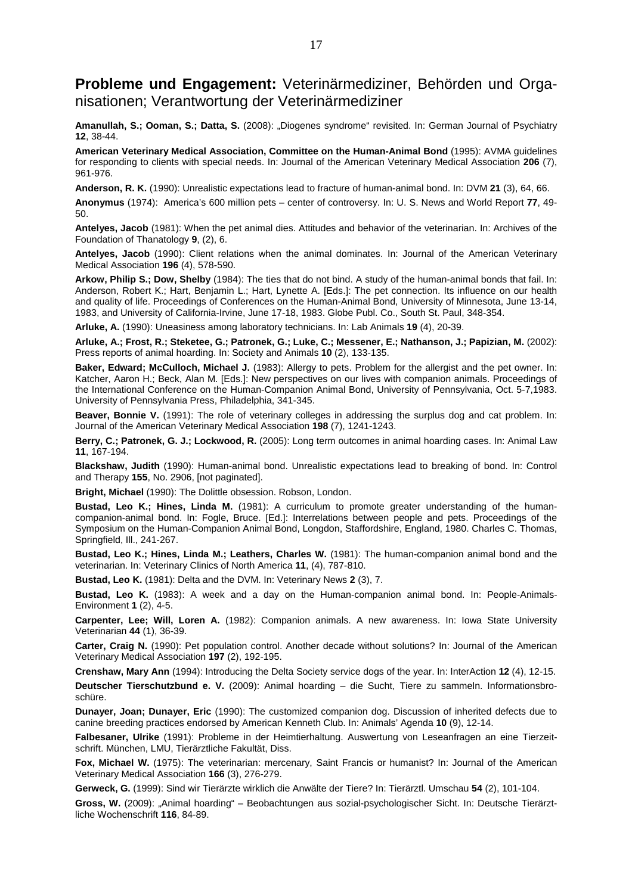## **Probleme und Engagement:** Veterinärmediziner, Behörden und Organisationen; Verantwortung der Veterinärmediziner

**Amanullah, S.; Ooman, S.; Datta, S.** (2008): „Diogenes syndrome" revisited. In: German Journal of Psychiatry **12**, 38-44.

**American Veterinary Medical Association, Committee on the Human-Animal Bond** (1995): AVMA guidelines for responding to clients with special needs. In: Journal of the American Veterinary Medical Association **206** (7), 961-976.

**Anderson, R. K.** (1990): Unrealistic expectations lead to fracture of human-animal bond. In: DVM **21** (3), 64, 66.

**Anonymus** (1974): America's 600 million pets – center of controversy. In: U. S. News and World Report **77**, 49-50.

**Antelyes, Jacob** (1981): When the pet animal dies. Attitudes and behavior of the veterinarian. In: Archives of the Foundation of Thanatology **9**, (2), 6.

**Antelyes, Jacob** (1990): Client relations when the animal dominates. In: Journal of the American Veterinary Medical Association **196** (4), 578-590.

**Arkow, Philip S.; Dow, Shelby** (1984): The ties that do not bind. A study of the human-animal bonds that fail. In: Anderson, Robert K.; Hart, Benjamin L.; Hart, Lynette A. [Eds.]: The pet connection. Its influence on our health and quality of life. Proceedings of Conferences on the Human-Animal Bond, University of Minnesota, June 13-14, 1983, and University of California-Irvine, June 17-18, 1983. Globe Publ. Co., South St. Paul, 348-354.

**Arluke, A.** (1990): Uneasiness among laboratory technicians. In: Lab Animals **19** (4), 20-39.

**Arluke, A.; Frost, R.; Steketee, G.; Patronek, G.; Luke, C.; Messener, E.; Nathanson, J.; Papizian, M.** (2002): Press reports of animal hoarding. In: Society and Animals **10** (2), 133-135.

**Baker, Edward; McCulloch, Michael J.** (1983): Allergy to pets. Problem for the allergist and the pet owner. In: Katcher, Aaron H.; Beck, Alan M. [Eds.]: New perspectives on our lives with companion animals. Proceedings of the International Conference on the Human-Companion Animal Bond, University of Pennsylvania, Oct. 5-7,1983. University of Pennsylvania Press, Philadelphia, 341-345.

**Beaver, Bonnie V.** (1991): The role of veterinary colleges in addressing the surplus dog and cat problem. In: Journal of the American Veterinary Medical Association **198** (7), 1241-1243.

**Berry, C.; Patronek, G. J.; Lockwood, R.** (2005): Long term outcomes in animal hoarding cases. In: Animal Law **11**, 167-194.

**Blackshaw, Judith** (1990): Human-animal bond. Unrealistic expectations lead to breaking of bond. In: Control and Therapy **155**, No. 2906, [not paginated].

**Bright, Michael** (1990): The Dolittle obsession. Robson, London.

**Bustad, Leo K.; Hines, Linda M.** (1981): A curriculum to promote greater understanding of the human-companion-animal bond. In: Fogle, Bruce. [Ed.]: Interrelations between people and pets. Proceedings of the Symposium on the Human-Companion Animal Bond, Longdon, Staffordshire, England, 1980. Charles C. Thomas, Springfield, Ill., 241-267.

**Bustad, Leo K.; Hines, Linda M.; Leathers, Charles W.** (1981): The human-companion animal bond and the veterinarian. In: Veterinary Clinics of North America **11**, (4), 787-810.

**Bustad, Leo K.** (1981): Delta and the DVM. In: Veterinary News **2** (3), 7.

**Bustad, Leo K.** (1983): A week and a day on the Human-companion animal bond. In: People-Animals-Environment **1** (2), 4-5.

**Carpenter, Lee; Will, Loren A.** (1982): Companion animals. A new awareness. In: Iowa State University Veterinarian **44** (1), 36-39.

**Carter, Craig N.** (1990): Pet population control. Another decade without solutions? In: Journal of the American Veterinary Medical Association **197** (2), 192-195.

**Crenshaw, Mary Ann** (1994): Introducing the Delta Society service dogs of the year. In: InterAction **12** (4), 12-15.

**Deutscher Tierschutzbund e. V.** (2009): Animal hoarding – die Sucht, Tiere zu sammeln. Informationsbroschüre.

**Dunayer, Joan; Dunayer, Eric** (1990): The customized companion dog. Discussion of inherited defects due to canine breeding practices endorsed by American Kenneth Club. In: Animals' Agenda **10** (9), 12-14.

**Falbesaner, Ulrike** (1991): Probleme in der Heimtierhaltung. Auswertung von Leseanfragen an eine Tierzeitschrift. München, LMU, Tierärztliche Fakultät, Diss.

**Fox, Michael W.** (1975): The veterinarian: mercenary, Saint Francis or humanist? In: Journal of the American Veterinary Medical Association **166** (3), 276-279.

**Gerweck, G.** (1999): Sind wir Tierärzte wirklich die Anwälte der Tiere? In: Tierärztl. Umschau **54** (2), 101-104.

**Gross, W.** (2009): „Animal hoarding" – Beobachtungen aus sozial-psychologischer Sicht. In: Deutsche Tierärztliche Wochenschrift **116**, 84-89.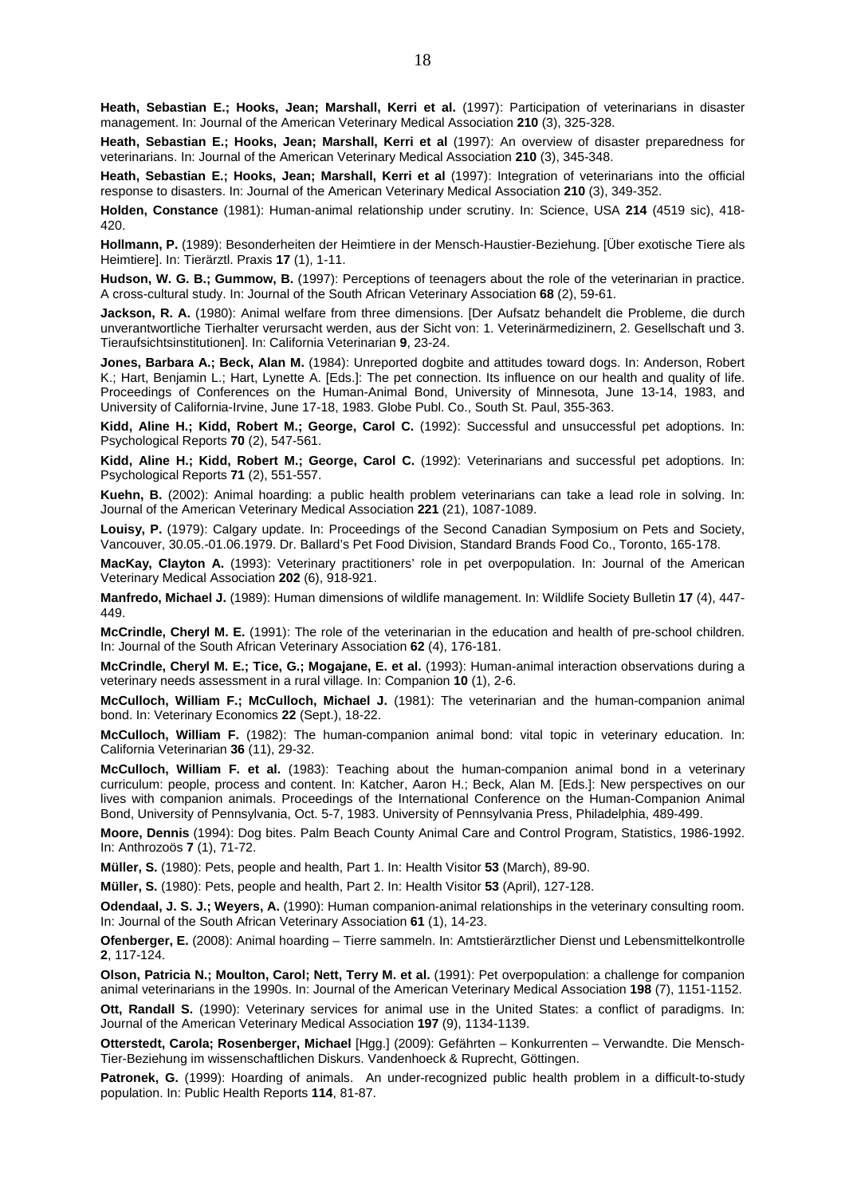**Heath, Sebastian E.; Hooks, Jean; Marshall, Kerri et al.** (1997): Participation of veterinarians in disaster management. In: Journal of the American Veterinary Medical Association **210** (3), 325-328.

**Heath, Sebastian E.; Hooks, Jean; Marshall, Kerri et al** (1997): An overview of disaster preparedness for veterinarians. In: Journal of the American Veterinary Medical Association **210** (3), 345-348.

**Heath, Sebastian E.; Hooks, Jean; Marshall, Kerri et al** (1997): Integration of veterinarians into the official response to disasters. In: Journal of the American Veterinary Medical Association **210** (3), 349-352.

**Holden, Constance** (1981): Human-animal relationship under scrutiny. In: Science, USA **214** (4519 sic), 418-420.

**Hollmann, P.** (1989): Besonderheiten der Heimtiere in der Mensch-Haustier-Beziehung. [Über exotische Tiere als Heimtiere]. In: Tierärztl. Praxis **17** (1), 1-11.

**Hudson, W. G. B.; Gummow, B.** (1997): Perceptions of teenagers about the role of the veterinarian in practice. A cross-cultural study. In: Journal of the South African Veterinary Association **68** (2), 59-61.

**Jackson, R. A.** (1980): Animal welfare from three dimensions. [Der Aufsatz behandelt die Probleme, die durch unverantwortliche Tierhalter verursacht werden, aus der Sicht von: 1. Veterinärmedizinern, 2. Gesellschaft und 3. Tieraufsichtsinstitutionen]. In: California Veterinarian **9**, 23-24.

**Jones, Barbara A.; Beck, Alan M.** (1984): Unreported dogbite and attitudes toward dogs. In: Anderson, Robert K.; Hart, Benjamin L.; Hart, Lynette A. [Eds.]: The pet connection. Its influence on our health and quality of life. Proceedings of Conferences on the Human-Animal Bond, University of Minnesota, June 13-14, 1983, and University of California-Irvine, June 17-18, 1983. Globe Publ. Co., South St. Paul, 355-363.

**Kidd, Aline H.; Kidd, Robert M.; George, Carol C.** (1992): Successful and unsuccessful pet adoptions. In: Psychological Reports **70** (2), 547-561.

**Kidd, Aline H.; Kidd, Robert M.; George, Carol C.** (1992): Veterinarians and successful pet adoptions. In: Psychological Reports **71** (2), 551-557.

**Kuehn, B.** (2002): Animal hoarding: a public health problem veterinarians can take a lead role in solving. In: Journal of the American Veterinary Medical Association **221** (21), 1087-1089.

**Louisy, P.** (1979): Calgary update. In: Proceedings of the Second Canadian Symposium on Pets and Society, Vancouver, 30.05.-01.06.1979. Dr. Ballard's Pet Food Division, Standard Brands Food Co., Toronto, 165-178.

**MacKay, Clayton A.** (1993): Veterinary practitioners' role in pet overpopulation. In: Journal of the American Veterinary Medical Association **202** (6), 918-921.

**Manfredo, Michael J.** (1989): Human dimensions of wildlife management. In: Wildlife Society Bulletin **17** (4), 447-449.

**McCrindle, Cheryl M. E.** (1991): The role of the veterinarian in the education and health of pre-school children. In: Journal of the South African Veterinary Association **62** (4), 176-181.

**McCrindle, Cheryl M. E.; Tice, G.; Mogajane, E. et al.** (1993): Human-animal interaction observations during a veterinary needs assessment in a rural village. In: Companion **10** (1), 2-6.

**McCulloch, William F.; McCulloch, Michael J.** (1981): The veterinarian and the human-companion animal bond. In: Veterinary Economics **22** (Sept.), 18-22.

**McCulloch, William F.** (1982): The human-companion animal bond: vital topic in veterinary education. In: California Veterinarian **36** (11), 29-32.

**McCulloch, William F. et al.** (1983): Teaching about the human-companion animal bond in a veterinary curriculum: people, process and content. In: Katcher, Aaron H.; Beck, Alan M. [Eds.]: New perspectives on our lives with companion animals. Proceedings of the International Conference on the Human-Companion Animal Bond, University of Pennsylvania, Oct. 5-7, 1983. University of Pennsylvania Press, Philadelphia, 489-499.

**Moore, Dennis** (1994): Dog bites. Palm Beach County Animal Care and Control Program, Statistics, 1986-1992. In: Anthrozoös **7** (1), 71-72.

**Müller, S.** (1980): Pets, people and health, Part 1. In: Health Visitor **53** (March), 89-90.

**Müller, S.** (1980): Pets, people and health, Part 2. In: Health Visitor **53** (April), 127-128.

**Odendaal, J. S. J.; Weyers, A.** (1990): Human companion-animal relationships in the veterinary consulting room. In: Journal of the South African Veterinary Association **61** (1), 14-23.

**Ofenberger, E.** (2008): Animal hoarding – Tierre sammeln. In: Amtstierärztlicher Dienst und Lebensmittelkontrolle **2**, 117-124.

**Olson, Patricia N.; Moulton, Carol; Nett, Terry M. et al.** (1991): Pet overpopulation: a challenge for companion animal veterinarians in the 1990s. In: Journal of the American Veterinary Medical Association **198** (7), 1151-1152.

**Ott, Randall S.** (1990): Veterinary services for animal use in the United States: a conflict of paradigms. In: Journal of the American Veterinary Medical Association **197** (9), 1134-1139.

**Otterstedt, Carola; Rosenberger, Michael** [Hgg.] (2009): Gefährten – Konkurrenten – Verwandte. Die Mensch-Tier-Beziehung im wissenschaftlichen Diskurs. Vandenhoeck & Ruprecht, Göttingen.

**Patronek, G.** (1999): Hoarding of animals. An under-recognized public health problem in a difficult-to-study population. In: Public Health Reports **114**, 81-87.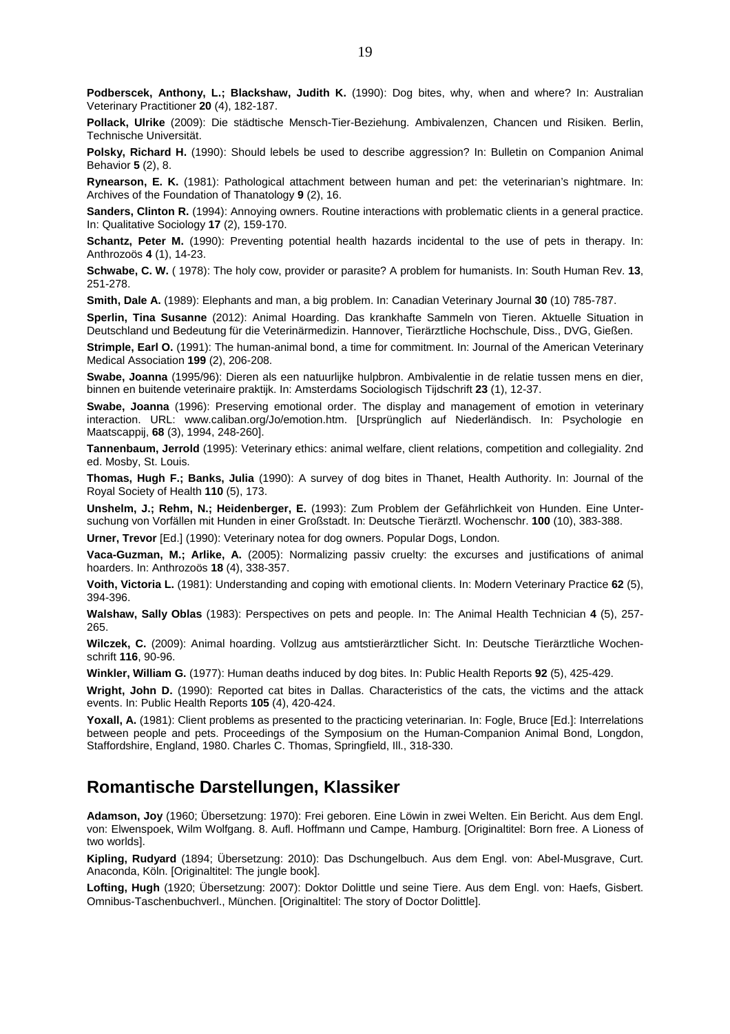**Podberscek, Anthony, L.; Blackshaw, Judith K.** (1990): Dog bites, why, when and where? In: Australian Veterinary Practitioner **20** (4), 182-187.

**Pollack, Ulrike** (2009): Die städtische Mensch-Tier-Beziehung. Ambivalenzen, Chancen und Risiken. Berlin, Technische Universität.

**Polsky, Richard H.** (1990): Should lebels be used to describe aggression? In: Bulletin on Companion Animal Behavior **5** (2), 8.

**Rynearson, E. K.** (1981): Pathological attachment between human and pet: the veterinarian's nightmare. In: Archives of the Foundation of Thanatology **9** (2), 16.

**Sanders, Clinton R.** (1994): Annoying owners. Routine interactions with problematic clients in a general practice. In: Qualitative Sociology **17** (2), 159-170.

**Schantz, Peter M.** (1990): Preventing potential health hazards incidental to the use of pets in therapy. In: Anthrozoös **4** (1), 14-23.

**Schwabe, C. W.** ( 1978): The holy cow, provider or parasite? A problem for humanists. In: South Human Rev. **13**, 251-278.

**Smith, Dale A.** (1989): Elephants and man, a big problem. In: Canadian Veterinary Journal **30** (10) 785-787.

**Sperlin, Tina Susanne** (2012): Animal Hoarding. Das krankhafte Sammeln von Tieren. Aktuelle Situation in Deutschland und Bedeutung für die Veterinärmedizin. Hannover, Tierärztliche Hochschule, Diss., DVG, Gießen.

**Strimple, Earl O.** (1991): The human-animal bond, a time for commitment. In: Journal of the American Veterinary Medical Association **199** (2), 206-208.

**Swabe, Joanna** (1995/96): Dieren als een natuurlijke hulpbron. Ambivalentie in de relatie tussen mens en dier, binnen en buitende veterinaire praktijk. In: Amsterdams Sociologisch Tijdschrift **23** (1), 12-37.

**Swabe, Joanna** (1996): Preserving emotional order. The display and management of emotion in veterinary interaction. URL: www.caliban.org/Jo/emotion.htm. [Ursprünglich auf Niederländisch. In: Psychologie en Maatscappij, **68** (3), 1994, 248-260].

**Tannenbaum, Jerrold** (1995): Veterinary ethics: animal welfare, client relations, competition and collegiality. 2nd ed. Mosby, St. Louis.

**Thomas, Hugh F.; Banks, Julia** (1990): A survey of dog bites in Thanet, Health Authority. In: Journal of the Royal Society of Health **110** (5), 173.

**Unshelm, J.; Rehm, N.; Heidenberger, E.** (1993): Zum Problem der Gefährlichkeit von Hunden. Eine Untersuchung von Vorfällen mit Hunden in einer Großstadt. In: Deutsche Tierärztl. Wochenschr. **100** (10), 383-388.

**Urner, Trevor** [Ed.] (1990): Veterinary notea for dog owners. Popular Dogs, London.

**Vaca-Guzman, M.; Arlike, A.** (2005): Normalizing passiv cruelty: the excurses and justifications of animal hoarders. In: Anthrozoös **18** (4), 338-357.

**Voith, Victoria L.** (1981): Understanding and coping with emotional clients. In: Modern Veterinary Practice **62** (5), 394-396.

**Walshaw, Sally Oblas** (1983): Perspectives on pets and people. In: The Animal Health Technician **4** (5), 257-265.

**Wilczek, C.** (2009): Animal hoarding. Vollzug aus amtstierärztlicher Sicht. In: Deutsche Tierärztliche Wochenschrift **116**, 90-96.

**Winkler, William G.** (1977): Human deaths induced by dog bites. In: Public Health Reports **92** (5), 425-429.

**Wright, John D.** (1990): Reported cat bites in Dallas. Characteristics of the cats, the victims and the attack events. In: Public Health Reports **105** (4), 420-424.

**Yoxall, A.** (1981): Client problems as presented to the practicing veterinarian. In: Fogle, Bruce [Ed.]: Interrelations between people and pets. Proceedings of the Symposium on the Human-Companion Animal Bond, Longdon, Staffordshire, England, 1980. Charles C. Thomas, Springfield, Ill., 318-330.

## Romantische Darstellungen, Klassiker

**Adamson, Joy** (1960; Übersetzung: 1970): Frei geboren. Eine Löwin in zwei Welten. Ein Bericht. Aus dem Engl. von: Elwenspoek, Wilm Wolfgang. 8. Aufl. Hoffmann und Campe, Hamburg. [Originaltitel: Born free. A Lioness of two worlds].

**Kipling, Rudyard** (1894; Übersetzung: 2010): Das Dschungelbuch. Aus dem Engl. von: Abel-Musgrave, Curt. Anaconda, Köln. [Originaltitel: The jungle book].

**Lofting, Hugh** (1920; Übersetzung: 2007): Doktor Dolittle und seine Tiere. Aus dem Engl. von: Haefs, Gisbert. Omnibus-Taschenbuchverl., München. [Originaltitel: The story of Doctor Dolittle].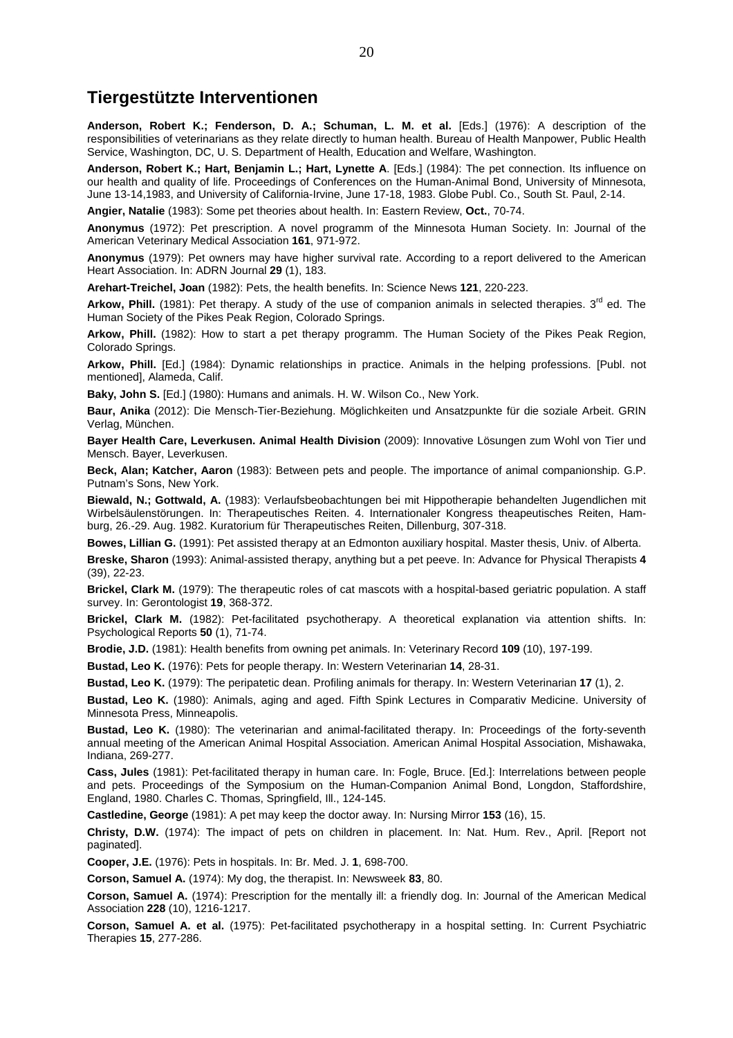## Tiergestützte Interventionen

**Anderson, Robert K.; Fenderson, D. A.; Schuman, L. M. et al.** [Eds.] (1976): A description of the responsibilities of veterinarians as they relate directly to human health. Bureau of Health Manpower, Public Health Service, Washington, DC, U. S. Department of Health, Education and Welfare, Washington.

**Anderson, Robert K.; Hart, Benjamin L.; Hart, Lynette A**. [Eds.] (1984): The pet connection. Its influence on our health and quality of life. Proceedings of Conferences on the Human-Animal Bond, University of Minnesota, June 13-14,1983, and University of California-Irvine, June 17-18, 1983. Globe Publ. Co., South St. Paul, 2-14.

**Angier, Natalie** (1983): Some pet theories about health. In: Eastern Review, **Oct.**, 70-74.

**Anonymus** (1972): Pet prescription. A novel programm of the Minnesota Human Society. In: Journal of the American Veterinary Medical Association **161**, 971-972.

**Anonymus** (1979): Pet owners may have higher survival rate. According to a report delivered to the American Heart Association. In: ADRN Journal **29** (1), 183.

**Arehart-Treichel, Joan** (1982): Pets, the health benefits. In: Science News **121**, 220-223.

**Arkow, Phill.** (1981): Pet therapy. A study of the use of companion animals in selected therapies. 3rd ed. The Human Society of the Pikes Peak Region, Colorado Springs.

**Arkow, Phill.** (1982): How to start a pet therapy programm. The Human Society of the Pikes Peak Region, Colorado Springs.

**Arkow, Phill.** [Ed.] (1984): Dynamic relationships in practice. Animals in the helping professions. [Publ. not mentioned], Alameda, Calif.

**Baky, John S.** [Ed.] (1980): Humans and animals. H. W. Wilson Co., New York.

**Baur, Anika** (2012): Die Mensch-Tier-Beziehung. Möglichkeiten und Ansatzpunkte für die soziale Arbeit. GRIN Verlag, München.

**Bayer Health Care, Leverkusen. Animal Health Division** (2009): Innovative Lösungen zum Wohl von Tier und Mensch. Bayer, Leverkusen.

**Beck, Alan; Katcher, Aaron** (1983): Between pets and people. The importance of animal companionship. G.P. Putnam's Sons, New York.

**Biewald, N.; Gottwald, A.** (1983): Verlaufsbeobachtungen bei mit Hippotherapie behandelten Jugendlichen mit Wirbelsäulenstörungen. In: Therapeutisches Reiten. 4. Internationaler Kongress theapeutisches Reiten, Hamburg, 26.-29. Aug. 1982. Kuratorium für Therapeutisches Reiten, Dillenburg, 307-318.

**Bowes, Lillian G.** (1991): Pet assisted therapy at an Edmonton auxiliary hospital. Master thesis, Univ. of Alberta.

**Breske, Sharon** (1993): Animal-assisted therapy, anything but a pet peeve. In: Advance for Physical Therapists **4** (39), 22-23.

**Brickel, Clark M.** (1979): The therapeutic roles of cat mascots with a hospital-based geriatric population. A staff survey. In: Gerontologist **19**, 368-372.

**Brickel, Clark M.** (1982): Pet-facilitated psychotherapy. A theoretical explanation via attention shifts. In: Psychological Reports **50** (1), 71-74.

**Brodie, J.D.** (1981): Health benefits from owning pet animals. In: Veterinary Record **109** (10), 197-199.

**Bustad, Leo K.** (1976): Pets for people therapy. In: Western Veterinarian **14**, 28-31.

**Bustad, Leo K.** (1979): The peripatetic dean. Profiling animals for therapy. In: Western Veterinarian **17** (1), 2.

**Bustad, Leo K.** (1980): Animals, aging and aged. Fifth Spink Lectures in Comparativ Medicine. University of Minnesota Press, Minneapolis.

**Bustad, Leo K.** (1980): The veterinarian and animal-facilitated therapy. In: Proceedings of the forty-seventh annual meeting of the American Animal Hospital Association. American Animal Hospital Association, Mishawaka, Indiana, 269-277.

**Cass, Jules** (1981): Pet-facilitated therapy in human care. In: Fogle, Bruce. [Ed.]: Interrelations between people and pets. Proceedings of the Symposium on the Human-Companion Animal Bond, Longdon, Staffordshire, England, 1980. Charles C. Thomas, Springfield, Ill., 124-145.

**Castledine, George** (1981): A pet may keep the doctor away. In: Nursing Mirror **153** (16), 15.

**Christy, D.W.** (1974): The impact of pets on children in placement. In: Nat. Hum. Rev., April. [Report not paginated].

**Cooper, J.E.** (1976): Pets in hospitals. In: Br. Med. J. **1**, 698-700.

**Corson, Samuel A.** (1974): My dog, the therapist. In: Newsweek **83**, 80.

**Corson, Samuel A.** (1974): Prescription for the mentally ill: a friendly dog. In: Journal of the American Medical Association **228** (10), 1216-1217.

**Corson, Samuel A. et al.** (1975): Pet-facilitated psychotherapy in a hospital setting. In: Current Psychiatric Therapies **15**, 277-286.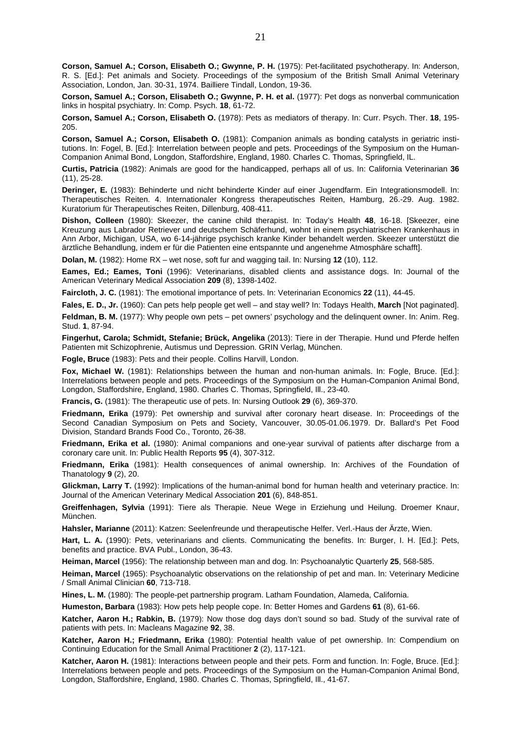**Corson, Samuel A.; Corson, Elisabeth O.; Gwynne, P. H.** (1975): Pet-facilitated psychotherapy. In: Anderson, R. S. [Ed.]: Pet animals and Society. Proceedings of the symposium of the British Small Animal Veterinary Association, London, Jan. 30-31, 1974. Bailliere Tindall, London, 19-36.

**Corson, Samuel A.; Corson, Elisabeth O.; Gwynne, P. H. et al.** (1977): Pet dogs as nonverbal communication links in hospital psychiatry. In: Comp. Psych. **18**, 61-72.

**Corson, Samuel A.; Corson, Elisabeth O.** (1978): Pets as mediators of therapy. In: Curr. Psych. Ther. **18**, 195-205.

**Corson, Samuel A.; Corson, Elisabeth O.** (1981): Companion animals as bonding catalysts in geriatric institutions. In: Fogel, B. [Ed.]: Interrelation between people and pets. Proceedings of the Symposium on the Human-Companion Animal Bond, Longdon, Staffordshire, England, 1980. Charles C. Thomas, Springfield, IL.

**Curtis, Patricia** (1982): Animals are good for the handicapped, perhaps all of us. In: California Veterinarian **36** (11), 25-28.

**Deringer, E.** (1983): Behinderte und nicht behinderte Kinder auf einer Jugendfarm. Ein Integrationsmodell. In: Therapeutisches Reiten. 4. Internationaler Kongress therapeutisches Reiten, Hamburg, 26.-29. Aug. 1982. Kuratorium für Therapeutisches Reiten, Dillenburg, 408-411.

**Dishon, Colleen** (1980): Skeezer, the canine child therapist. In: Today's Health **48**, 16-18. [Skeezer, eine Kreuzung aus Labrador Retriever und deutschem Schäferhund, wohnt in einem psychiatrischen Krankenhaus in Ann Arbor, Michigan, USA, wo 6-14-jährige psychisch kranke Kinder behandelt werden. Skeezer unterstützt die ärztliche Behandlung, indem er für die Patienten eine entspannte und angenehme Atmosphäre schafft].

**Dolan, M.** (1982): Home RX – wet nose, soft fur and wagging tail. In: Nursing **12** (10), 112.

**Eames, Ed.; Eames, Toni** (1996): Veterinarians, disabled clients and assistance dogs. In: Journal of the American Veterinary Medical Association **209** (8), 1398-1402.

**Faircloth, J. C.** (1981): The emotional importance of pets. In: Veterinarian Economics **22** (11), 44-45.

**Fales, E. D., Jr.** (1960): Can pets help people get well – and stay well? In: Todays Health, **March** [Not paginated].

**Feldman, B. M.** (1977): Why people own pets – pet owners' psychology and the delinquent owner. In: Anim. Reg. Stud. **1**, 87-94.

**Fingerhut, Carola; Schmidt, Stefanie; Brück, Angelika** (2013): Tiere in der Therapie. Hund und Pferde helfen Patienten mit Schizophrenie, Autismus und Depression. GRIN Verlag, München.

**Fogle, Bruce** (1983): Pets and their people. Collins Harvill, London.

**Fox, Michael W.** (1981): Relationships between the human and non-human animals. In: Fogle, Bruce. [Ed.]: Interrelations between people and pets. Proceedings of the Symposium on the Human-Companion Animal Bond, Longdon, Staffordshire, England, 1980. Charles C. Thomas, Springfield, Ill., 23-40.

**Francis, G.** (1981): The therapeutic use of pets. In: Nursing Outlook **29** (6), 369-370.

**Friedmann, Erika** (1979): Pet ownership and survival after coronary heart disease. In: Proceedings of the Second Canadian Symposium on Pets and Society, Vancouver, 30.05-01.06.1979. Dr. Ballard's Pet Food Division, Standard Brands Food Co., Toronto, 26-38.

**Friedmann, Erika et al.** (1980): Animal companions and one-year survival of patients after discharge from a coronary care unit. In: Public Health Reports **95** (4), 307-312.

**Friedmann, Erika** (1981): Health consequences of animal ownership. In: Archives of the Foundation of Thanatology **9** (2), 20.

**Glickman, Larry T.** (1992): Implications of the human-animal bond for human health and veterinary practice. In: Journal of the American Veterinary Medical Association **201** (6), 848-851.

**Greiffenhagen, Sylvia** (1991): Tiere als Therapie. Neue Wege in Erziehung und Heilung. Droemer Knaur, München.

**Hahsler, Marianne** (2011): Katzen: Seelenfreunde und therapeutische Helfer. Verl.-Haus der Ärzte, Wien.

**Hart, L. A.** (1990): Pets, veterinarians and clients. Communicating the benefits. In: Burger, I. H. [Ed.]: Pets, benefits and practice. BVA Publ., London, 36-43.

**Heiman, Marcel** (1956): The relationship between man and dog. In: Psychoanalytic Quarterly **25**, 568-585.

**Heiman, Marcel** (1965): Psychoanalytic observations on the relationship of pet and man. In: Veterinary Medicine / Small Animal Clinician **60**, 713-718.

**Hines, L. M.** (1980): The people-pet partnership program. Latham Foundation, Alameda, California.

**Humeston, Barbara** (1983): How pets help people cope. In: Better Homes and Gardens **61** (8), 61-66.

**Katcher, Aaron H.; Rabkin, B.** (1979): Now those dog days don't sound so bad. Study of the survival rate of patients with pets. In: Macleans Magazine **92**, 38.

**Katcher, Aaron H.; Friedmann, Erika** (1980): Potential health value of pet ownership. In: Compendium on Continuing Education for the Small Animal Practitioner **2** (2), 117-121.

**Katcher, Aaron H.** (1981): Interactions between people and their pets. Form and function. In: Fogle, Bruce. [Ed.]: Interrelations between people and pets. Proceedings of the Symposium on the Human-Companion Animal Bond, Longdon, Staffordshire, England, 1980. Charles C. Thomas, Springfield, Ill., 41-67.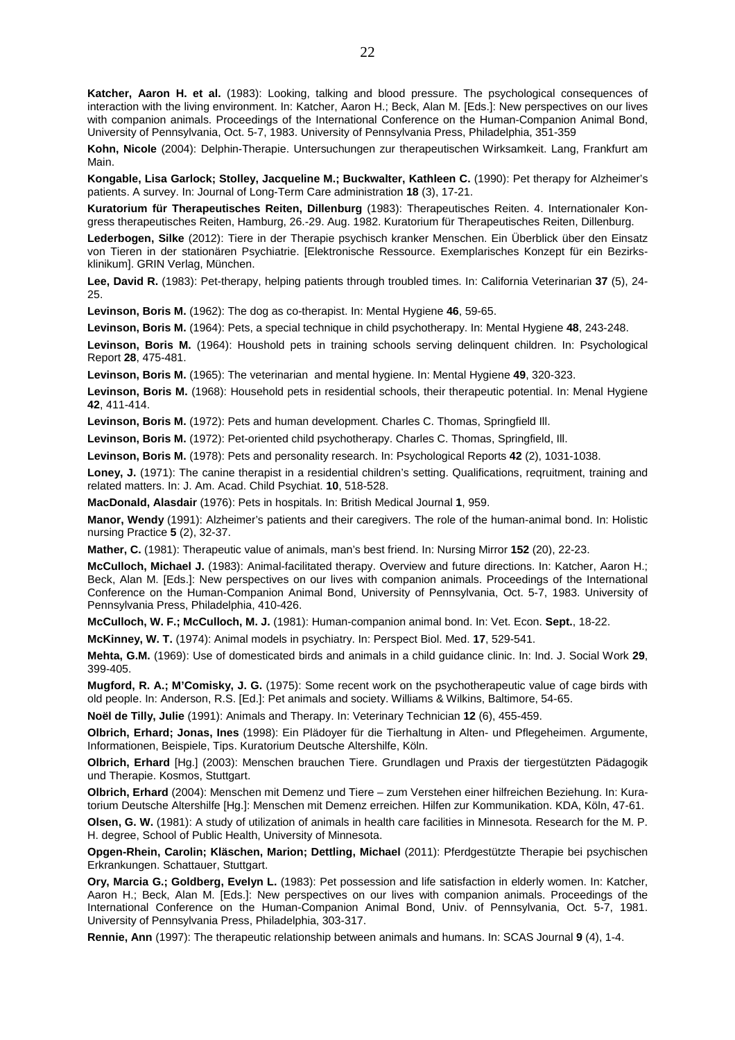**Katcher, Aaron H. et al.** (1983): Looking, talking and blood pressure. The psychological consequences of interaction with the living environment. In: Katcher, Aaron H.; Beck, Alan M. [Eds.]: New perspectives on our lives with companion animals. Proceedings of the International Conference on the Human-Companion Animal Bond, University of Pennsylvania, Oct. 5-7, 1983. University of Pennsylvania Press, Philadelphia, 351-359

**Kohn, Nicole** (2004): Delphin-Therapie. Untersuchungen zur therapeutischen Wirksamkeit. Lang, Frankfurt am Main.

**Kongable, Lisa Garlock; Stolley, Jacqueline M.; Buckwalter, Kathleen C.** (1990): Pet therapy for Alzheimer's patients. A survey. In: Journal of Long-Term Care administration **18** (3), 17-21.

**Kuratorium für Therapeutisches Reiten, Dillenburg** (1983): Therapeutisches Reiten. 4. Internationaler Kongress therapeutisches Reiten, Hamburg, 26.-29. Aug. 1982. Kuratorium für Therapeutisches Reiten, Dillenburg.

**Lederbogen, Silke** (2012): Tiere in der Therapie psychisch kranker Menschen. Ein Überblick über den Einsatz von Tieren in der stationären Psychiatrie. [Elektronische Ressource. Exemplarisches Konzept für ein Bezirksklinikum]. GRIN Verlag, München.

**Lee, David R.** (1983): Pet-therapy, helping patients through troubled times. In: California Veterinarian **37** (5), 24-25.

**Levinson, Boris M.** (1962): The dog as co-therapist. In: Mental Hygiene **46**, 59-65.

**Levinson, Boris M.** (1964): Pets, a special technique in child psychotherapy. In: Mental Hygiene **48**, 243-248.

**Levinson, Boris M.** (1964): Houshold pets in training schools serving delinquent children. In: Psychological Report **28**, 475-481.

**Levinson, Boris M.** (1965): The veterinarian and mental hygiene. In: Mental Hygiene **49**, 320-323.

**Levinson, Boris M.** (1968): Household pets in residential schools, their therapeutic potential. In: Menal Hygiene **42**, 411-414.

**Levinson, Boris M.** (1972): Pets and human development. Charles C. Thomas, Springfield Ill.

**Levinson, Boris M.** (1972): Pet-oriented child psychotherapy. Charles C. Thomas, Springfield, Ill.

**Levinson, Boris M.** (1978): Pets and personality research. In: Psychological Reports **42** (2), 1031-1038.

**Loney, J.** (1971): The canine therapist in a residential children's setting. Qualifications, reqruitment, training and related matters. In: J. Am. Acad. Child Psychiat. **10**, 518-528.

**MacDonald, Alasdair** (1976): Pets in hospitals. In: British Medical Journal **1**, 959.

**Manor, Wendy** (1991): Alzheimer's patients and their caregivers. The role of the human-animal bond. In: Holistic nursing Practice **5** (2), 32-37.

**Mather, C.** (1981): Therapeutic value of animals, man's best friend. In: Nursing Mirror **152** (20), 22-23.

**McCulloch, Michael J.** (1983): Animal-facilitated therapy. Overview and future directions. In: Katcher, Aaron H.; Beck, Alan M. [Eds.]: New perspectives on our lives with companion animals. Proceedings of the International Conference on the Human-Companion Animal Bond, University of Pennsylvania, Oct. 5-7, 1983. University of Pennsylvania Press, Philadelphia, 410-426.

**McCulloch, W. F.; McCulloch, M. J.** (1981): Human-companion animal bond. In: Vet. Econ. **Sept.**, 18-22.

**McKinney, W. T.** (1974): Animal models in psychiatry. In: Perspect Biol. Med. **17**, 529-541.

**Mehta, G.M.** (1969): Use of domesticated birds and animals in a child guidance clinic. In: Ind. J. Social Work **29**, 399-405.

**Mugford, R. A.; M'Comisky, J. G.** (1975): Some recent work on the psychotherapeutic value of cage birds with old people. In: Anderson, R.S. [Ed.]: Pet animals and society. Williams & Wilkins, Baltimore, 54-65.

**Noël de Tilly, Julie** (1991): Animals and Therapy. In: Veterinary Technician **12** (6), 455-459.

**Olbrich, Erhard; Jonas, Ines** (1998): Ein Plädoyer für die Tierhaltung in Alten- und Pflegeheimen. Argumente, Informationen, Beispiele, Tips. Kuratorium Deutsche Altershilfe, Köln.

**Olbrich, Erhard** [Hg.] (2003): Menschen brauchen Tiere. Grundlagen und Praxis der tiergestützten Pädagogik und Therapie. Kosmos, Stuttgart.

**Olbrich, Erhard** (2004): Menschen mit Demenz und Tiere – zum Verstehen einer hilfreichen Beziehung. In: Kuratorium Deutsche Altershilfe [Hg.]: Menschen mit Demenz erreichen. Hilfen zur Kommunikation. KDA, Köln, 47-61.

**Olsen, G. W.** (1981): A study of utilization of animals in health care facilities in Minnesota. Research for the M. P. H. degree, School of Public Health, University of Minnesota.

**Opgen-Rhein, Carolin; Kläschen, Marion; Dettling, Michael** (2011): Pferdgestützte Therapie bei psychischen Erkrankungen. Schattauer, Stuttgart.

**Ory, Marcia G.; Goldberg, Evelyn L.** (1983): Pet possession and life satisfaction in elderly women. In: Katcher, Aaron H.; Beck, Alan M. [Eds.]: New perspectives on our lives with companion animals. Proceedings of the International Conference on the Human-Companion Animal Bond, Univ. of Pennsylvania, Oct. 5-7, 1981. University of Pennsylvania Press, Philadelphia, 303-317.

**Rennie, Ann** (1997): The therapeutic relationship between animals and humans. In: SCAS Journal **9** (4), 1-4.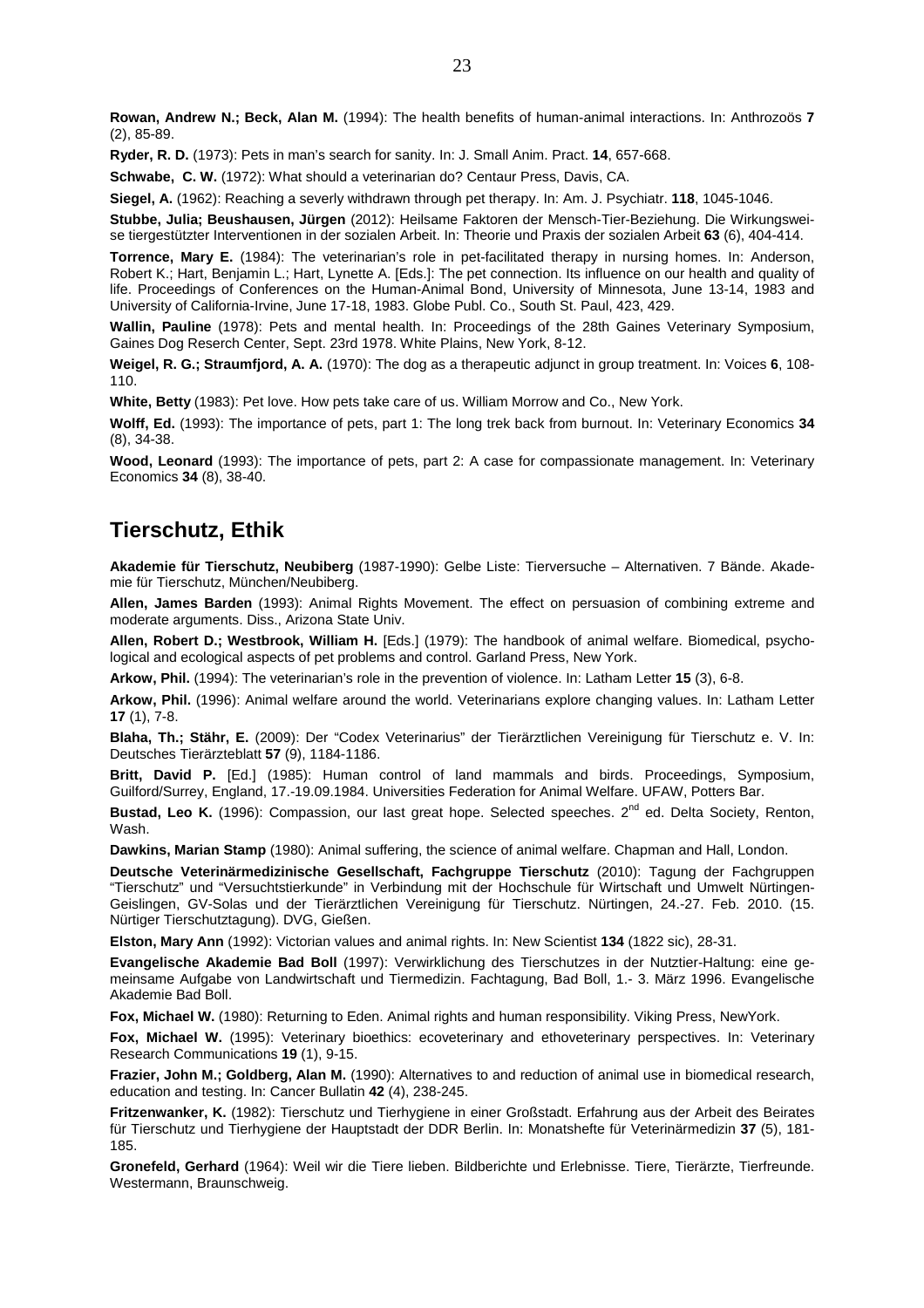**Rowan, Andrew N.; Beck, Alan M.** (1994): The health benefits of human-animal interactions. In: Anthrozoös **7** (2), 85-89.

**Ryder, R. D.** (1973): Pets in man's search for sanity. In: J. Small Anim. Pract. **14**, 657-668.

**Schwabe, C. W.** (1972): What should a veterinarian do? Centaur Press, Davis, CA.

**Siegel, A.** (1962): Reaching a severly withdrawn through pet therapy. In: Am. J. Psychiatr. **118**, 1045-1046.

**Stubbe, Julia; Beushausen, Jürgen** (2012): Heilsame Faktoren der Mensch-Tier-Beziehung. Die Wirkungsweise tiergestützter Interventionen in der sozialen Arbeit. In: Theorie und Praxis der sozialen Arbeit **63** (6), 404-414.

**Torrence, Mary E.** (1984): The veterinarian's role in pet-facilitated therapy in nursing homes. In: Anderson, Robert K.; Hart, Benjamin L.; Hart, Lynette A. [Eds.]: The pet connection. Its influence on our health and quality of life. Proceedings of Conferences on the Human-Animal Bond, University of Minnesota, June 13-14, 1983 and University of California-Irvine, June 17-18, 1983. Globe Publ. Co., South St. Paul, 423, 429.

**Wallin, Pauline** (1978): Pets and mental health. In: Proceedings of the 28th Gaines Veterinary Symposium, Gaines Dog Reserch Center, Sept. 23rd 1978. White Plains, New York, 8-12.

**Weigel, R. G.; Straumfjord, A. A.** (1970): The dog as a therapeutic adjunct in group treatment. In: Voices **6**, 108-110.

**White, Betty** (1983): Pet love. How pets take care of us. William Morrow and Co., New York.

**Wolff, Ed.** (1993): The importance of pets, part 1: The long trek back from burnout. In: Veterinary Economics **34** (8), 34-38.

**Wood, Leonard** (1993): The importance of pets, part 2: A case for compassionate management. In: Veterinary Economics **34** (8), 38-40.

## Tierschutz, Ethik

**Akademie für Tierschutz, Neubiberg** (1987-1990): Gelbe Liste: Tierversuche – Alternativen. 7 Bände. Akademie für Tierschutz, München/Neubiberg.

**Allen, James Barden** (1993): Animal Rights Movement. The effect on persuasion of combining extreme and moderate arguments. Diss., Arizona State Univ.

**Allen, Robert D.; Westbrook, William H.** [Eds.] (1979): The handbook of animal welfare. Biomedical, psychological and ecological aspects of pet problems and control. Garland Press, New York.

**Arkow, Phil.** (1994): The veterinarian's role in the prevention of violence. In: Latham Letter **15** (3), 6-8.

**Arkow, Phil.** (1996): Animal welfare around the world. Veterinarians explore changing values. In: Latham Letter **17** (1), 7-8.

**Blaha, Th.; Stähr, E.** (2009): Der "Codex Veterinarius" der Tierärztlichen Vereinigung für Tierschutz e. V. In: Deutsches Tierärzteblatt **57** (9), 1184-1186.

**Britt, David P.** [Ed.] (1985): Human control of land mammals and birds. Proceedings, Symposium, Guilford/Surrey, England, 17.-19.09.1984. Universities Federation for Animal Welfare. UFAW, Potters Bar.

**Bustad, Leo K.** (1996): Compassion, our last great hope. Selected speeches. 2nd ed. Delta Society, Renton, Wash.

**Dawkins, Marian Stamp** (1980): Animal suffering, the science of animal welfare. Chapman and Hall, London.

**Deutsche Veterinärmedizinische Gesellschaft, Fachgruppe Tierschutz** (2010): Tagung der Fachgruppen "Tierschutz" und "Versuchtstierkunde" in Verbindung mit der Hochschule für Wirtschaft und Umwelt Nürtingen-Geislingen, GV-Solas und der Tierärztlichen Vereinigung für Tierschutz. Nürtingen, 24.-27. Feb. 2010. (15. Nürtiger Tierschutztagung). DVG, Gießen.

**Elston, Mary Ann** (1992): Victorian values and animal rights. In: New Scientist **134** (1822 sic), 28-31.

**Evangelische Akademie Bad Boll** (1997): Verwirklichung des Tierschutzes in der Nutztier-Haltung: eine gemeinsame Aufgabe von Landwirtschaft und Tiermedizin. Fachtagung, Bad Boll, 1.- 3. März 1996. Evangelische Akademie Bad Boll.

**Fox, Michael W.** (1980): Returning to Eden. Animal rights and human responsibility. Viking Press, NewYork.

**Fox, Michael W.** (1995): Veterinary bioethics: ecoveterinary and ethoveterinary perspectives. In: Veterinary Research Communications **19** (1), 9-15.

**Frazier, John M.; Goldberg, Alan M.** (1990): Alternatives to and reduction of animal use in biomedical research, education and testing. In: Cancer Bullatin **42** (4), 238-245.

**Fritzenwanker, K.** (1982): Tierschutz und Tierhygiene in einer Großstadt. Erfahrung aus der Arbeit des Beirates für Tierschutz und Tierhygiene der Hauptstadt der DDR Berlin. In: Monatshefte für Veterinärmedizin **37** (5), 181-185.

**Gronefeld, Gerhard** (1964): Weil wir die Tiere lieben. Bildberichte und Erlebnisse. Tiere, Tierärzte, Tierfreunde. Westermann, Braunschweig.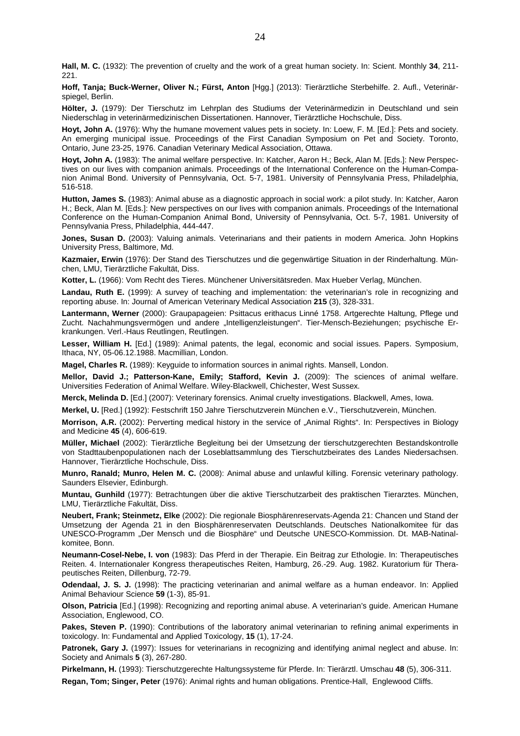**Hall, M. C.** (1932): The prevention of cruelty and the work of a great human society. In: Scient. Monthly **34**, 211-221.

**Hoff, Tanja; Buck-Werner, Oliver N.; Fürst, Anton** [Hgg.] (2013): Tierärztliche Sterbehilfe. 2. Aufl., Veterinärspiegel, Berlin.

**Hölter, J.** (1979): Der Tierschutz im Lehrplan des Studiums der Veterinärmedizin in Deutschland und sein Niederschlag in veterinärmedizinischen Dissertationen. Hannover, Tierärztliche Hochschule, Diss.

**Hoyt, John A.** (1976): Why the humane movement values pets in society. In: Loew, F. M. [Ed.]: Pets and society. An emerging municipal issue. Proceedings of the First Canadian Symposium on Pet and Society. Toronto, Ontario, June 23-25, 1976. Canadian Veterinary Medical Association, Ottawa.

**Hoyt, John A.** (1983): The animal welfare perspective. In: Katcher, Aaron H.; Beck, Alan M. [Eds.]: New Perspectives on our lives with companion animals. Proceedings of the International Conference on the Human-Companion Animal Bond. University of Pennsylvania, Oct. 5-7, 1981. University of Pennsylvania Press, Philadelphia, 516-518.

**Hutton, James S.** (1983): Animal abuse as a diagnostic approach in social work: a pilot study. In: Katcher, Aaron H.; Beck, Alan M. [Eds.]: New perspectives on our lives with companion animals. Proceedings of the International Conference on the Human-Companion Animal Bond, University of Pennsylvania, Oct. 5-7, 1981. University of Pennsylvania Press, Philadelphia, 444-447.

**Jones, Susan D.** (2003): Valuing animals. Veterinarians and their patients in modern America. John Hopkins University Press, Baltimore, Md.

**Kazmaier, Erwin** (1976): Der Stand des Tierschutzes und die gegenwärtige Situation in der Rinderhaltung. München, LMU, Tierärztliche Fakultät, Diss.

**Kotter, L.** (1966): Vom Recht des Tieres. Münchener Universitätsreden. Max Hueber Verlag, München.

**Landau, Ruth E.** (1999): A survey of teaching and implementation: the veterinarian's role in recognizing and reporting abuse. In: Journal of American Veterinary Medical Association **215** (3), 328-331.

**Lantermann, Werner** (2000): Graupapageien: Psittacus erithacus Linné 1758. Artgerechte Haltung, Pflege und Zucht. Nachahmungsvermögen und andere „Intelligenzleistungen". Tier-Mensch-Beziehungen; psychische Erkrankungen. Verl.-Haus Reutlingen, Reutlingen.

**Lesser, William H.** [Ed.] (1989): Animal patents, the legal, economic and social issues. Papers. Symposium, Ithaca, NY, 05-06.12.1988. Macmillian, London.

**Magel, Charles R.** (1989): Keyguide to information sources in animal rights. Mansell, London.

**Mellor, David J.; Patterson-Kane, Emily; Stafford, Kevin J.** (2009): The sciences of animal welfare. Universities Federation of Animal Welfare. Wiley-Blackwell, Chichester, West Sussex.

**Merck, Melinda D.** [Ed.] (2007): Veterinary forensics. Animal cruelty investigations. Blackwell, Ames, Iowa.

**Merkel, U.** [Red.] (1992): Festschrift 150 Jahre Tierschutzverein München e.V., Tierschutzverein, München.

**Morrison, A.R.** (2002): Perverting medical history in the service of „Animal Rights". In: Perspectives in Biology and Medicine **45** (4), 606-619.

**Müller, Michael** (2002): Tierärztliche Begleitung bei der Umsetzung der tierschutzgerechten Bestandskontrolle von Stadttaubenpopulationen nach der Loseblattsammlung des Tierschutzbeirates des Landes Niedersachsen. Hannover, Tierärztliche Hochschule, Diss.

**Munro, Ranald; Munro, Helen M. C.** (2008): Animal abuse and unlawful killing. Forensic veterinary pathology. Saunders Elsevier, Edinburgh.

**Muntau, Gunhild** (1977): Betrachtungen über die aktive Tierschutzarbeit des praktischen Tierarztes. München, LMU, Tierärztliche Fakultät, Diss.

**Neubert, Frank; Steinmetz, Elke** (2002): Die regionale Biosphärenreservats-Agenda 21: Chancen und Stand der Umsetzung der Agenda 21 in den Biosphärenreservaten Deutschlands. Deutsches Nationalkomitee für das UNESCO-Programm „Der Mensch und die Biosphäre" und Deutsche UNESCO-Kommission. Dt. MAB-Natinalkomitee, Bonn.

**Neumann-Cosel-Nebe, I. von** (1983): Das Pferd in der Therapie. Ein Beitrag zur Ethologie. In: Therapeutisches Reiten. 4. Internationaler Kongress therapeutisches Reiten, Hamburg, 26.-29. Aug. 1982. Kuratorium für Therapeutisches Reiten, Dillenburg, 72-79.

**Odendaal, J. S. J.** (1998): The practicing veterinarian and animal welfare as a human endeavor. In: Applied Animal Behaviour Science **59** (1-3), 85-91.

**Olson, Patricia** [Ed.] (1998): Recognizing and reporting animal abuse. A veterinarian's guide. American Humane Association, Englewood, CO.

**Pakes, Steven P.** (1990): Contributions of the laboratory animal veterinarian to refining animal experiments in toxicology. In: Fundamental and Applied Toxicology, **15** (1), 17-24.

**Patronek, Gary J.** (1997): Issues for veterinarians in recognizing and identifying animal neglect and abuse. In: Society and Animals **5** (3), 267-280.

**Pirkelmann, H.** (1993): Tierschutzgerechte Haltungssysteme für Pferde. In: Tierärztl. Umschau **48** (5), 306-311.

**Regan, Tom; Singer, Peter** (1976): Animal rights and human obligations. Prentice-Hall, Englewood Cliffs.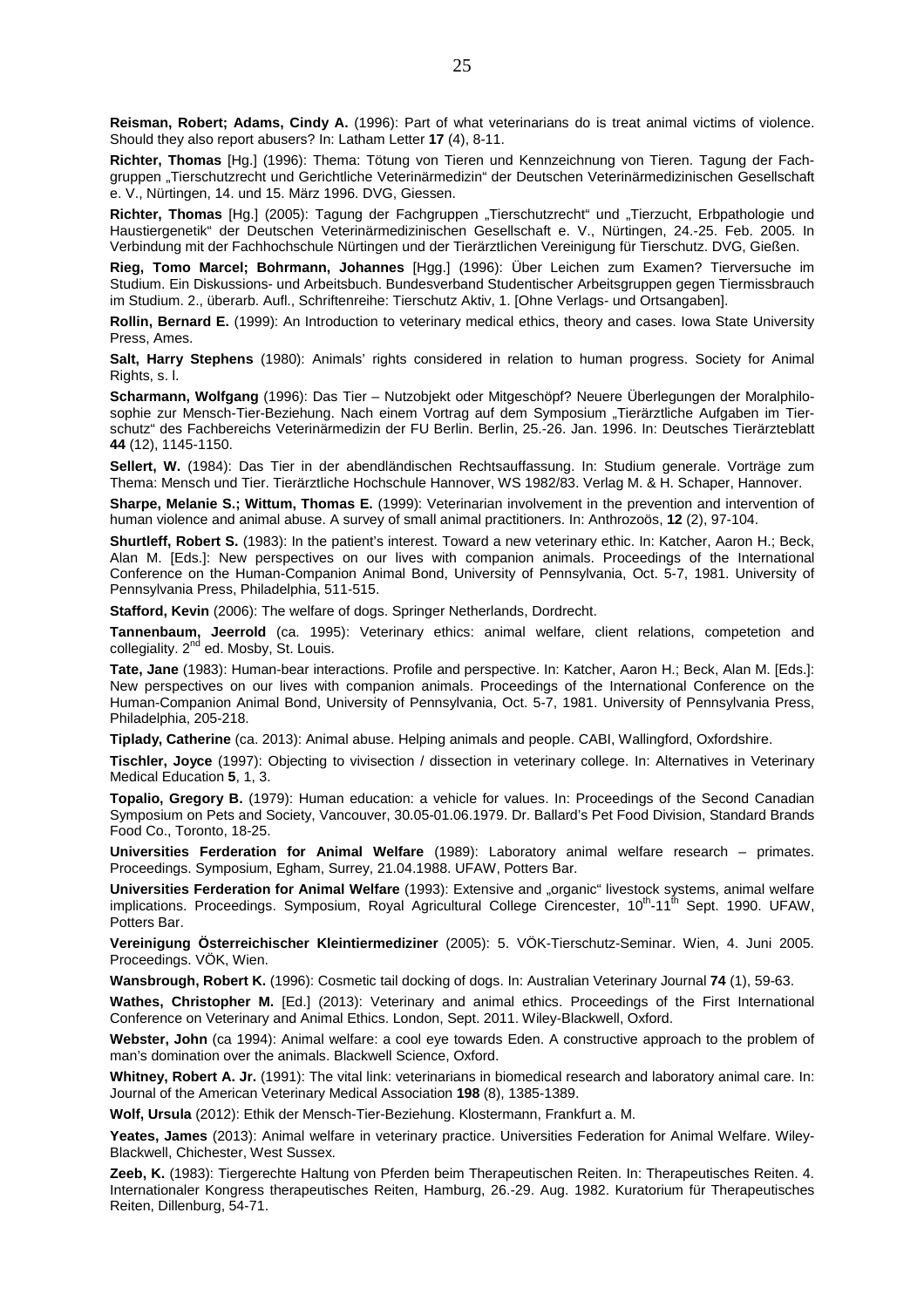**Reisman, Robert; Adams, Cindy A.** (1996): Part of what veterinarians do is treat animal victims of violence. Should they also report abusers? In: Latham Letter **17** (4), 8-11.

**Richter, Thomas** [Hg.] (1996): Thema: Tötung von Tieren und Kennzeichnung von Tieren. Tagung der Fachgruppen „Tierschutzrecht und Gerichtliche Veterinärmedizin" der Deutschen Veterinärmedizinischen Gesellschaft e. V., Nürtingen, 14. und 15. März 1996. DVG, Giessen.

**Richter, Thomas** [Hg.] (2005): Tagung der Fachgruppen „Tierschutzrecht" und „Tierzucht, Erbpathologie und Haustiergenetik" der Deutschen Veterinärmedizinischen Gesellschaft e. V., Nürtingen, 24.-25. Feb. 2005. In Verbindung mit der Fachhochschule Nürtingen und der Tierärztlichen Vereinigung für Tierschutz. DVG, Gießen.

**Rieg, Tomo Marcel; Bohrmann, Johannes** [Hgg.] (1996): Über Leichen zum Examen? Tierversuche im Studium. Ein Diskussions- und Arbeitsbuch. Bundesverband Studentischer Arbeitsgruppen gegen Tiermissbrauch im Studium. 2., überarb. Aufl., Schriftenreihe: Tierschutz Aktiv, 1. [Ohne Verlags- und Ortsangaben].

**Rollin, Bernard E.** (1999): An Introduction to veterinary medical ethics, theory and cases. Iowa State University Press, Ames.

**Salt, Harry Stephens** (1980): Animals' rights considered in relation to human progress. Society for Animal Rights, s. l.

**Scharmann, Wolfgang** (1996): Das Tier – Nutzobjekt oder Mitgeschöpf? Neuere Überlegungen der Moralphilosophie zur Mensch-Tier-Beziehung. Nach einem Vortrag auf dem Symposium „Tierärztliche Aufgaben im Tierschutz" des Fachbereichs Veterinärmedizin der FU Berlin. Berlin, 25.-26. Jan. 1996. In: Deutsches Tierärzteblatt **44** (12), 1145-1150.

**Sellert, W.** (1984): Das Tier in der abendländischen Rechtsauffassung. In: Studium generale. Vorträge zum Thema: Mensch und Tier. Tierärztliche Hochschule Hannover, WS 1982/83. Verlag M. & H. Schaper, Hannover.

**Sharpe, Melanie S.; Wittum, Thomas E.** (1999): Veterinarian involvement in the prevention and intervention of human violence and animal abuse. A survey of small animal practitioners. In: Anthrozoös, **12** (2), 97-104.

**Shurtleff, Robert S.** (1983): In the patient's interest. Toward a new veterinary ethic. In: Katcher, Aaron H.; Beck, Alan M. [Eds.]: New perspectives on our lives with companion animals. Proceedings of the International Conference on the Human-Companion Animal Bond, University of Pennsylvania, Oct. 5-7, 1981. University of Pennsylvania Press, Philadelphia, 511-515.

**Stafford, Kevin** (2006): The welfare of dogs. Springer Netherlands, Dordrecht.

**Tannenbaum, Jeerrold** (ca. 1995): Veterinary ethics: animal welfare, client relations, competetion and collegiality. 2nd ed. Mosby, St. Louis.

**Tate, Jane** (1983): Human-bear interactions. Profile and perspective. In: Katcher, Aaron H.; Beck, Alan M. [Eds.]: New perspectives on our lives with companion animals. Proceedings of the International Conference on the Human-Companion Animal Bond, University of Pennsylvania, Oct. 5-7, 1981. University of Pennsylvania Press, Philadelphia, 205-218.

**Tiplady, Catherine** (ca. 2013): Animal abuse. Helping animals and people. CABI, Wallingford, Oxfordshire.

**Tischler, Joyce** (1997): Objecting to vivisection / dissection in veterinary college. In: Alternatives in Veterinary Medical Education **5**, 1, 3.

**Topalio, Gregory B.** (1979): Human education: a vehicle for values. In: Proceedings of the Second Canadian Symposium on Pets and Society, Vancouver, 30.05-01.06.1979. Dr. Ballard's Pet Food Division, Standard Brands Food Co., Toronto, 18-25.

**Universities Ferderation for Animal Welfare** (1989): Laboratory animal welfare research – primates. Proceedings. Symposium, Egham, Surrey, 21.04.1988. UFAW, Potters Bar.

**Universities Ferderation for Animal Welfare** (1993): Extensive and „organic" livestock systems, animal welfare implications. Proceedings. Symposium, Royal Agricultural College Cirencester, 10th-11th Sept. 1990. UFAW, Potters Bar.

**Vereinigung Österreichischer Kleintiermediziner** (2005): 5. VÖK-Tierschutz-Seminar. Wien, 4. Juni 2005. Proceedings. VÖK, Wien.

**Wansbrough, Robert K.** (1996): Cosmetic tail docking of dogs. In: Australian Veterinary Journal **74** (1), 59-63.

**Wathes, Christopher M.** [Ed.] (2013): Veterinary and animal ethics. Proceedings of the First International Conference on Veterinary and Animal Ethics. London, Sept. 2011. Wiley-Blackwell, Oxford.

**Webster, John** (ca 1994): Animal welfare: a cool eye towards Eden. A constructive approach to the problem of man's domination over the animals. Blackwell Science, Oxford.

**Whitney, Robert A. Jr.** (1991): The vital link: veterinarians in biomedical research and laboratory animal care. In: Journal of the American Veterinary Medical Association **198** (8), 1385-1389.

**Wolf, Ursula** (2012): Ethik der Mensch-Tier-Beziehung. Klostermann, Frankfurt a. M.

**Yeates, James** (2013): Animal welfare in veterinary practice. Universities Federation for Animal Welfare. Wiley-Blackwell, Chichester, West Sussex.

**Zeeb, K.** (1983): Tiergerechte Haltung von Pferden beim Therapeutischen Reiten. In: Therapeutisches Reiten. 4. Internationaler Kongress therapeutisches Reiten, Hamburg, 26.-29. Aug. 1982. Kuratorium für Therapeutisches Reiten, Dillenburg, 54-71.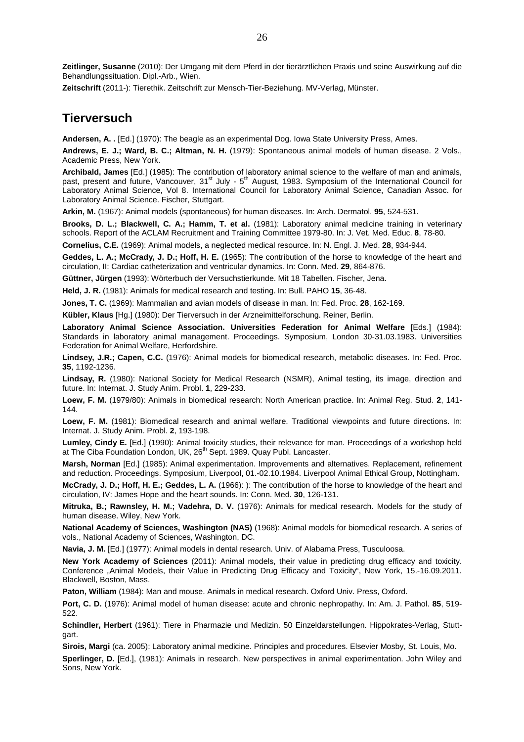**Zeitlinger, Susanne** (2010): Der Umgang mit dem Pferd in der tierärztlichen Praxis und seine Auswirkung auf die Behandlungssituation. Dipl.-Arb., Wien.

**Zeitschrift** (2011-): Tierethik. Zeitschrift zur Mensch-Tier-Beziehung. MV-Verlag, Münster.

## Tierversuch

**Andersen, A. .** [Ed.] (1970): The beagle as an experimental Dog. Iowa State University Press, Ames.

**Andrews, E. J.; Ward, B. C.; Altman, N. H.** (1979): Spontaneous animal models of human disease. 2 Vols., Academic Press, New York.

**Archibald, James** [Ed.] (1985): The contribution of laboratory animal science to the welfare of man and animals, past, present and future, Vancouver, 31st July - 5th August, 1983. Symposium of the International Council for Laboratory Animal Science, Vol 8. International Council for Laboratory Animal Science, Canadian Assoc. for Laboratory Animal Science. Fischer, Stuttgart.

**Arkin, M.** (1967): Animal models (spontaneous) for human diseases. In: Arch. Dermatol. **95**, 524-531.

**Brooks, D. L.; Blackwell, C. A.; Hamm, T. et al.** (1981): Laboratory animal medicine training in veterinary schools. Report of the ACLAM Recruitment and Training Committee 1979-80. In: J. Vet. Med. Educ. **8**, 78-80.

**Cornelius, C.E.** (1969): Animal models, a neglected medical resource. In: N. Engl. J. Med. **28**, 934-944.

**Geddes, L. A.; McCrady, J. D.; Hoff, H. E.** (1965): The contribution of the horse to knowledge of the heart and circulation, II: Cardiac catheterization and ventricular dynamics. In: Conn. Med. **29**, 864-876.

**Güttner, Jürgen** (1993): Wörterbuch der Versuchstierkunde. Mit 18 Tabellen. Fischer, Jena.

**Held, J. R.** (1981): Animals for medical research and testing. In: Bull. PAHO **15**, 36-48.

**Jones, T. C.** (1969): Mammalian and avian models of disease in man. In: Fed. Proc. **28**, 162-169.

**Kübler, Klaus** [Hg.] (1980): Der Tierversuch in der Arzneimittelforschung. Reiner, Berlin.

**Laboratory Animal Science Association. Universities Federation for Animal Welfare** [Eds.] (1984): Standards in laboratory animal management. Proceedings. Symposium, London 30-31.03.1983. Universities Federation for Animal Welfare, Herfordshire.

**Lindsey, J.R.; Capen, C.C.** (1976): Animal models for biomedical research, metabolic diseases. In: Fed. Proc. **35**, 1192-1236.

**Lindsay, R.** (1980): National Society for Medical Research (NSMR), Animal testing, its image, direction and future. In: Internat. J. Study Anim. Probl. **1**, 229-233.

**Loew, F. M.** (1979/80): Animals in biomedical research: North American practice. In: Animal Reg. Stud. **2**, 141-144.

**Loew, F. M.** (1981): Biomedical research and animal welfare. Traditional viewpoints and future directions. In: Internat. J. Study Anim. Probl. **2**, 193-198.

**Lumley, Cindy E.** [Ed.] (1990): Animal toxicity studies, their relevance for man. Proceedings of a workshop held at The Ciba Foundation London, UK, 26th Sept. 1989. Quay Publ. Lancaster.

**Marsh, Norman** [Ed.] (1985): Animal experimentation. Improvements and alternatives. Replacement, refinement and reduction. Proceedings. Symposium, Liverpool, 01.-02.10.1984. Liverpool Animal Ethical Group, Nottingham.

**McCrady, J. D.; Hoff, H. E.; Geddes, L. A.** (1966): ): The contribution of the horse to knowledge of the heart and circulation, IV: James Hope and the heart sounds. In: Conn. Med. **30**, 126-131.

**Mitruka, B.; Rawnsley, H. M.; Vadehra, D. V.** (1976): Animals for medical research. Models for the study of human disease. Wiley, New York.

**National Academy of Sciences, Washington (NAS)** (1968): Animal models for biomedical research. A series of vols., National Academy of Sciences, Washington, DC.

**Navia, J. M.** [Ed.] (1977): Animal models in dental research. Univ. of Alabama Press, Tusculoosa.

**New York Academy of Sciences** (2011): Animal models, their value in predicting drug efficacy and toxicity. Conference „Animal Models, their Value in Predicting Drug Efficacy and Toxicity“, New York, 15.-16.09.2011. Blackwell, Boston, Mass.

**Paton, William** (1984): Man and mouse. Animals in medical research. Oxford Univ. Press, Oxford.

**Port, C. D.** (1976): Animal model of human disease: acute and chronic nephropathy. In: Am. J. Pathol. **85**, 519-522.

**Schindler, Herbert** (1961): Tiere in Pharmazie und Medizin. 50 Einzeldarstellungen. Hippokrates-Verlag, Stuttgart.

**Sirois, Margi** (ca. 2005): Laboratory animal medicine. Principles and procedures. Elsevier Mosby, St. Louis, Mo.

**Sperlinger, D.** [Ed.], (1981): Animals in research. New perspectives in animal experimentation. John Wiley and Sons, New York.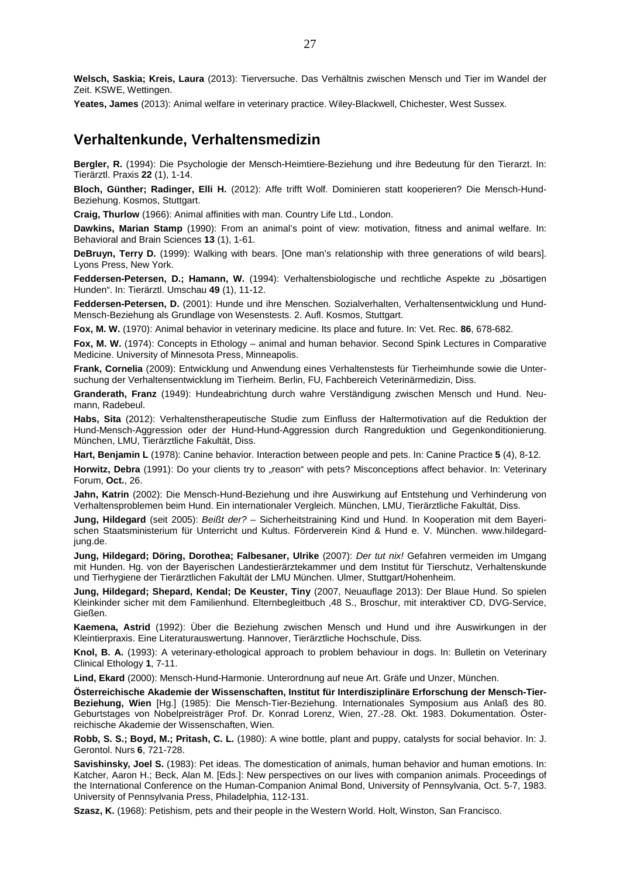**Welsch, Saskia; Kreis, Laura** (2013): Tierversuche. Das Verhältnis zwischen Mensch und Tier im Wandel der Zeit. KSWE, Wettingen.

**Yeates, James** (2013): Animal welfare in veterinary practice. Wiley-Blackwell, Chichester, West Sussex.

## Verhaltenkunde, Verhaltensmedizin

**Bergler, R.** (1994): Die Psychologie der Mensch-Heimtiere-Beziehung und ihre Bedeutung für den Tierarzt. In: Tierärztl. Praxis **22** (1), 1-14.

**Bloch, Günther; Radinger, Elli H.** (2012): Affe trifft Wolf. Dominieren statt kooperieren? Die Mensch-Hund-Beziehung. Kosmos, Stuttgart.

**Craig, Thurlow** (1966): Animal affinities with man. Country Life Ltd., London.

**Dawkins, Marian Stamp** (1990): From an animal's point of view: motivation, fitness and animal welfare. In: Behavioral and Brain Sciences **13** (1), 1-61.

**DeBruyn, Terry D.** (1999): Walking with bears. [One man's relationship with three generations of wild bears]. Lyons Press, New York.

**Feddersen-Petersen, D.; Hamann, W.** (1994): Verhaltensbiologische und rechtliche Aspekte zu „bösartigen Hunden". In: Tierärztl. Umschau **49** (1), 11-12.

**Feddersen-Petersen, D.** (2001): Hunde und ihre Menschen. Sozialverhalten, Verhaltensentwicklung und Hund-Mensch-Beziehung als Grundlage von Wesenstests. 2. Aufl. Kosmos, Stuttgart.

**Fox, M. W.** (1970): Animal behavior in veterinary medicine. Its place and future. In: Vet. Rec. **86**, 678-682.

**Fox, M. W.** (1974): Concepts in Ethology – animal and human behavior. Second Spink Lectures in Comparative Medicine. University of Minnesota Press, Minneapolis.

**Frank, Cornelia** (2009): Entwicklung und Anwendung eines Verhaltenstests für Tierheimhunde sowie die Untersuchung der Verhaltensentwicklung im Tierheim. Berlin, FU, Fachbereich Veterinärmedizin, Diss.

**Granderath, Franz** (1949): Hundeabrichtung durch wahre Verständigung zwischen Mensch und Hund. Neumann, Radebeul.

**Habs, Sita** (2012): Verhaltenstherapeutische Studie zum Einfluss der Haltermotivation auf die Reduktion der Hund-Mensch-Aggression oder der Hund-Hund-Aggression durch Rangreduktion und Gegenkonditionierung. München, LMU, Tierärztliche Fakultät, Diss.

**Hart, Benjamin L** (1978): Canine behavior. Interaction between people and pets. In: Canine Practice **5** (4), 8-12.

**Horwitz, Debra** (1991): Do your clients try to „reason" with pets? Misconceptions affect behavior. In: Veterinary Forum, **Oct.**, 26.

**Jahn, Katrin** (2002): Die Mensch-Hund-Beziehung und ihre Auswirkung auf Entstehung und Verhinderung von Verhaltensproblemen beim Hund. Ein internationaler Vergleich. München, LMU, Tierärztliche Fakultät, Diss.

**Jung, Hildegard** (seit 2005): *Beißt der?* – Sicherheitstraining Kind und Hund. In Kooperation mit dem Bayerischen Staatsministerium für Unterricht und Kultus. Förderverein Kind & Hund e. V. München. www.hildegard-jung.de.

**Jung, Hildegard; Döring, Dorothea; Falbesaner, Ulrike** (2007): *Der tut nix!* Gefahren vermeiden im Umgang mit Hunden. Hg. von der Bayerischen Landestierärztekammer und dem Institut für Tierschutz, Verhaltenskunde und Tierhygiene der Tierärztlichen Fakultät der LMU München. Ulmer, Stuttgart/Hohenheim.

**Jung, Hildegard; Shepard, Kendal; De Keuster, Tiny** (2007, Neuauflage 2013): Der Blaue Hund. So spielen Kleinkinder sicher mit dem Familienhund. Elternbegleitbuch ,48 S., Broschur, mit interaktiver CD, DVG-Service, Gießen.

**Kaemena, Astrid** (1992): Über die Beziehung zwischen Mensch und Hund und ihre Auswirkungen in der Kleintierpraxis. Eine Literaturauswertung. Hannover, Tierärztliche Hochschule, Diss.

**Knol, B. A.** (1993): A veterinary-ethological approach to problem behaviour in dogs. In: Bulletin on Veterinary Clinical Ethology **1**, 7-11.

**Lind, Ekard** (2000): Mensch-Hund-Harmonie. Unterordnung auf neue Art. Gräfe und Unzer, München.

**Österreichische Akademie der Wissenschaften, Institut für Interdisziplinäre Erforschung der Mensch-Tier-Beziehung, Wien** [Hg.] (1985): Die Mensch-Tier-Beziehung. Internationales Symposium aus Anlaß des 80. Geburtstages von Nobelpreisträger Prof. Dr. Konrad Lorenz, Wien, 27.-28. Okt. 1983. Dokumentation. Österreichische Akademie der Wissenschaften, Wien.

**Robb, S. S.; Boyd, M.; Pritash, C. L.** (1980): A wine bottle, plant and puppy, catalysts for social behavior. In: J. Gerontol. Nurs **6**, 721-728.

**Savishinsky, Joel S.** (1983): Pet ideas. The domestication of animals, human behavior and human emotions. In: Katcher, Aaron H.; Beck, Alan M. [Eds.]: New perspectives on our lives with companion animals. Proceedings of the International Conference on the Human-Companion Animal Bond, University of Pennsylvania, Oct. 5-7, 1983. University of Pennsylvania Press, Philadelphia, 112-131.

**Szasz, K.** (1968): Petishism, pets and their people in the Western World. Holt, Winston, San Francisco.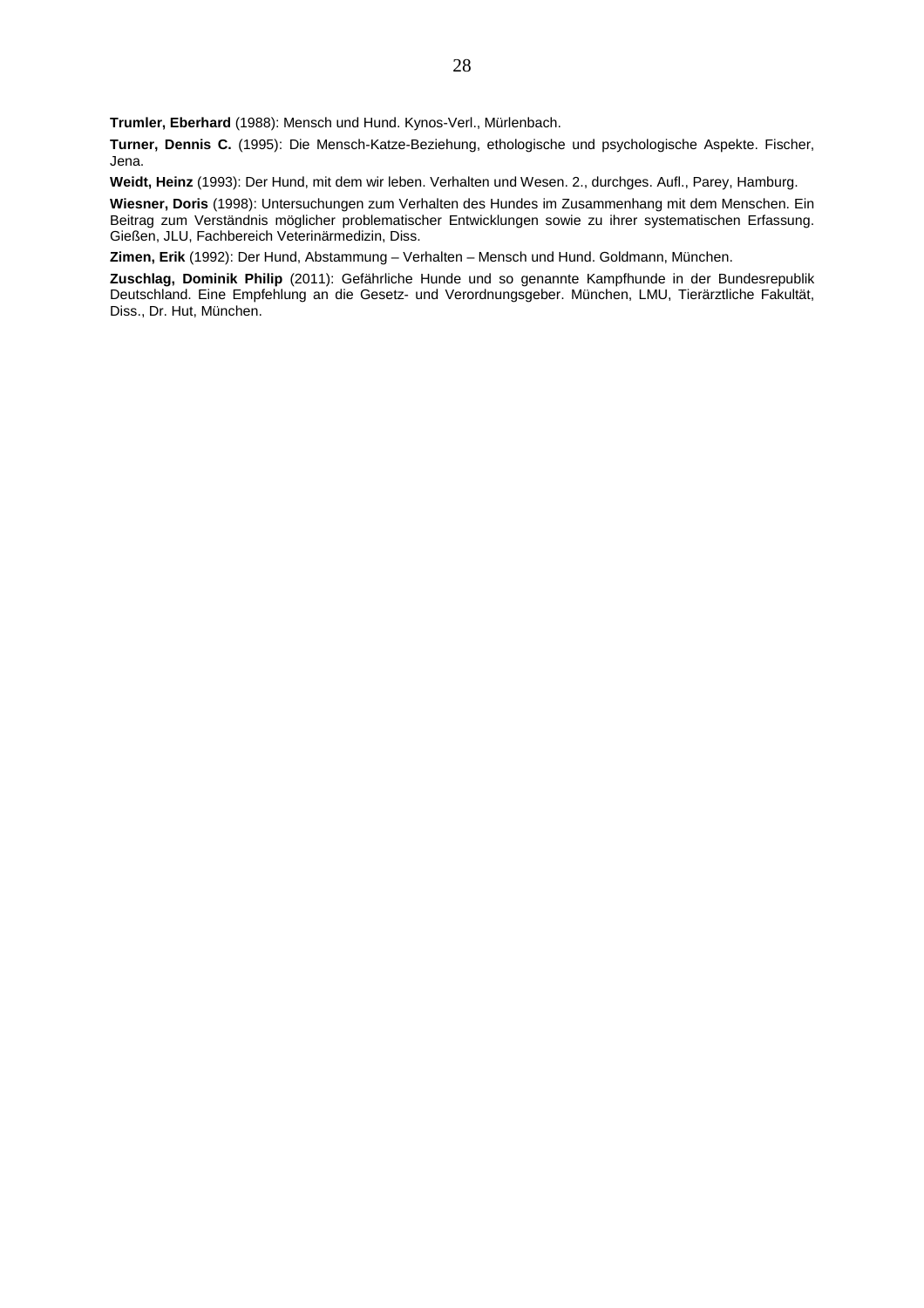**Trumler, Eberhard** (1988): Mensch und Hund. Kynos-Verl., Mürlenbach.

**Turner, Dennis C.** (1995): Die Mensch-Katze-Beziehung, ethologische und psychologische Aspekte. Fischer, Jena.

**Weidt, Heinz** (1993): Der Hund, mit dem wir leben. Verhalten und Wesen. 2., durchges. Aufl., Parey, Hamburg.

**Wiesner, Doris** (1998): Untersuchungen zum Verhalten des Hundes im Zusammenhang mit dem Menschen. Ein Beitrag zum Verständnis möglicher problematischer Entwicklungen sowie zu ihrer systematischen Erfassung. Gießen, JLU, Fachbereich Veterinärmedizin, Diss.

**Zimen, Erik** (1992): Der Hund, Abstammung – Verhalten – Mensch und Hund. Goldmann, München.

**Zuschlag, Dominik Philip** (2011): Gefährliche Hunde und so genannte Kampfhunde in der Bundesrepublik Deutschland. Eine Empfehlung an die Gesetz- und Verordnungsgeber. München, LMU, Tierärztliche Fakultät, Diss., Dr. Hut, München.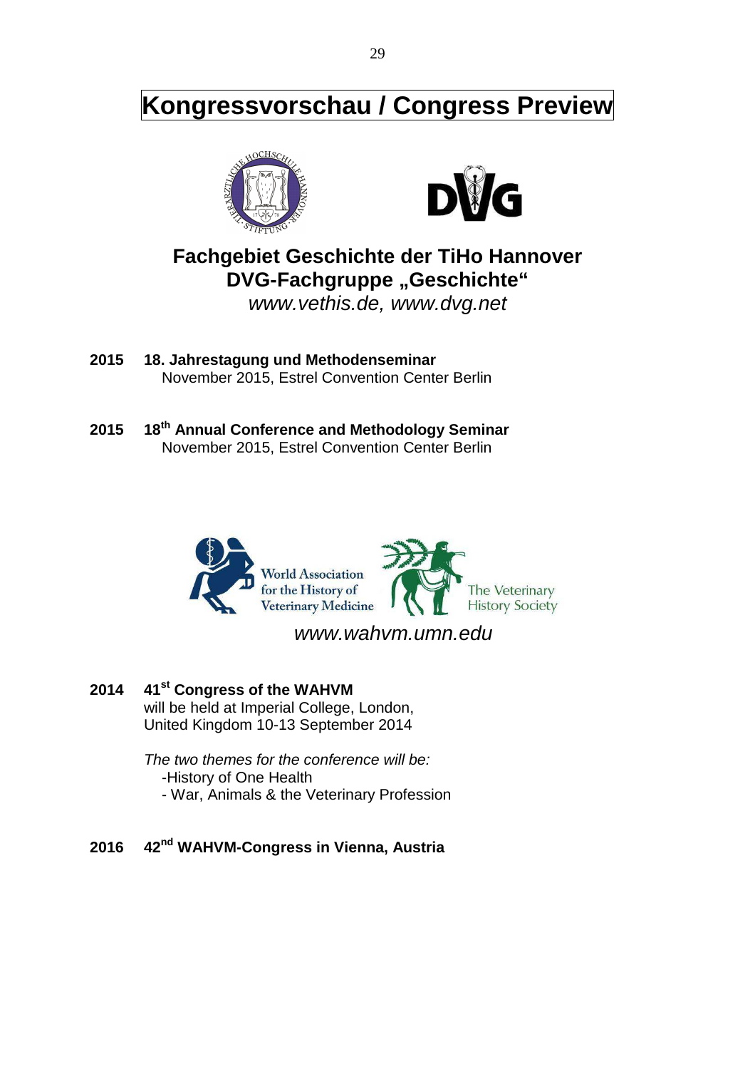# Kongressvorschau / Congress Preview

## Fachgebiet Geschichte der TiHo Hannover
## DVG-Fachgruppe „Geschichte"

*www.vethis.de, www.dvg.net*

**2015 18. Jahrestagung und Methodenseminar**
November 2015, Estrel Convention Center Berlin

**2015 18th Annual Conference and Methodology Seminar**
November 2015, Estrel Convention Center Berlin

World Association for the History of Veterinary Medicine

The Veterinary History Society

*www.wahvm.umn.edu*

**2014 41st Congress of the WAHVM**
will be held at Imperial College, London, United Kingdom 10-13 September 2014

*The two themes for the conference will be:*
- History of One Health
- War, Animals & the Veterinary Profession

**2016 42nd WAHVM-Congress in Vienna, Austria**